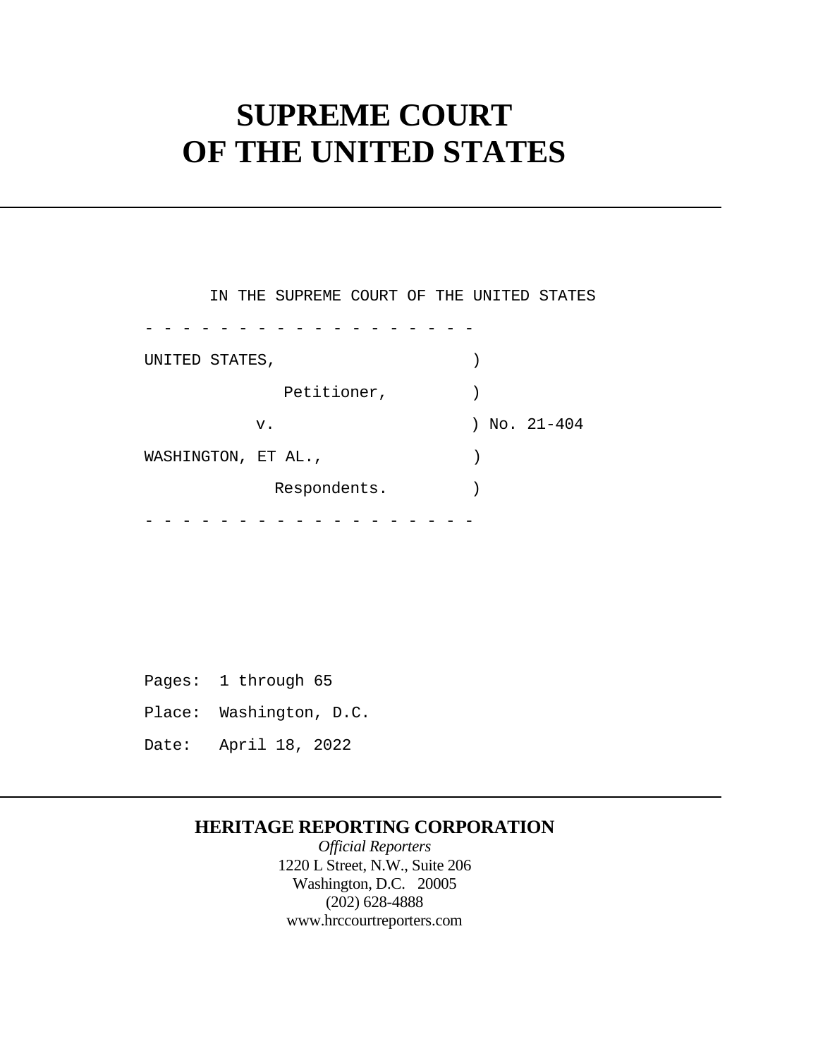# SUPREME COURT OF THE UNITED STATES

```
IN THE SUPREME COURT OF THE UNITED STATES
- - - - - - - - - - - - - - - - - -
UNITED STATES,                     )
              Petitioner,          )
          v.                       ) No. 21-404
WASHINGTON, ET AL.,                )
             Respondents.          )
- - - - - - - - - - - - - - - - - -
```

Pages: 1 through 65

Place: Washington, D.C.

Date: April 18, 2022

**HERITAGE REPORTING CORPORATION**

*Official Reporters*

1220 L Street, N.W., Suite 206

Washington, D.C. 20005

(202) 628-4888

www.hrccourtreporters.com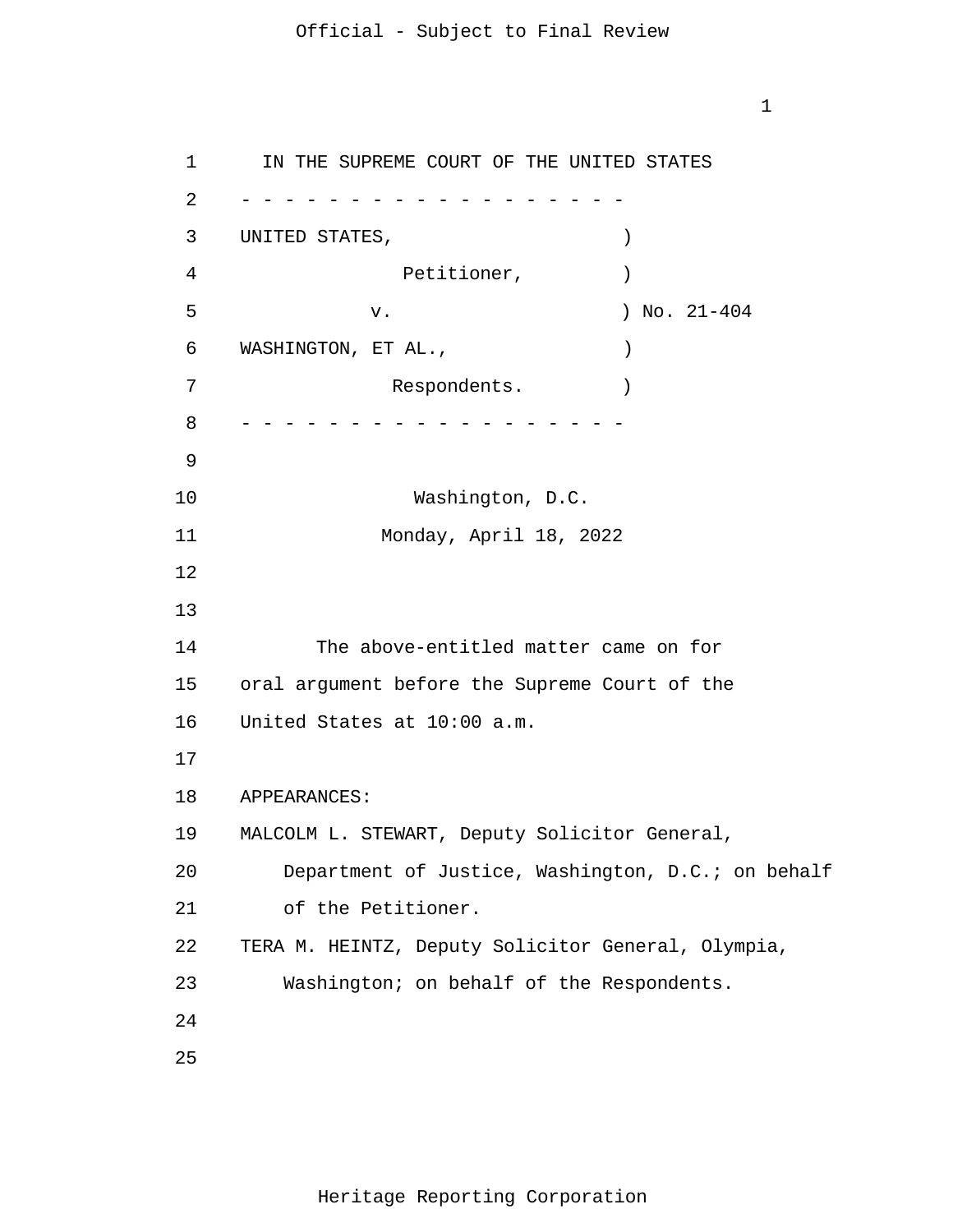IN THE SUPREME COURT OF THE UNITED STATES

- - - - - - - - - - - - - - - - - - - -

UNITED STATES, )
Petitioner, )
v. ) No. 21-404
WASHINGTON, ET AL., )
Respondents. )

- - - - - - - - - - - - - - - - - - - -

Washington, D.C.

Monday, April 18, 2022

The above-entitled matter came on for oral argument before the Supreme Court of the United States at 10:00 a.m.

APPEARANCES:

MALCOLM L. STEWART, Deputy Solicitor General, Department of Justice, Washington, D.C.; on behalf of the Petitioner.

TERA M. HEINTZ, Deputy Solicitor General, Olympia, Washington; on behalf of the Respondents.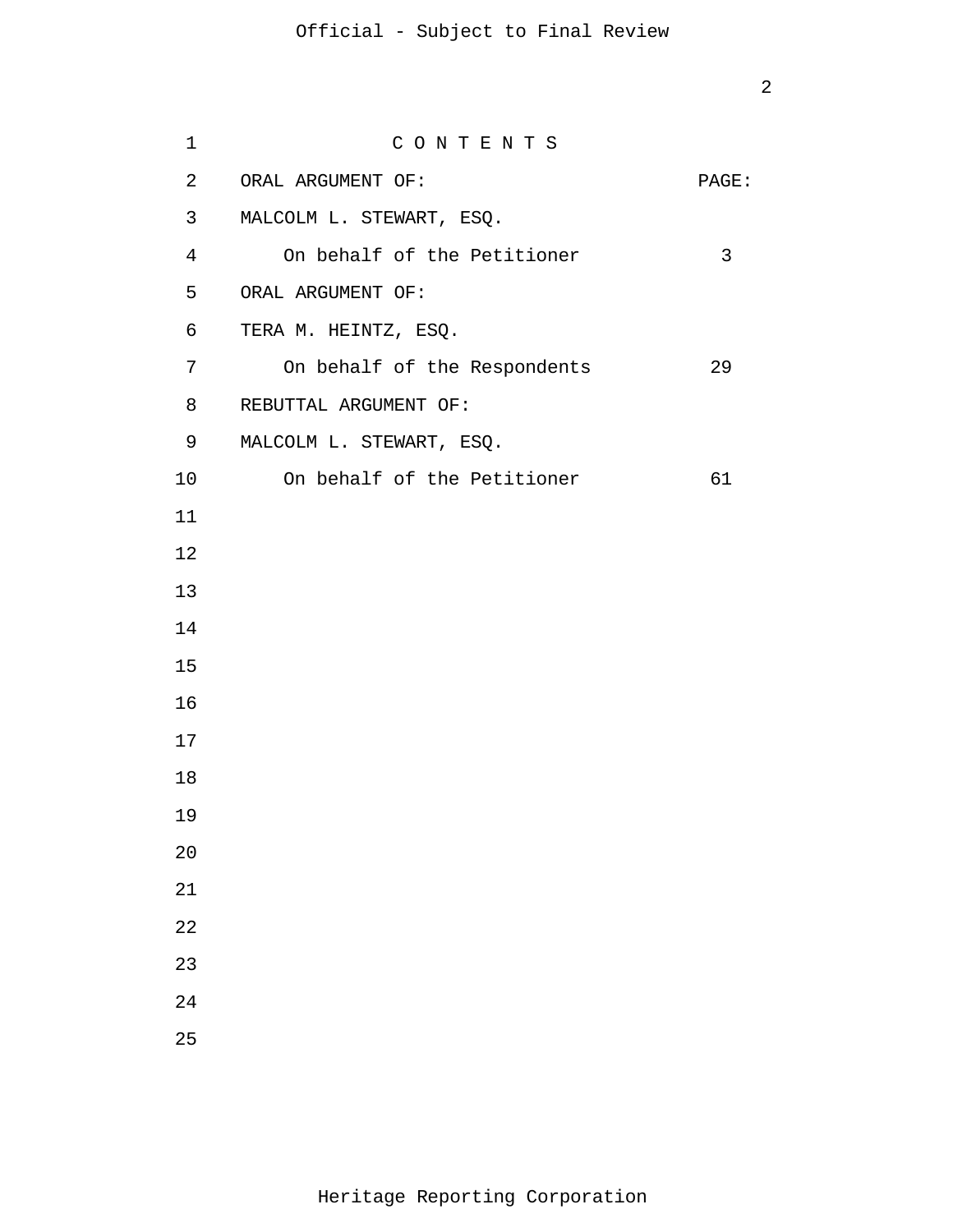C O N T E N T S

| ORAL ARGUMENT OF: | PAGE: |
|---|---|
| MALCOLM L. STEWART, ESQ. | |
| On behalf of the Petitioner | 3 |
| ORAL ARGUMENT OF: | |
| TERA M. HEINTZ, ESQ. | |
| On behalf of the Respondents | 29 |
| REBUTTAL ARGUMENT OF: | |
| MALCOLM L. STEWART, ESQ. | |
| On behalf of the Petitioner | 61 |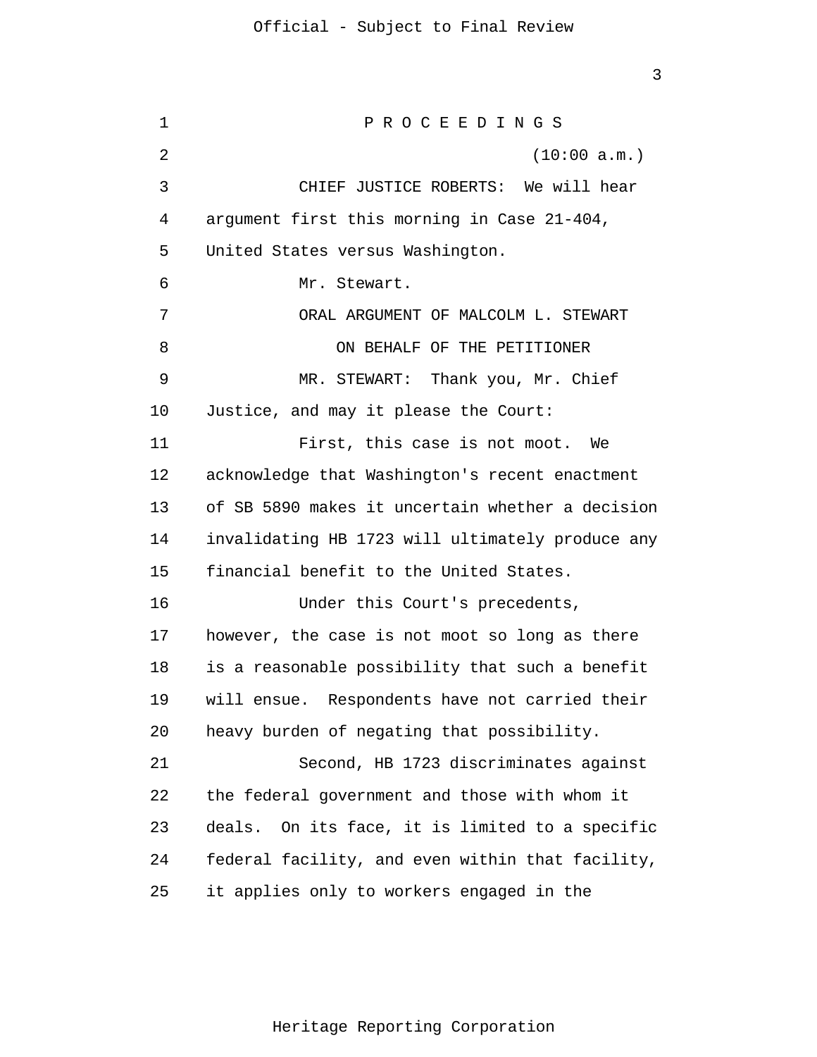P R O C E E D I N G S

(10:00 a.m.)

CHIEF JUSTICE ROBERTS: We will hear argument first this morning in Case 21-404, United States versus Washington.

Mr. Stewart.

ORAL ARGUMENT OF MALCOLM L. STEWART

ON BEHALF OF THE PETITIONER

MR. STEWART: Thank you, Mr. Chief Justice, and may it please the Court:

First, this case is not moot. We acknowledge that Washington's recent enactment of SB 5890 makes it uncertain whether a decision invalidating HB 1723 will ultimately produce any financial benefit to the United States.

Under this Court's precedents, however, the case is not moot so long as there is a reasonable possibility that such a benefit will ensue. Respondents have not carried their heavy burden of negating that possibility.

Second, HB 1723 discriminates against the federal government and those with whom it deals. On its face, it is limited to a specific federal facility, and even within that facility, it applies only to workers engaged in the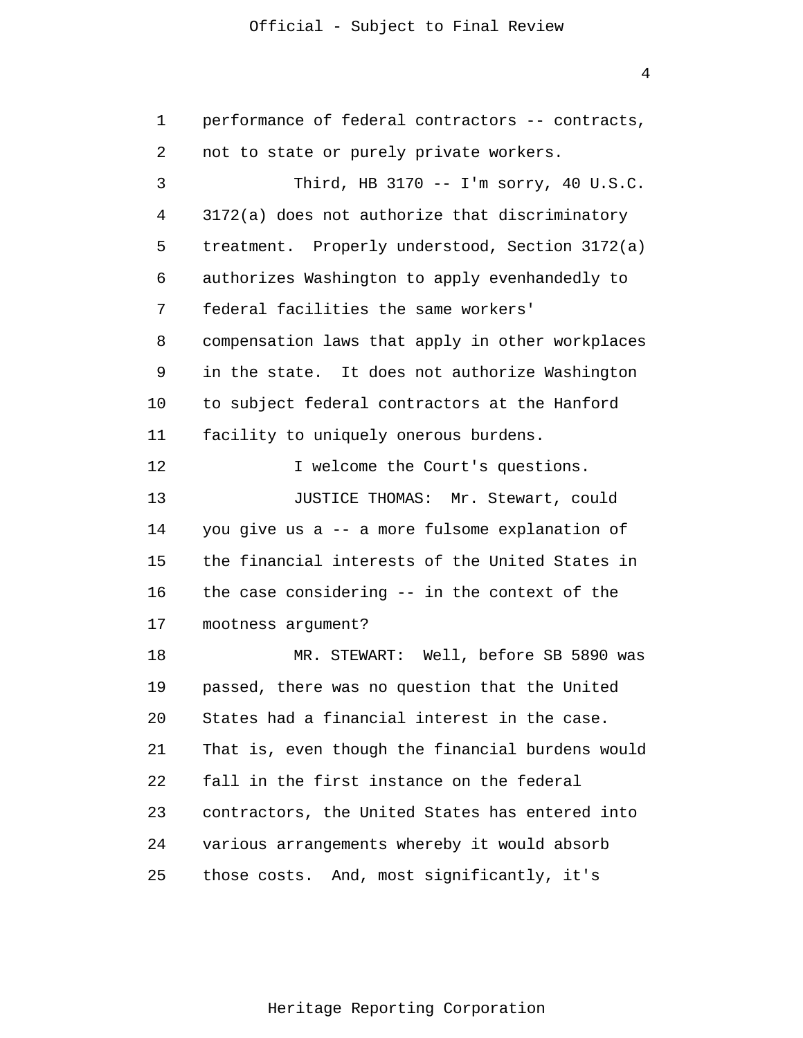performance of federal contractors -- contracts, not to state or purely private workers.

Third, HB 3170 -- I'm sorry, 40 U.S.C. 3172(a) does not authorize that discriminatory treatment. Properly understood, Section 3172(a) authorizes Washington to apply evenhandedly to federal facilities the same workers' compensation laws that apply in other workplaces in the state. It does not authorize Washington to subject federal contractors at the Hanford facility to uniquely onerous burdens.

I welcome the Court's questions.

JUSTICE THOMAS: Mr. Stewart, could you give us a -- a more fulsome explanation of the financial interests of the United States in the case considering -- in the context of the mootness argument?

MR. STEWART: Well, before SB 5890 was passed, there was no question that the United States had a financial interest in the case. That is, even though the financial burdens would fall in the first instance on the federal contractors, the United States has entered into various arrangements whereby it would absorb those costs. And, most significantly, it's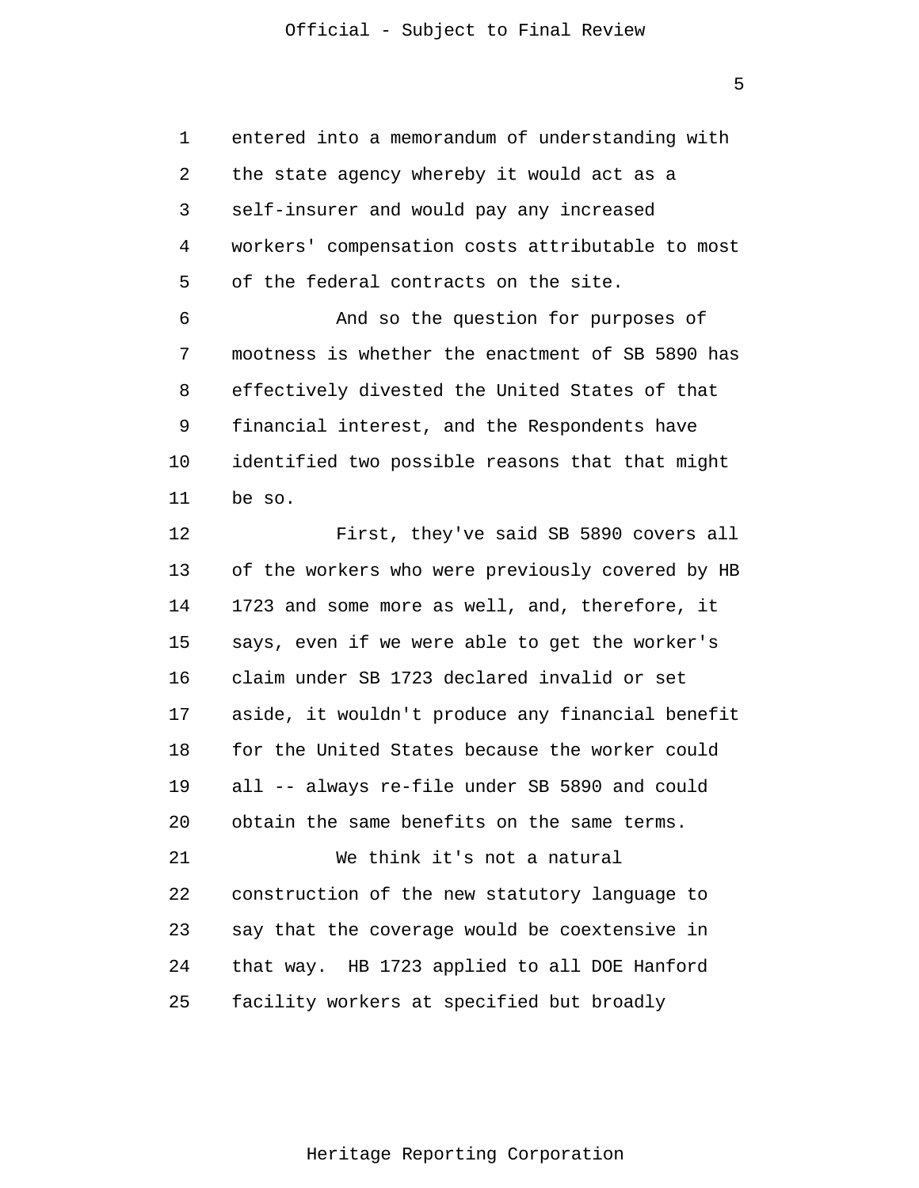entered into a memorandum of understanding with the state agency whereby it would act as a self-insurer and would pay any increased workers' compensation costs attributable to most of the federal contracts on the site.

And so the question for purposes of mootness is whether the enactment of SB 5890 has effectively divested the United States of that financial interest, and the Respondents have identified two possible reasons that that might be so.

First, they've said SB 5890 covers all of the workers who were previously covered by HB 1723 and some more as well, and, therefore, it says, even if we were able to get the worker's claim under SB 1723 declared invalid or set aside, it wouldn't produce any financial benefit for the United States because the worker could all -- always re-file under SB 5890 and could obtain the same benefits on the same terms.

We think it's not a natural construction of the new statutory language to say that the coverage would be coextensive in that way. HB 1723 applied to all DOE Hanford facility workers at specified but broadly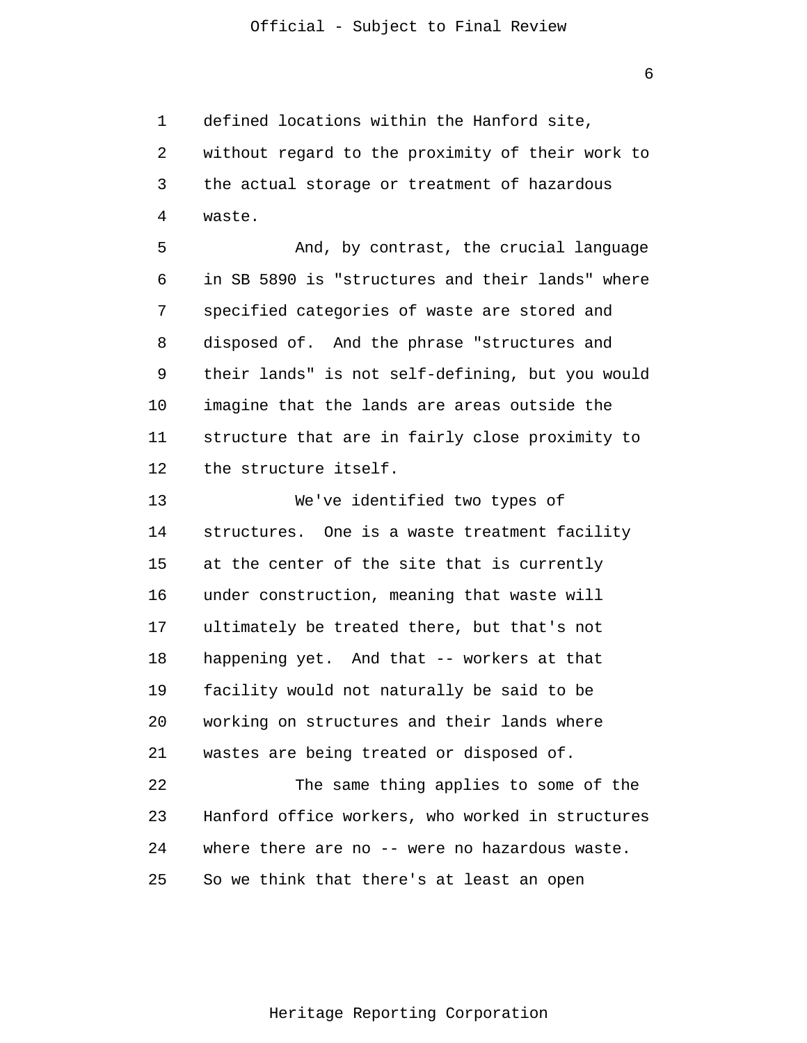defined locations within the Hanford site, without regard to the proximity of their work to the actual storage or treatment of hazardous waste.

And, by contrast, the crucial language in SB 5890 is "structures and their lands" where specified categories of waste are stored and disposed of. And the phrase "structures and their lands" is not self-defining, but you would imagine that the lands are areas outside the structure that are in fairly close proximity to the structure itself.

We've identified two types of structures. One is a waste treatment facility at the center of the site that is currently under construction, meaning that waste will ultimately be treated there, but that's not happening yet. And that -- workers at that facility would not naturally be said to be working on structures and their lands where wastes are being treated or disposed of.

The same thing applies to some of the Hanford office workers, who worked in structures where there are no -- were no hazardous waste. So we think that there's at least an open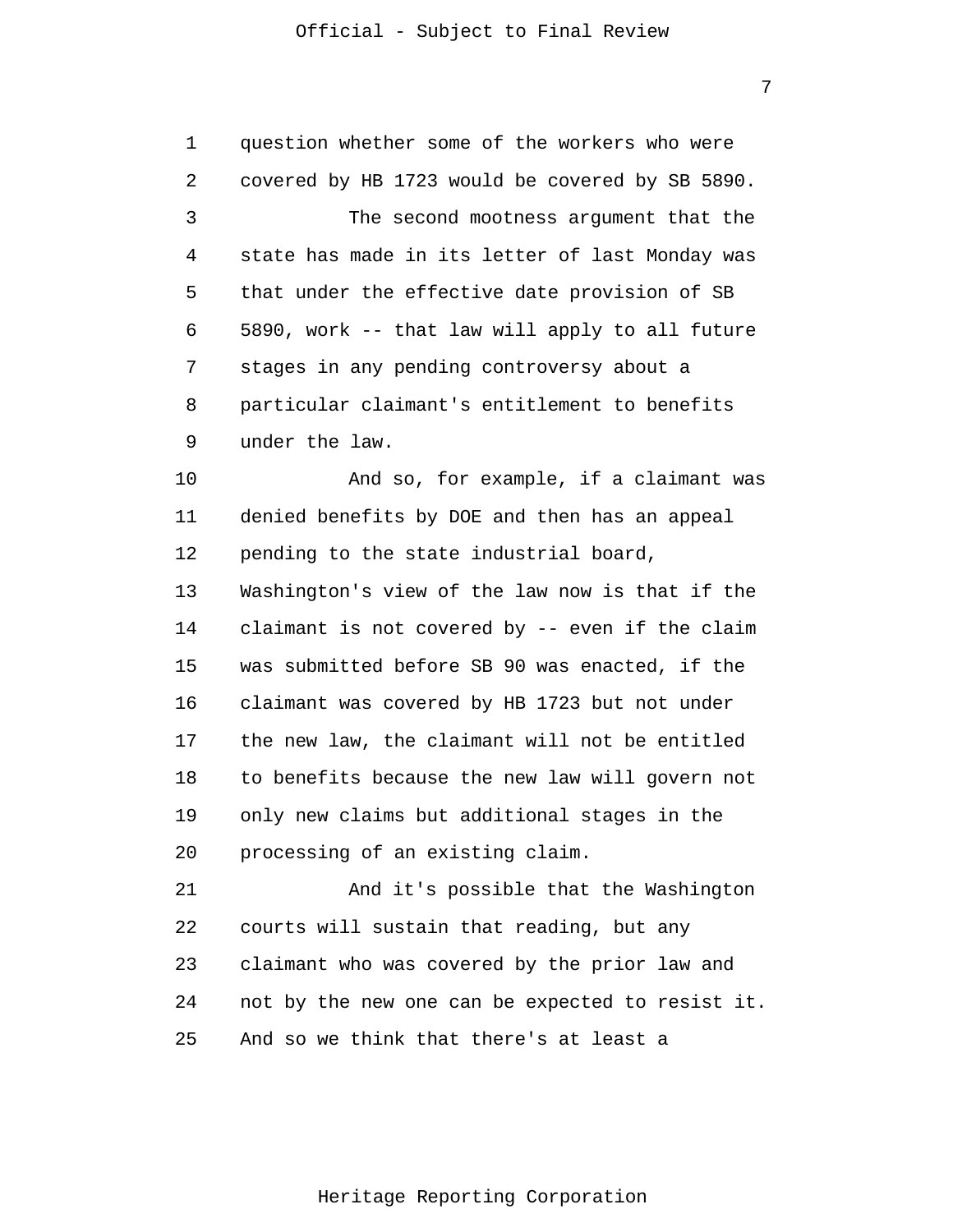question whether some of the workers who were covered by HB 1723 would be covered by SB 5890.

The second mootness argument that the state has made in its letter of last Monday was that under the effective date provision of SB 5890, work -- that law will apply to all future stages in any pending controversy about a particular claimant's entitlement to benefits under the law.

And so, for example, if a claimant was denied benefits by DOE and then has an appeal pending to the state industrial board, Washington's view of the law now is that if the claimant is not covered by -- even if the claim was submitted before SB 90 was enacted, if the claimant was covered by HB 1723 but not under the new law, the claimant will not be entitled to benefits because the new law will govern not only new claims but additional stages in the processing of an existing claim.

And it's possible that the Washington courts will sustain that reading, but any claimant who was covered by the prior law and not by the new one can be expected to resist it. And so we think that there's at least a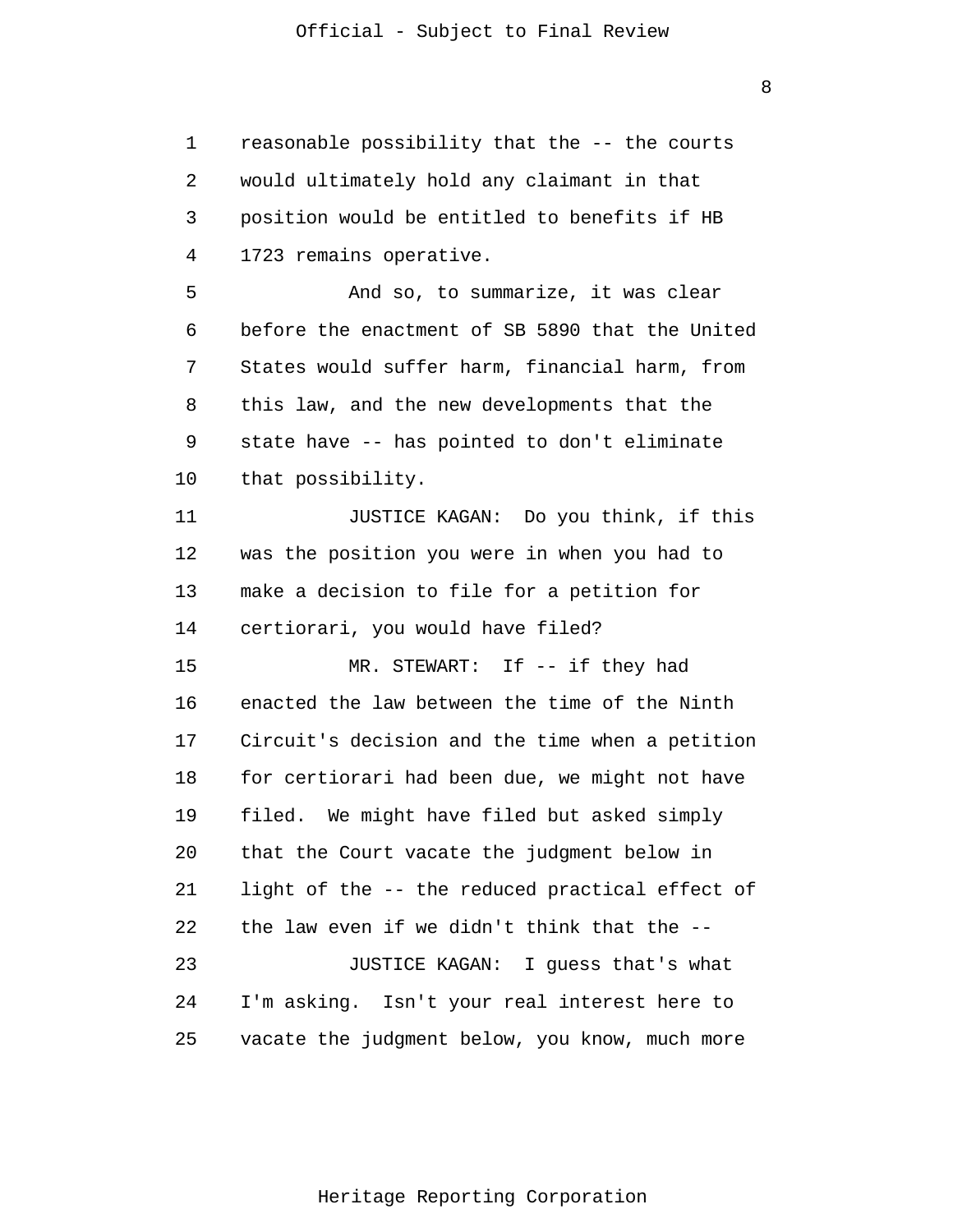reasonable possibility that the -- the courts would ultimately hold any claimant in that position would be entitled to benefits if HB 1723 remains operative.

And so, to summarize, it was clear before the enactment of SB 5890 that the United States would suffer harm, financial harm, from this law, and the new developments that the state have -- has pointed to don't eliminate that possibility.

JUSTICE KAGAN: Do you think, if this was the position you were in when you had to make a decision to file for a petition for certiorari, you would have filed?

MR. STEWART: If -- if they had enacted the law between the time of the Ninth Circuit's decision and the time when a petition for certiorari had been due, we might not have filed. We might have filed but asked simply that the Court vacate the judgment below in light of the -- the reduced practical effect of the law even if we didn't think that the --

JUSTICE KAGAN: I guess that's what I'm asking. Isn't your real interest here to vacate the judgment below, you know, much more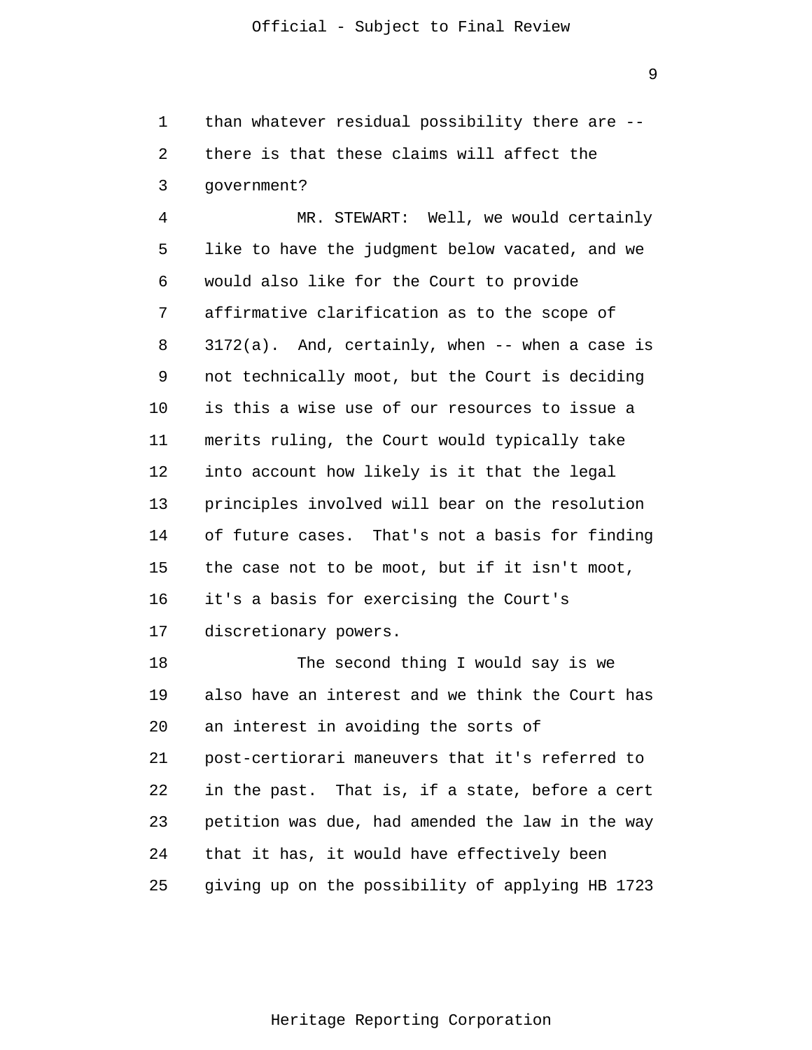than whatever residual possibility there are -- there is that these claims will affect the government?

MR. STEWART: Well, we would certainly like to have the judgment below vacated, and we would also like for the Court to provide affirmative clarification as to the scope of 3172(a). And, certainly, when -- when a case is not technically moot, but the Court is deciding is this a wise use of our resources to issue a merits ruling, the Court would typically take into account how likely is it that the legal principles involved will bear on the resolution of future cases. That's not a basis for finding the case not to be moot, but if it isn't moot, it's a basis for exercising the Court's discretionary powers.

The second thing I would say is we also have an interest and we think the Court has an interest in avoiding the sorts of post-certiorari maneuvers that it's referred to in the past. That is, if a state, before a cert petition was due, had amended the law in the way that it has, it would have effectively been giving up on the possibility of applying HB 1723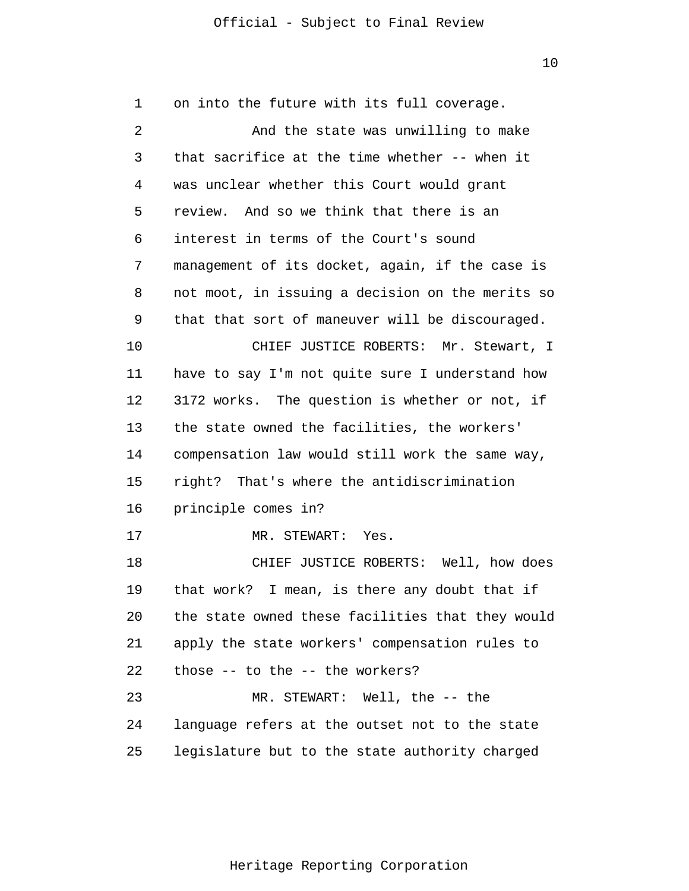on into the future with its full coverage.

And the state was unwilling to make that sacrifice at the time whether -- when it was unclear whether this Court would grant review. And so we think that there is an interest in terms of the Court's sound management of its docket, again, if the case is not moot, in issuing a decision on the merits so that that sort of maneuver will be discouraged.

CHIEF JUSTICE ROBERTS: Mr. Stewart, I have to say I'm not quite sure I understand how 3172 works. The question is whether or not, if the state owned the facilities, the workers' compensation law would still work the same way, right? That's where the antidiscrimination principle comes in?

MR. STEWART: Yes.

CHIEF JUSTICE ROBERTS: Well, how does that work? I mean, is there any doubt that if the state owned these facilities that they would apply the state workers' compensation rules to those -- to the -- the workers?

MR. STEWART: Well, the -- the language refers at the outset not to the state legislature but to the state authority charged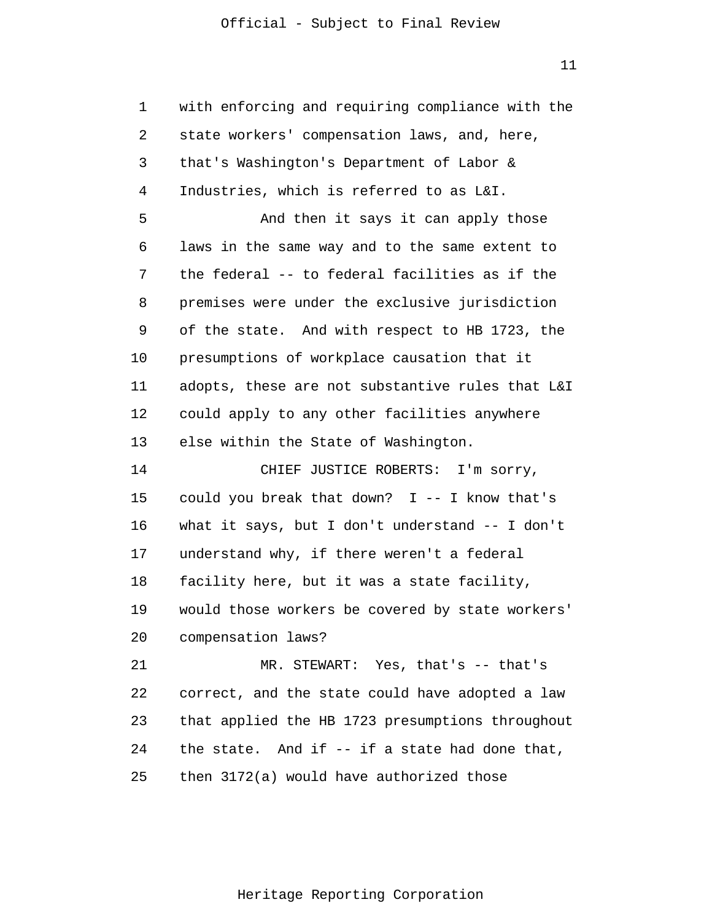with enforcing and requiring compliance with the state workers' compensation laws, and, here, that's Washington's Department of Labor & Industries, which is referred to as L&I.

And then it says it can apply those laws in the same way and to the same extent to the federal -- to federal facilities as if the premises were under the exclusive jurisdiction of the state. And with respect to HB 1723, the presumptions of workplace causation that it adopts, these are not substantive rules that L&I could apply to any other facilities anywhere else within the State of Washington.

CHIEF JUSTICE ROBERTS: I'm sorry, could you break that down? I -- I know that's what it says, but I don't understand -- I don't understand why, if there weren't a federal facility here, but it was a state facility, would those workers be covered by state workers' compensation laws?

MR. STEWART: Yes, that's -- that's correct, and the state could have adopted a law that applied the HB 1723 presumptions throughout the state. And if -- if a state had done that, then 3172(a) would have authorized those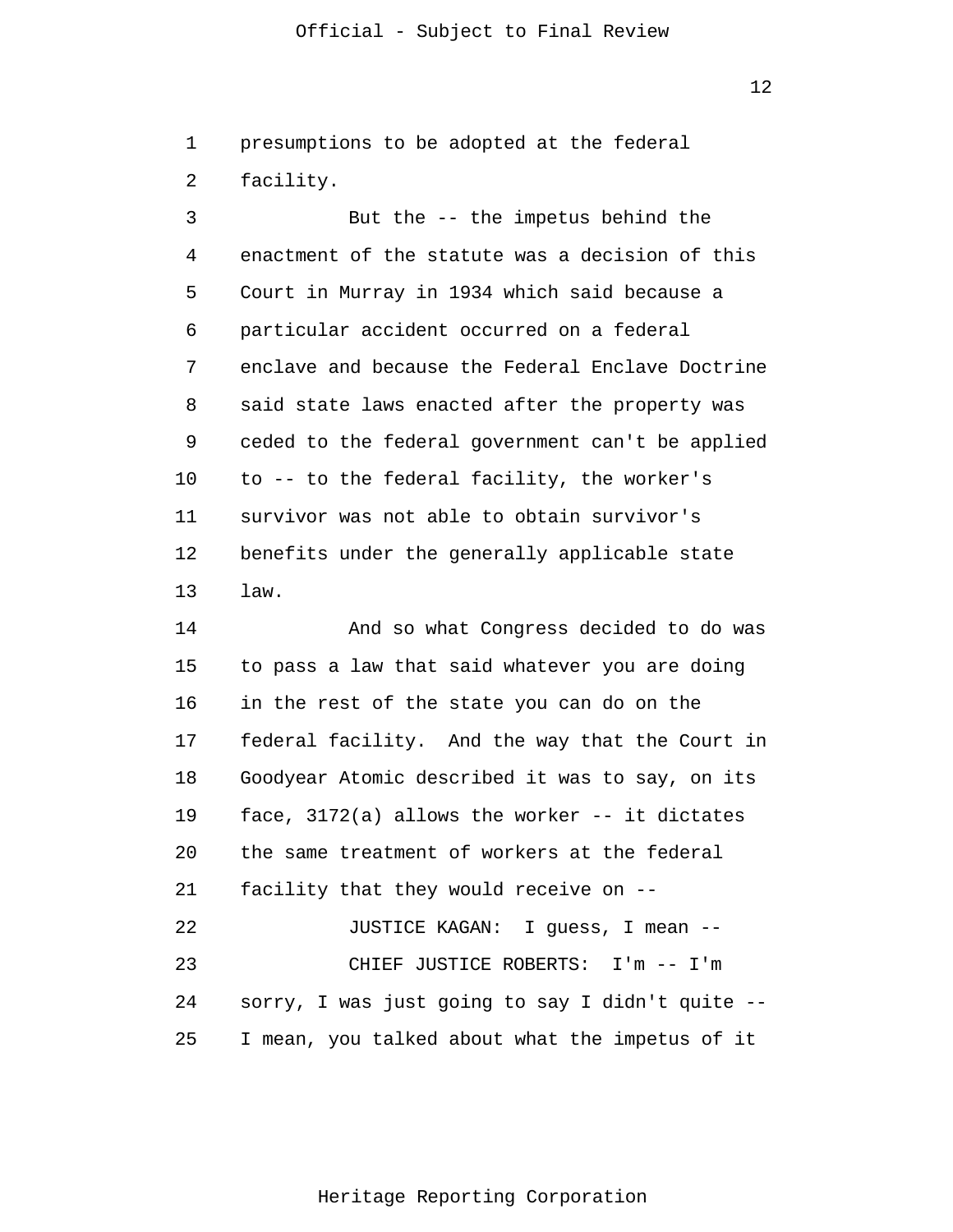presumptions to be adopted at the federal facility.

But the -- the impetus behind the enactment of the statute was a decision of this Court in Murray in 1934 which said because a particular accident occurred on a federal enclave and because the Federal Enclave Doctrine said state laws enacted after the property was ceded to the federal government can't be applied to -- to the federal facility, the worker's survivor was not able to obtain survivor's benefits under the generally applicable state law.

And so what Congress decided to do was to pass a law that said whatever you are doing in the rest of the state you can do on the federal facility. And the way that the Court in Goodyear Atomic described it was to say, on its face, 3172(a) allows the worker -- it dictates the same treatment of workers at the federal facility that they would receive on --

JUSTICE KAGAN: I guess, I mean --

CHIEF JUSTICE ROBERTS: I'm -- I'm sorry, I was just going to say I didn't quite -- I mean, you talked about what the impetus of it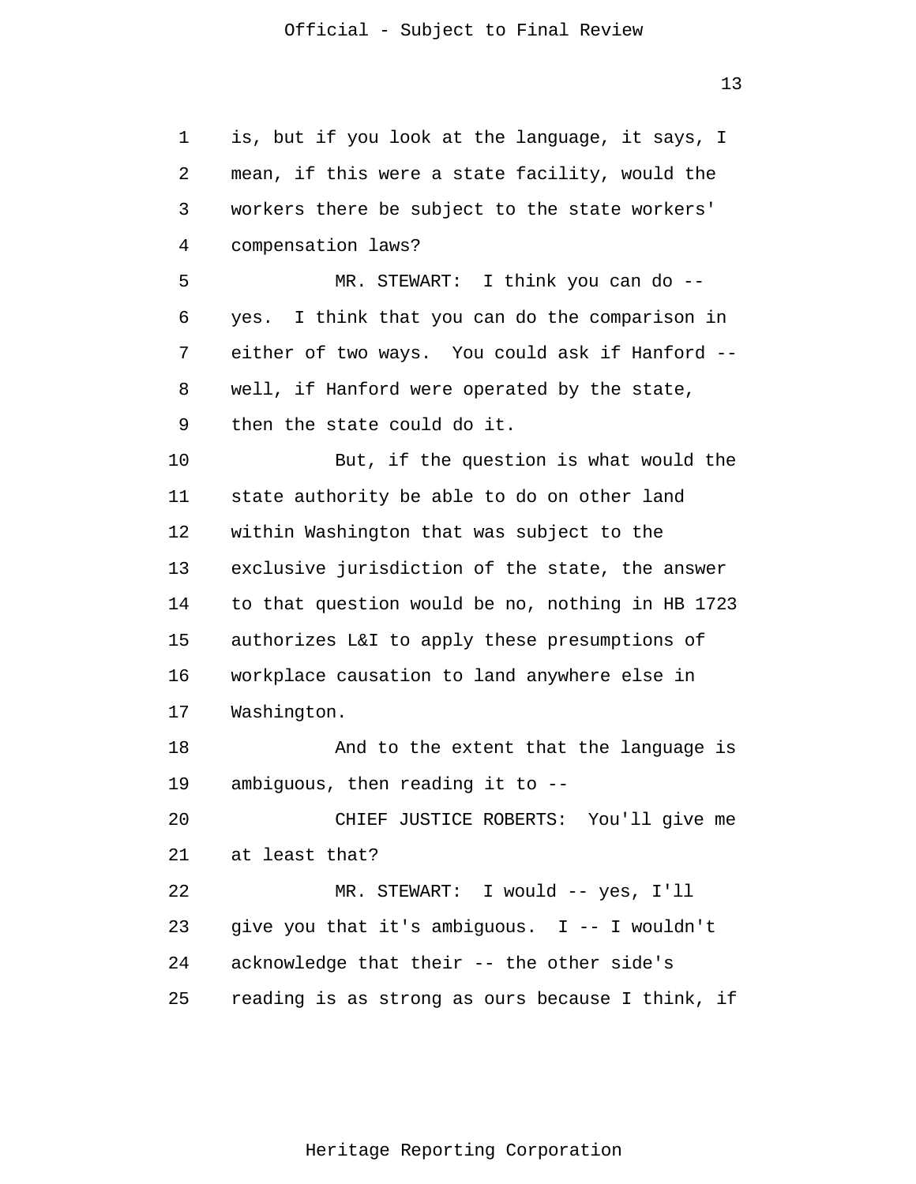is, but if you look at the language, it says, I mean, if this were a state facility, would the workers there be subject to the state workers' compensation laws?

MR. STEWART: I think you can do -- yes. I think that you can do the comparison in either of two ways. You could ask if Hanford -- well, if Hanford were operated by the state, then the state could do it.

But, if the question is what would the state authority be able to do on other land within Washington that was subject to the exclusive jurisdiction of the state, the answer to that question would be no, nothing in HB 1723 authorizes L&I to apply these presumptions of workplace causation to land anywhere else in Washington.

And to the extent that the language is ambiguous, then reading it to --

CHIEF JUSTICE ROBERTS: You'll give me at least that?

MR. STEWART: I would -- yes, I'll give you that it's ambiguous. I -- I wouldn't acknowledge that their -- the other side's reading is as strong as ours because I think, if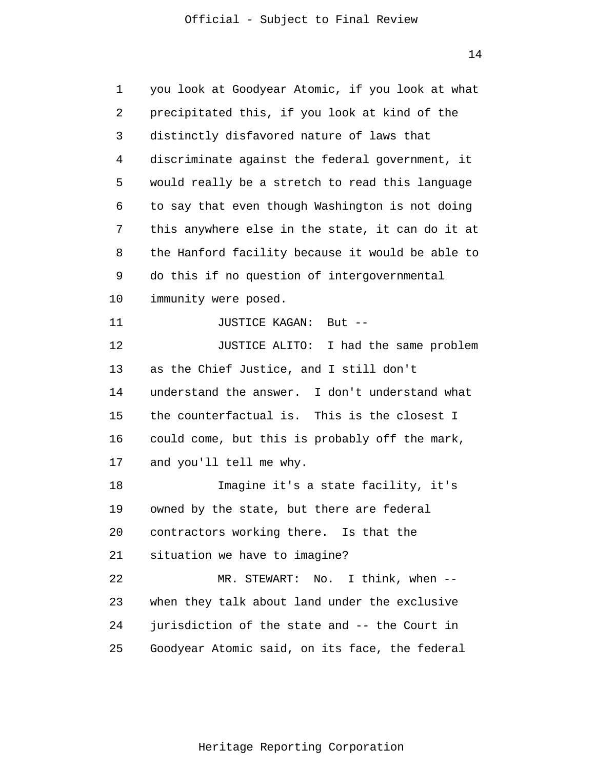you look at Goodyear Atomic, if you look at what precipitated this, if you look at kind of the distinctly disfavored nature of laws that discriminate against the federal government, it would really be a stretch to read this language to say that even though Washington is not doing this anywhere else in the state, it can do it at the Hanford facility because it would be able to do this if no question of intergovernmental immunity were posed.

JUSTICE KAGAN: But --

JUSTICE ALITO: I had the same problem as the Chief Justice, and I still don't understand the answer. I don't understand what the counterfactual is. This is the closest I could come, but this is probably off the mark, and you'll tell me why.

Imagine it's a state facility, it's owned by the state, but there are federal contractors working there. Is that the situation we have to imagine?

MR. STEWART: No. I think, when -- when they talk about land under the exclusive jurisdiction of the state and -- the Court in Goodyear Atomic said, on its face, the federal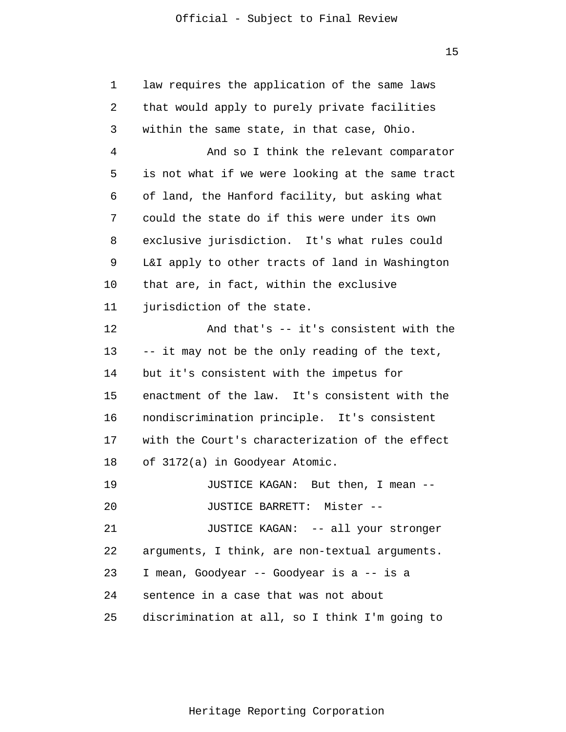law requires the application of the same laws that would apply to purely private facilities within the same state, in that case, Ohio.

And so I think the relevant comparator is not what if we were looking at the same tract of land, the Hanford facility, but asking what could the state do if this were under its own exclusive jurisdiction. It's what rules could L&I apply to other tracts of land in Washington that are, in fact, within the exclusive jurisdiction of the state.

And that's -- it's consistent with the -- it may not be the only reading of the text, but it's consistent with the impetus for enactment of the law. It's consistent with the nondiscrimination principle. It's consistent with the Court's characterization of the effect of 3172(a) in Goodyear Atomic.

JUSTICE KAGAN: But then, I mean --

JUSTICE BARRETT: Mister --

JUSTICE KAGAN: -- all your stronger arguments, I think, are non-textual arguments. I mean, Goodyear -- Goodyear is a -- is a sentence in a case that was not about discrimination at all, so I think I'm going to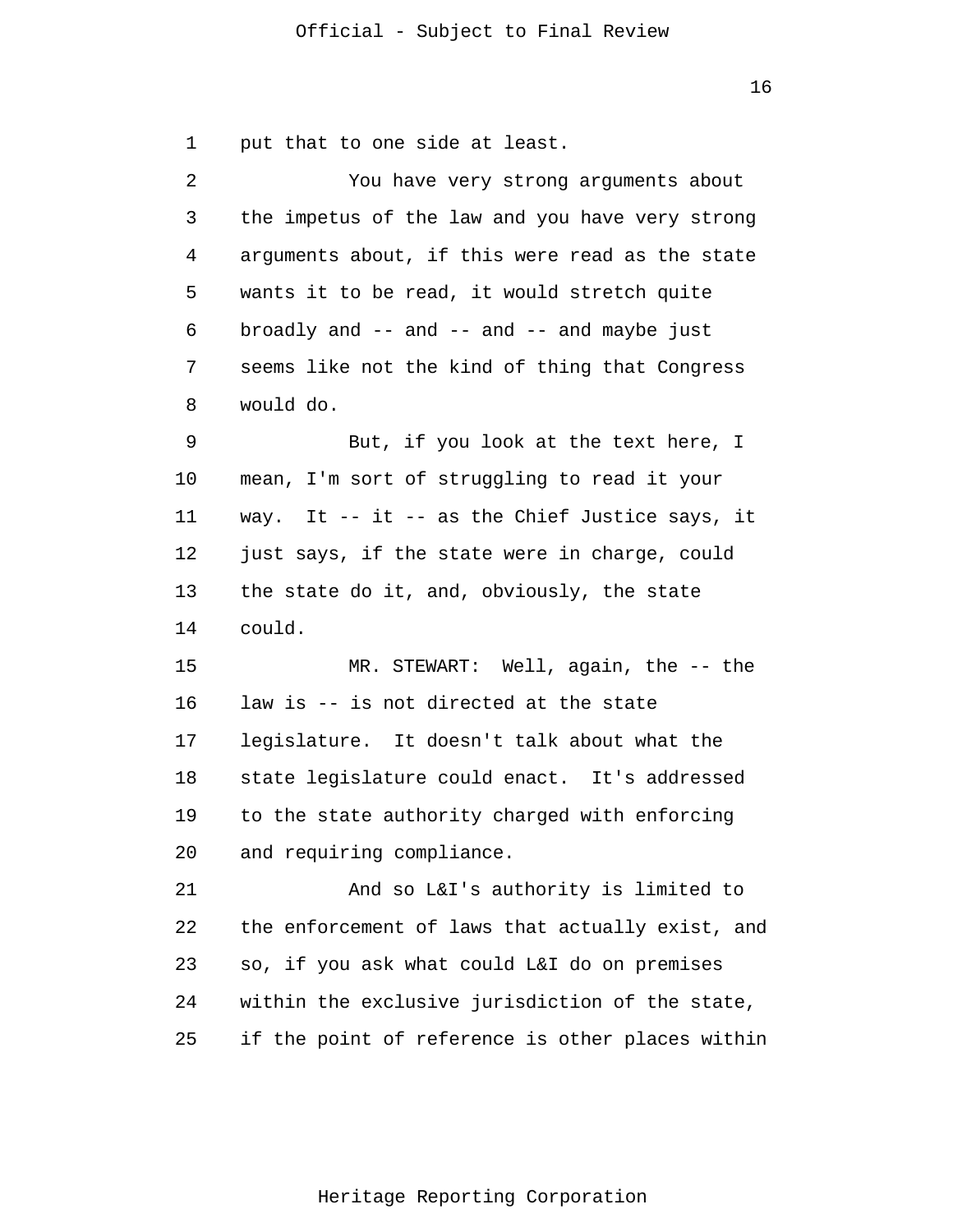put that to one side at least.

You have very strong arguments about the impetus of the law and you have very strong arguments about, if this were read as the state wants it to be read, it would stretch quite broadly and -- and -- and -- and maybe just seems like not the kind of thing that Congress would do.

But, if you look at the text here, I mean, I'm sort of struggling to read it your way. It -- it -- as the Chief Justice says, it just says, if the state were in charge, could the state do it, and, obviously, the state could.

MR. STEWART: Well, again, the -- the law is -- is not directed at the state legislature. It doesn't talk about what the state legislature could enact. It's addressed to the state authority charged with enforcing and requiring compliance.

And so L&I's authority is limited to the enforcement of laws that actually exist, and so, if you ask what could L&I do on premises within the exclusive jurisdiction of the state, if the point of reference is other places within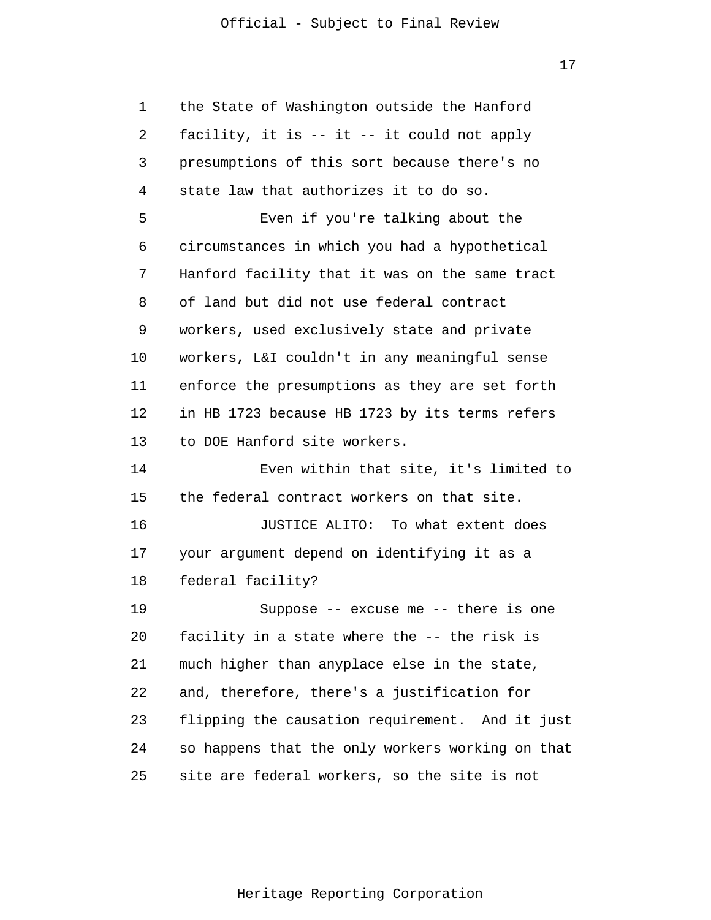the State of Washington outside the Hanford facility, it is -- it -- it could not apply presumptions of this sort because there's no state law that authorizes it to do so.

Even if you're talking about the circumstances in which you had a hypothetical Hanford facility that it was on the same tract of land but did not use federal contract workers, used exclusively state and private workers, L&I couldn't in any meaningful sense enforce the presumptions as they are set forth in HB 1723 because HB 1723 by its terms refers to DOE Hanford site workers.

Even within that site, it's limited to the federal contract workers on that site.

JUSTICE ALITO: To what extent does your argument depend on identifying it as a federal facility?

Suppose -- excuse me -- there is one facility in a state where the -- the risk is much higher than anyplace else in the state, and, therefore, there's a justification for flipping the causation requirement. And it just so happens that the only workers working on that site are federal workers, so the site is not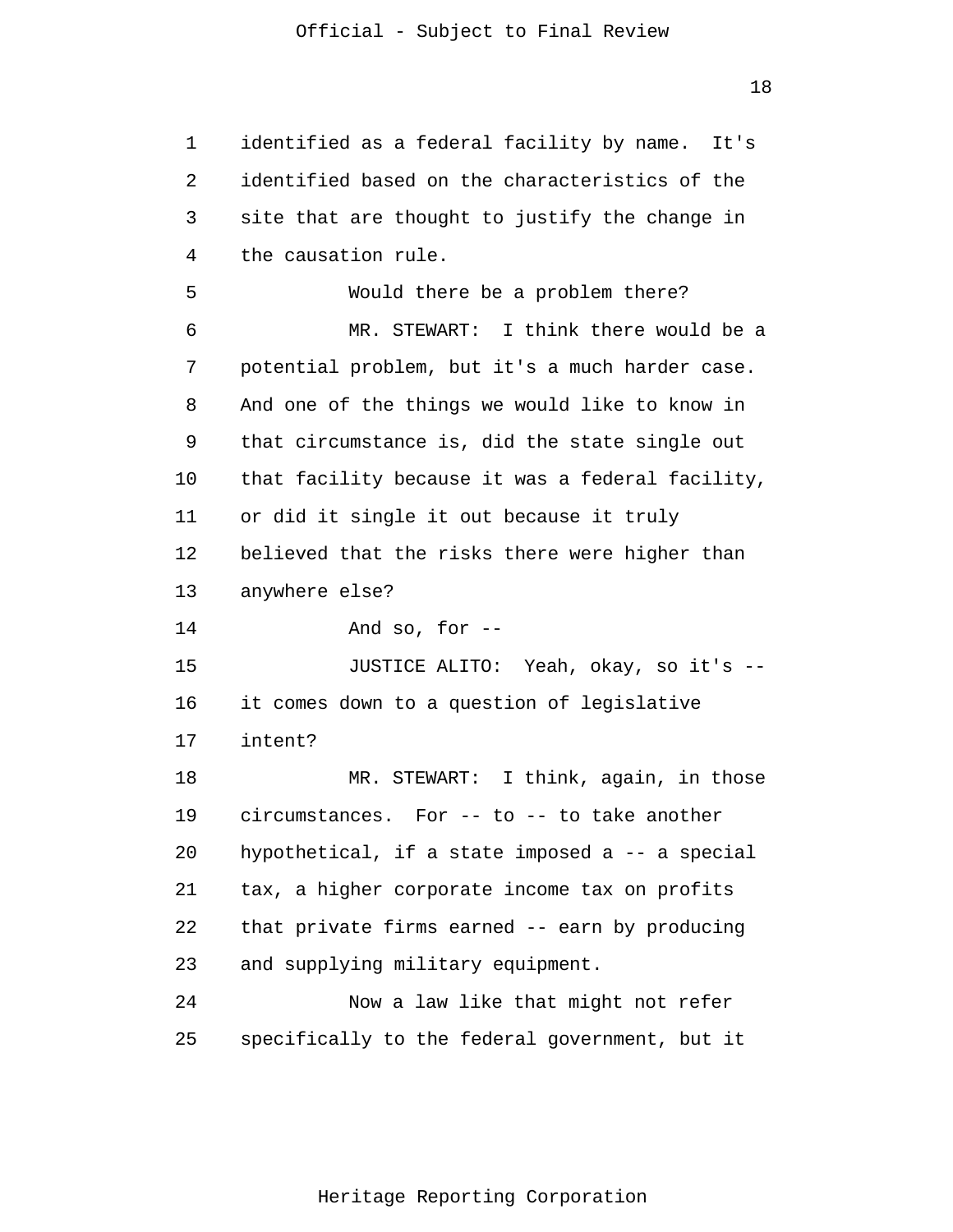identified as a federal facility by name. It's identified based on the characteristics of the site that are thought to justify the change in the causation rule.

Would there be a problem there?

MR. STEWART: I think there would be a potential problem, but it's a much harder case. And one of the things we would like to know in that circumstance is, did the state single out that facility because it was a federal facility, or did it single it out because it truly believed that the risks there were higher than anywhere else?

And so, for --

JUSTICE ALITO: Yeah, okay, so it's -- it comes down to a question of legislative intent?

MR. STEWART: I think, again, in those circumstances. For -- to -- to take another hypothetical, if a state imposed a -- a special tax, a higher corporate income tax on profits that private firms earned -- earn by producing and supplying military equipment.

Now a law like that might not refer specifically to the federal government, but it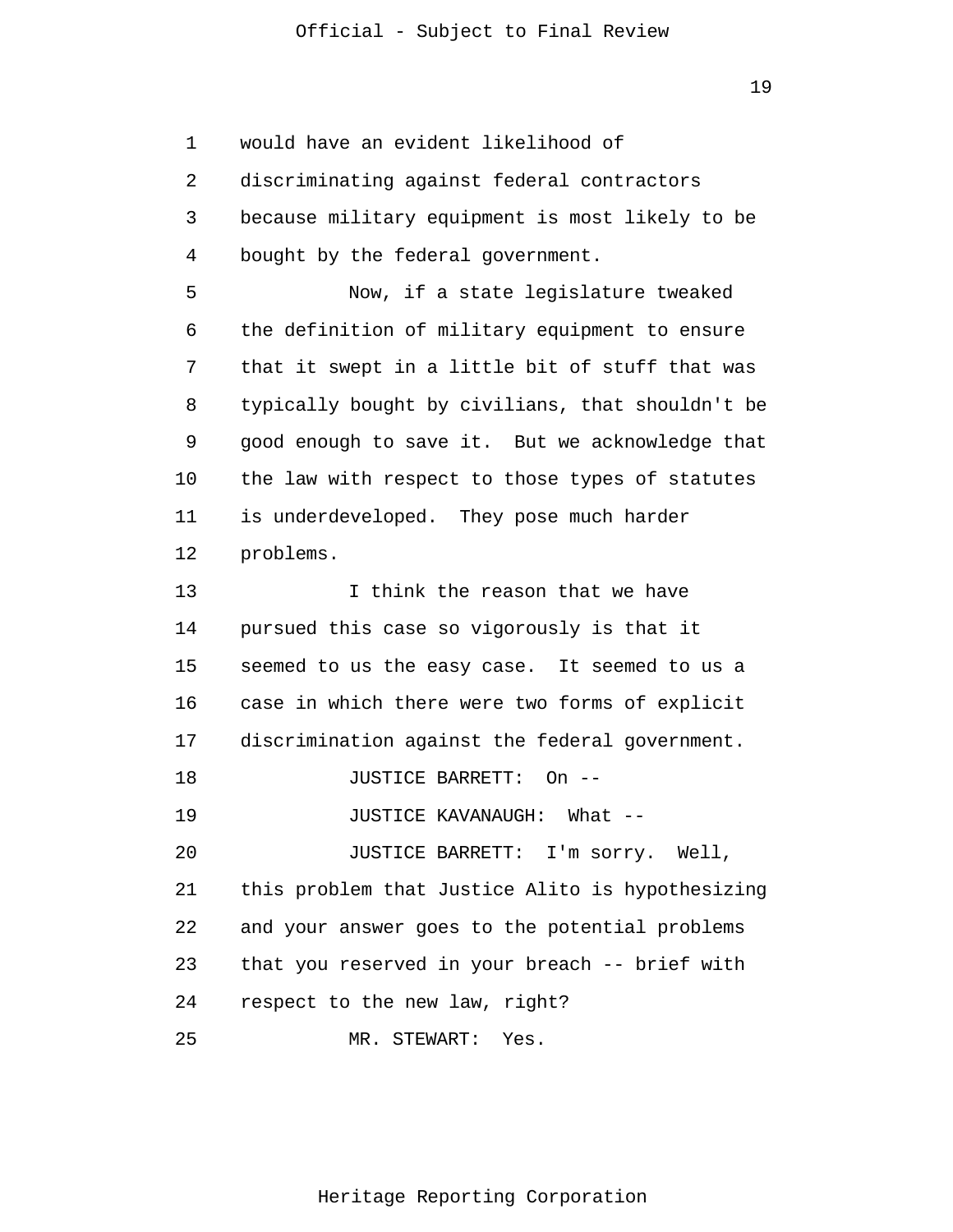would have an evident likelihood of discriminating against federal contractors because military equipment is most likely to be bought by the federal government.

Now, if a state legislature tweaked the definition of military equipment to ensure that it swept in a little bit of stuff that was typically bought by civilians, that shouldn't be good enough to save it. But we acknowledge that the law with respect to those types of statutes is underdeveloped. They pose much harder problems.

I think the reason that we have pursued this case so vigorously is that it seemed to us the easy case. It seemed to us a case in which there were two forms of explicit discrimination against the federal government.

JUSTICE BARRETT: On --

JUSTICE KAVANAUGH: What --

JUSTICE BARRETT: I'm sorry. Well, this problem that Justice Alito is hypothesizing and your answer goes to the potential problems that you reserved in your breach -- brief with respect to the new law, right?

MR. STEWART: Yes.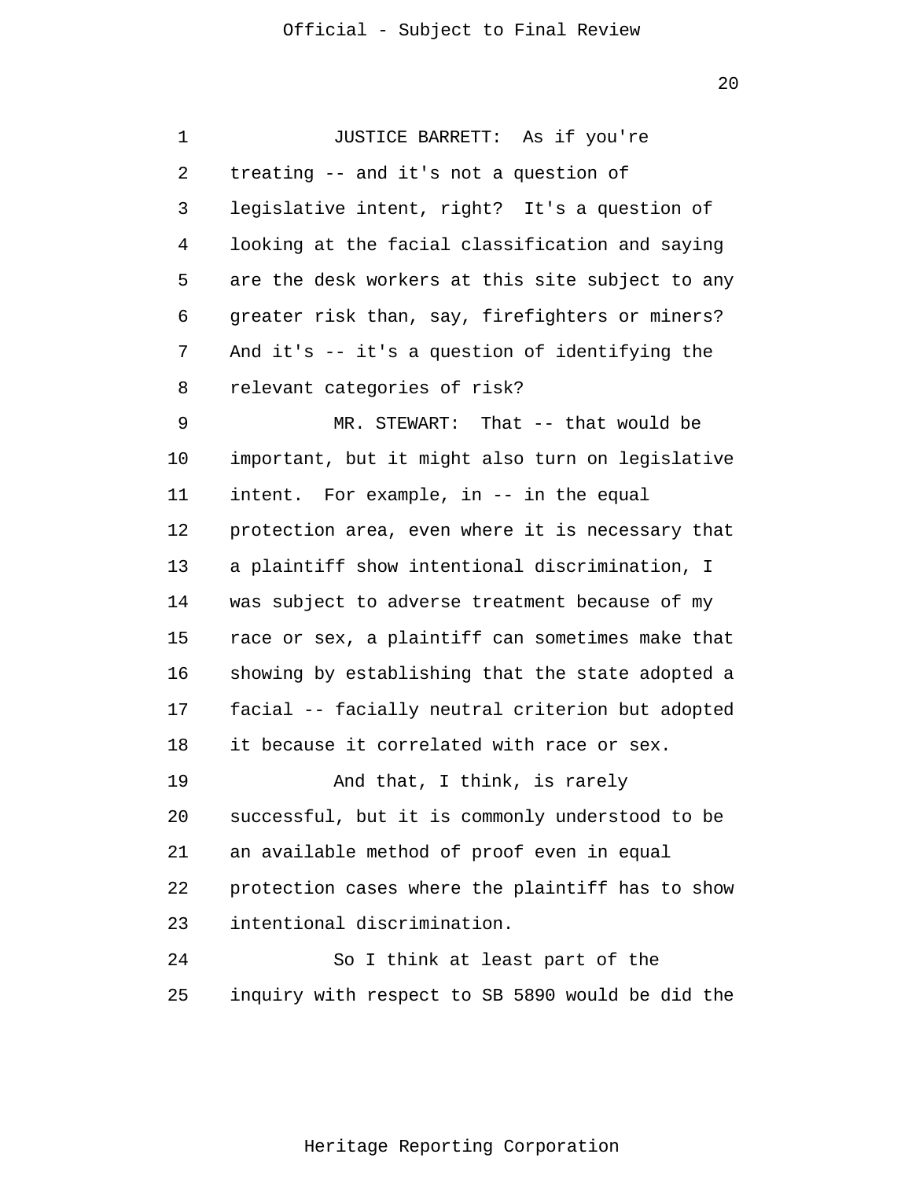JUSTICE BARRETT: As if you're treating -- and it's not a question of legislative intent, right? It's a question of looking at the facial classification and saying are the desk workers at this site subject to any greater risk than, say, firefighters or miners? And it's -- it's a question of identifying the relevant categories of risk?

MR. STEWART: That -- that would be important, but it might also turn on legislative intent. For example, in -- in the equal protection area, even where it is necessary that a plaintiff show intentional discrimination, I was subject to adverse treatment because of my race or sex, a plaintiff can sometimes make that showing by establishing that the state adopted a facial -- facially neutral criterion but adopted it because it correlated with race or sex.

And that, I think, is rarely successful, but it is commonly understood to be an available method of proof even in equal protection cases where the plaintiff has to show intentional discrimination.

So I think at least part of the inquiry with respect to SB 5890 would be did the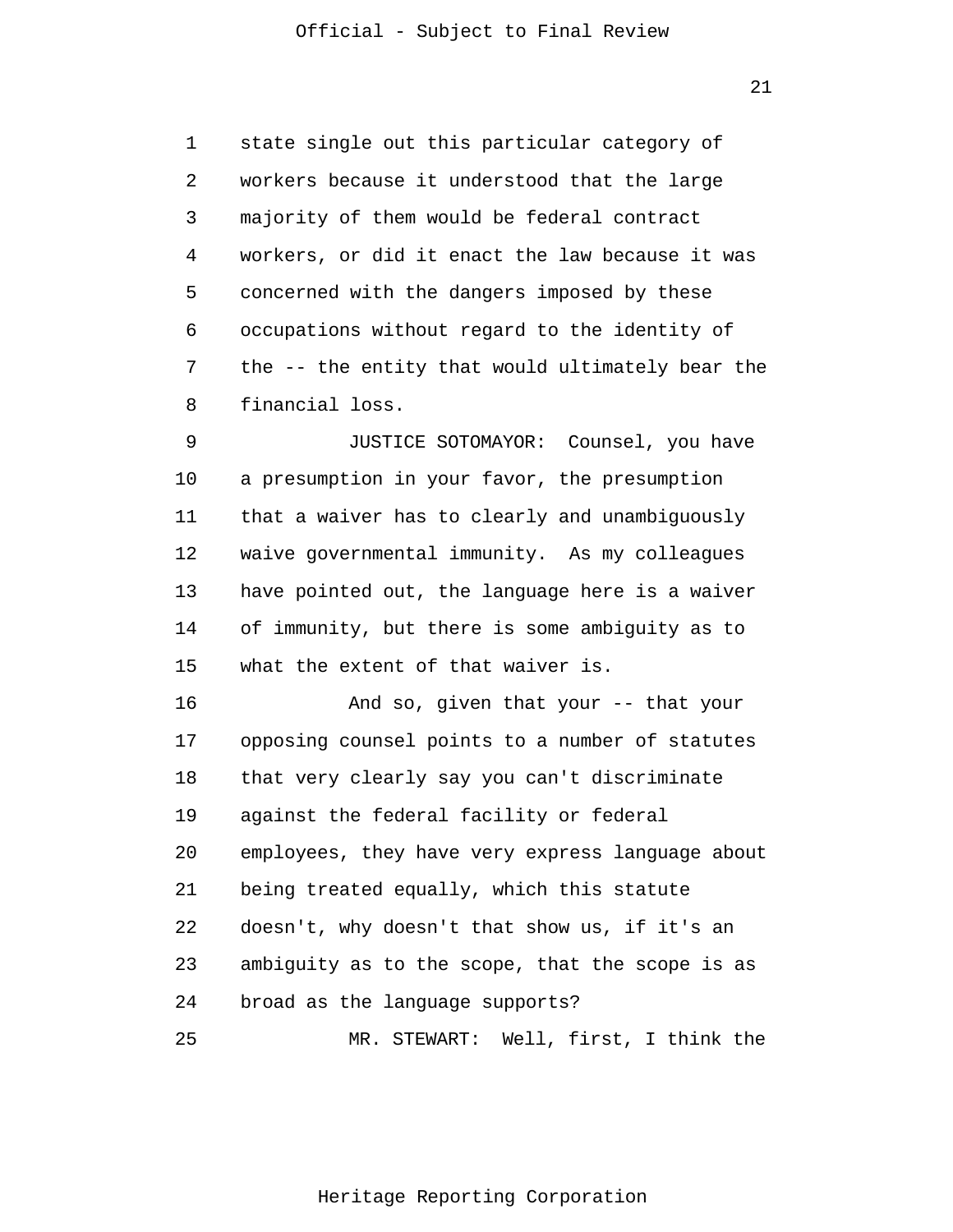state single out this particular category of workers because it understood that the large majority of them would be federal contract workers, or did it enact the law because it was concerned with the dangers imposed by these occupations without regard to the identity of the -- the entity that would ultimately bear the financial loss.

JUSTICE SOTOMAYOR: Counsel, you have a presumption in your favor, the presumption that a waiver has to clearly and unambiguously waive governmental immunity. As my colleagues have pointed out, the language here is a waiver of immunity, but there is some ambiguity as to what the extent of that waiver is.

And so, given that your -- that your opposing counsel points to a number of statutes that very clearly say you can't discriminate against the federal facility or federal employees, they have very express language about being treated equally, which this statute doesn't, why doesn't that show us, if it's an ambiguity as to the scope, that the scope is as broad as the language supports?

MR. STEWART: Well, first, I think the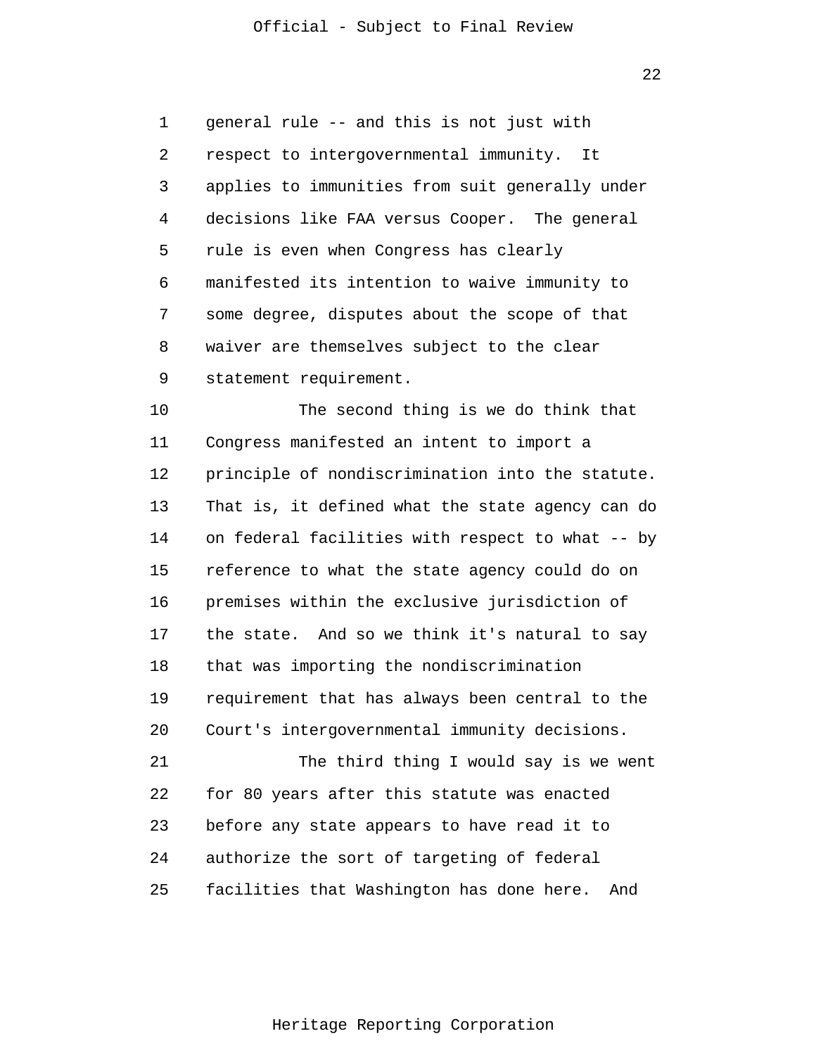general rule -- and this is not just with respect to intergovernmental immunity. It applies to immunities from suit generally under decisions like FAA versus Cooper. The general rule is even when Congress has clearly manifested its intention to waive immunity to some degree, disputes about the scope of that waiver are themselves subject to the clear statement requirement.

The second thing is we do think that Congress manifested an intent to import a principle of nondiscrimination into the statute. That is, it defined what the state agency can do on federal facilities with respect to what -- by reference to what the state agency could do on premises within the exclusive jurisdiction of the state. And so we think it's natural to say that was importing the nondiscrimination requirement that has always been central to the Court's intergovernmental immunity decisions.

The third thing I would say is we went for 80 years after this statute was enacted before any state appears to have read it to authorize the sort of targeting of federal facilities that Washington has done here. And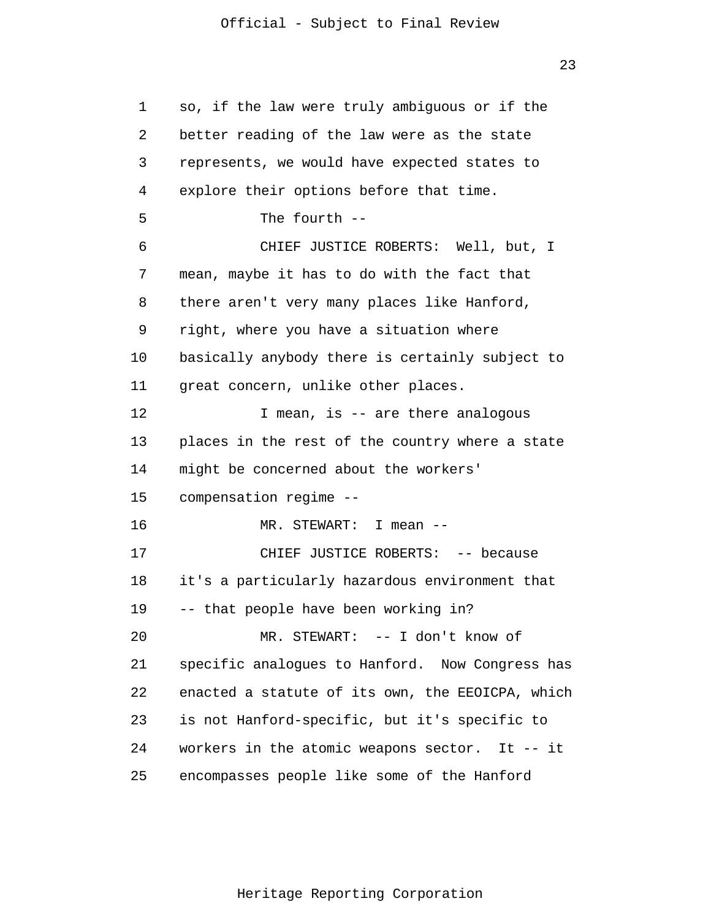so, if the law were truly ambiguous or if the better reading of the law were as the state represents, we would have expected states to explore their options before that time.

The fourth --

CHIEF JUSTICE ROBERTS: Well, but, I mean, maybe it has to do with the fact that there aren't very many places like Hanford, right, where you have a situation where basically anybody there is certainly subject to great concern, unlike other places.

I mean, is -- are there analogous places in the rest of the country where a state might be concerned about the workers' compensation regime --

MR. STEWART: I mean --

CHIEF JUSTICE ROBERTS: -- because it's a particularly hazardous environment that -- that people have been working in?

MR. STEWART: -- I don't know of specific analogues to Hanford. Now Congress has enacted a statute of its own, the EEOICPA, which is not Hanford-specific, but it's specific to workers in the atomic weapons sector. It -- it encompasses people like some of the Hanford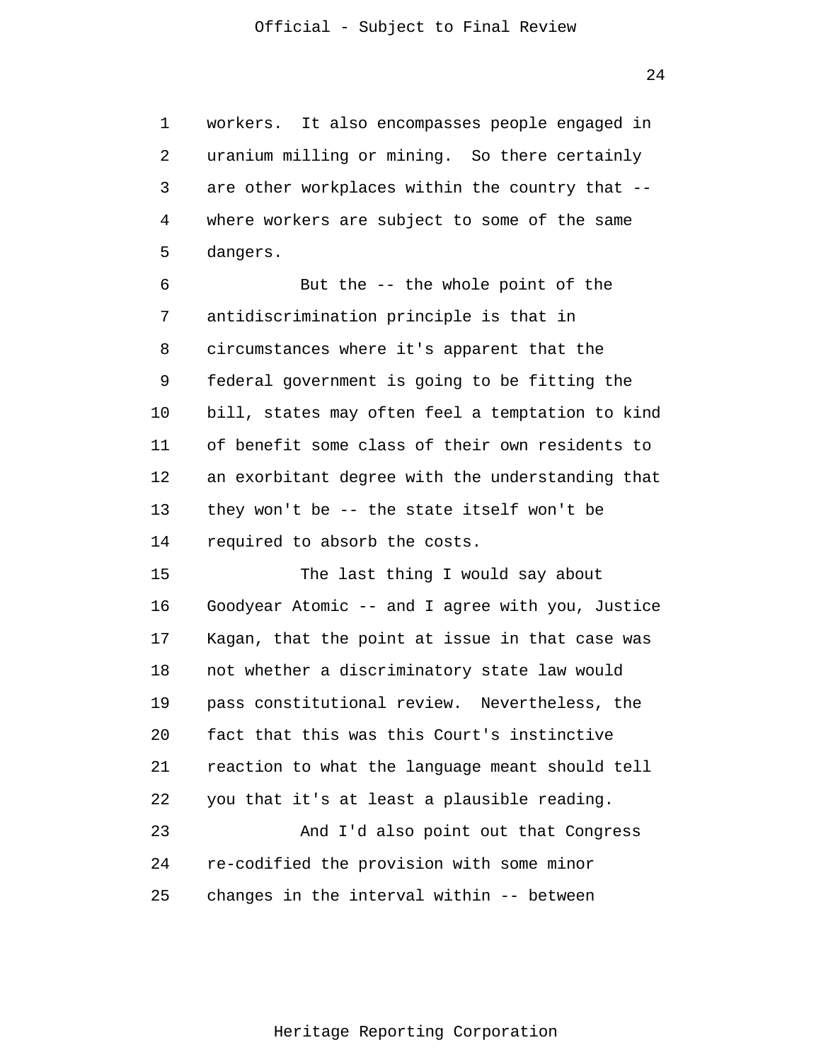workers. It also encompasses people engaged in uranium milling or mining. So there certainly are other workplaces within the country that -- where workers are subject to some of the same dangers.

But the -- the whole point of the antidiscrimination principle is that in circumstances where it's apparent that the federal government is going to be fitting the bill, states may often feel a temptation to kind of benefit some class of their own residents to an exorbitant degree with the understanding that they won't be -- the state itself won't be required to absorb the costs.

The last thing I would say about Goodyear Atomic -- and I agree with you, Justice Kagan, that the point at issue in that case was not whether a discriminatory state law would pass constitutional review. Nevertheless, the fact that this was this Court's instinctive reaction to what the language meant should tell you that it's at least a plausible reading.

And I'd also point out that Congress re-codified the provision with some minor changes in the interval within -- between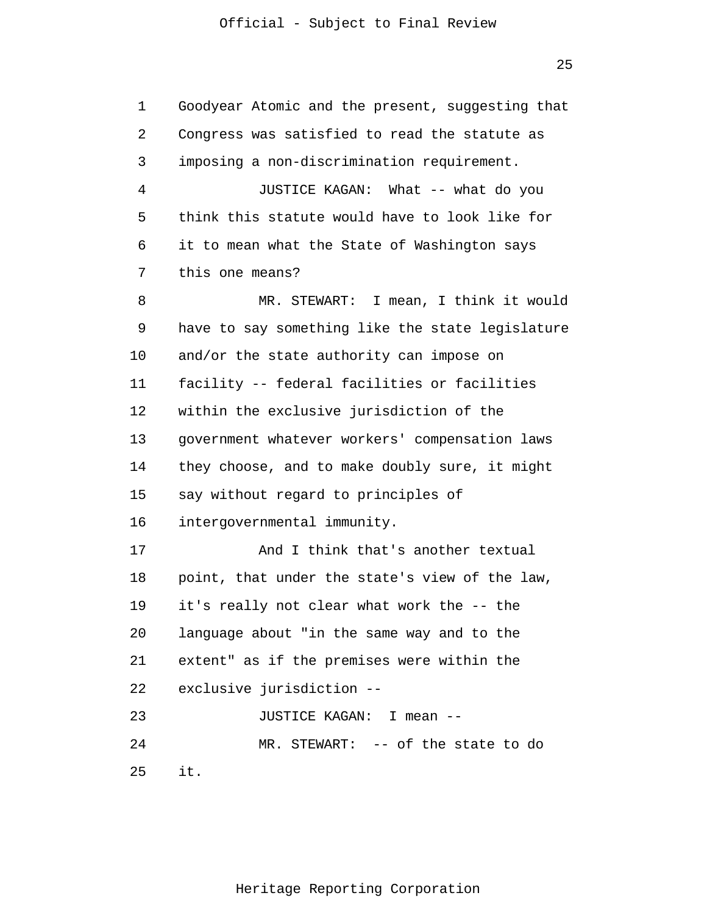Goodyear Atomic and the present, suggesting that Congress was satisfied to read the statute as imposing a non-discrimination requirement.

JUSTICE KAGAN: What -- what do you think this statute would have to look like for it to mean what the State of Washington says this one means?

MR. STEWART: I mean, I think it would have to say something like the state legislature and/or the state authority can impose on facility -- federal facilities or facilities within the exclusive jurisdiction of the government whatever workers' compensation laws they choose, and to make doubly sure, it might say without regard to principles of intergovernmental immunity.

And I think that's another textual point, that under the state's view of the law, it's really not clear what work the -- the language about "in the same way and to the extent" as if the premises were within the exclusive jurisdiction --

JUSTICE KAGAN: I mean --

MR. STEWART: -- of the state to do it.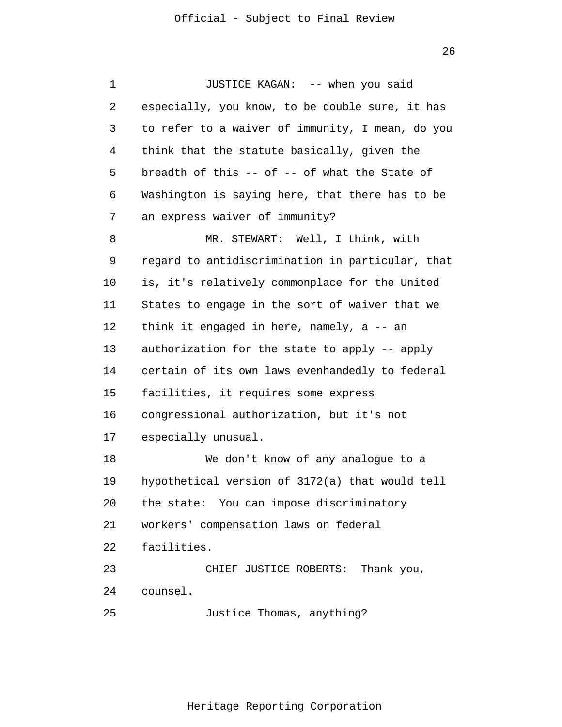JUSTICE KAGAN: -- when you said especially, you know, to be double sure, it has to refer to a waiver of immunity, I mean, do you think that the statute basically, given the breadth of this -- of -- of what the State of Washington is saying here, that there has to be an express waiver of immunity?

MR. STEWART: Well, I think, with regard to antidiscrimination in particular, that is, it's relatively commonplace for the United States to engage in the sort of waiver that we think it engaged in here, namely, a -- an authorization for the state to apply -- apply certain of its own laws evenhandedly to federal facilities, it requires some express congressional authorization, but it's not especially unusual.

We don't know of any analogue to a hypothetical version of 3172(a) that would tell the state: You can impose discriminatory workers' compensation laws on federal facilities.

CHIEF JUSTICE ROBERTS: Thank you, counsel.

Justice Thomas, anything?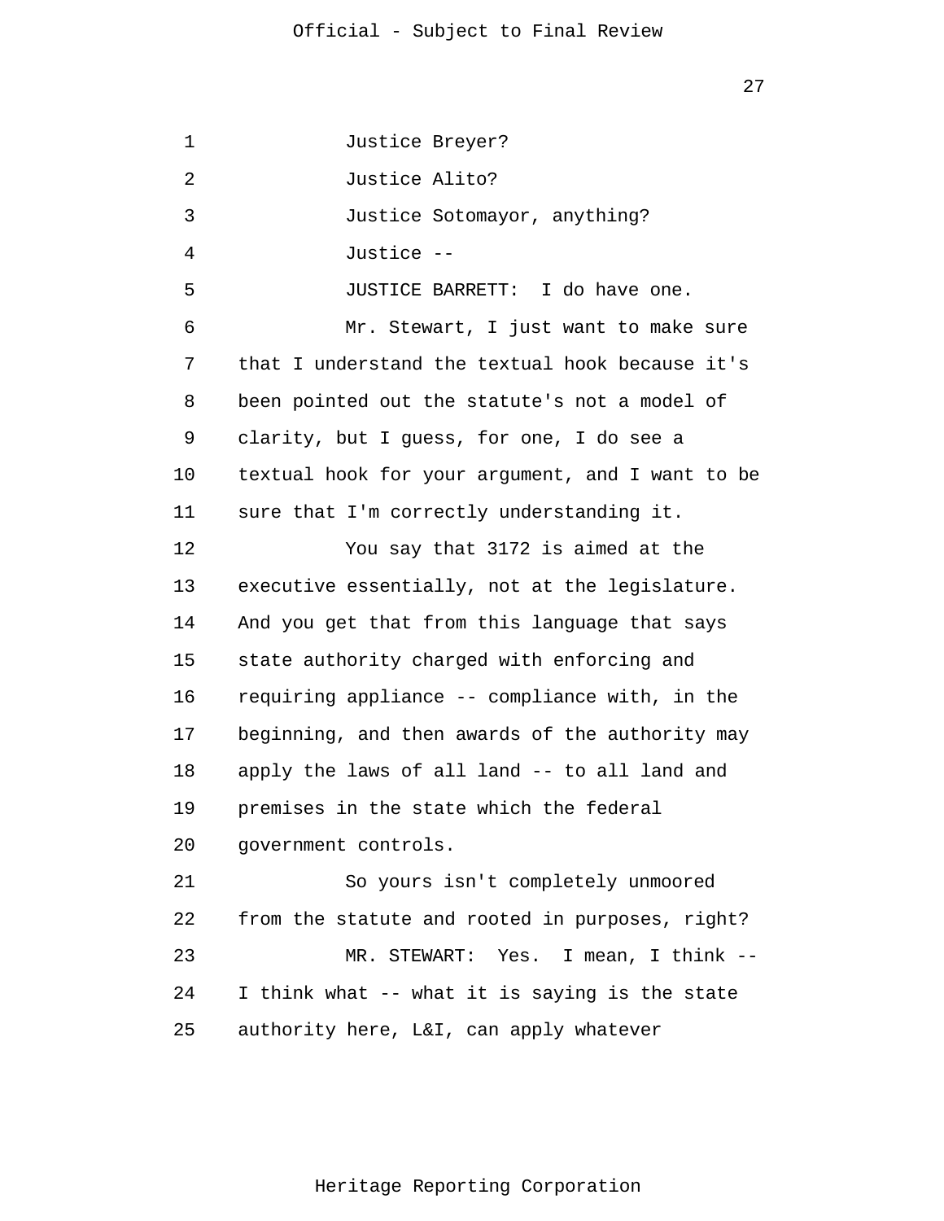Justice Breyer?

Justice Alito?

Justice Sotomayor, anything?

Justice --

JUSTICE BARRETT: I do have one.

Mr. Stewart, I just want to make sure that I understand the textual hook because it's been pointed out the statute's not a model of clarity, but I guess, for one, I do see a textual hook for your argument, and I want to be sure that I'm correctly understanding it.

You say that 3172 is aimed at the executive essentially, not at the legislature. And you get that from this language that says state authority charged with enforcing and requiring appliance -- compliance with, in the beginning, and then awards of the authority may apply the laws of all land -- to all land and premises in the state which the federal government controls.

So yours isn't completely unmoored from the statute and rooted in purposes, right?

MR. STEWART: Yes. I mean, I think -- I think what -- what it is saying is the state authority here, L&I, can apply whatever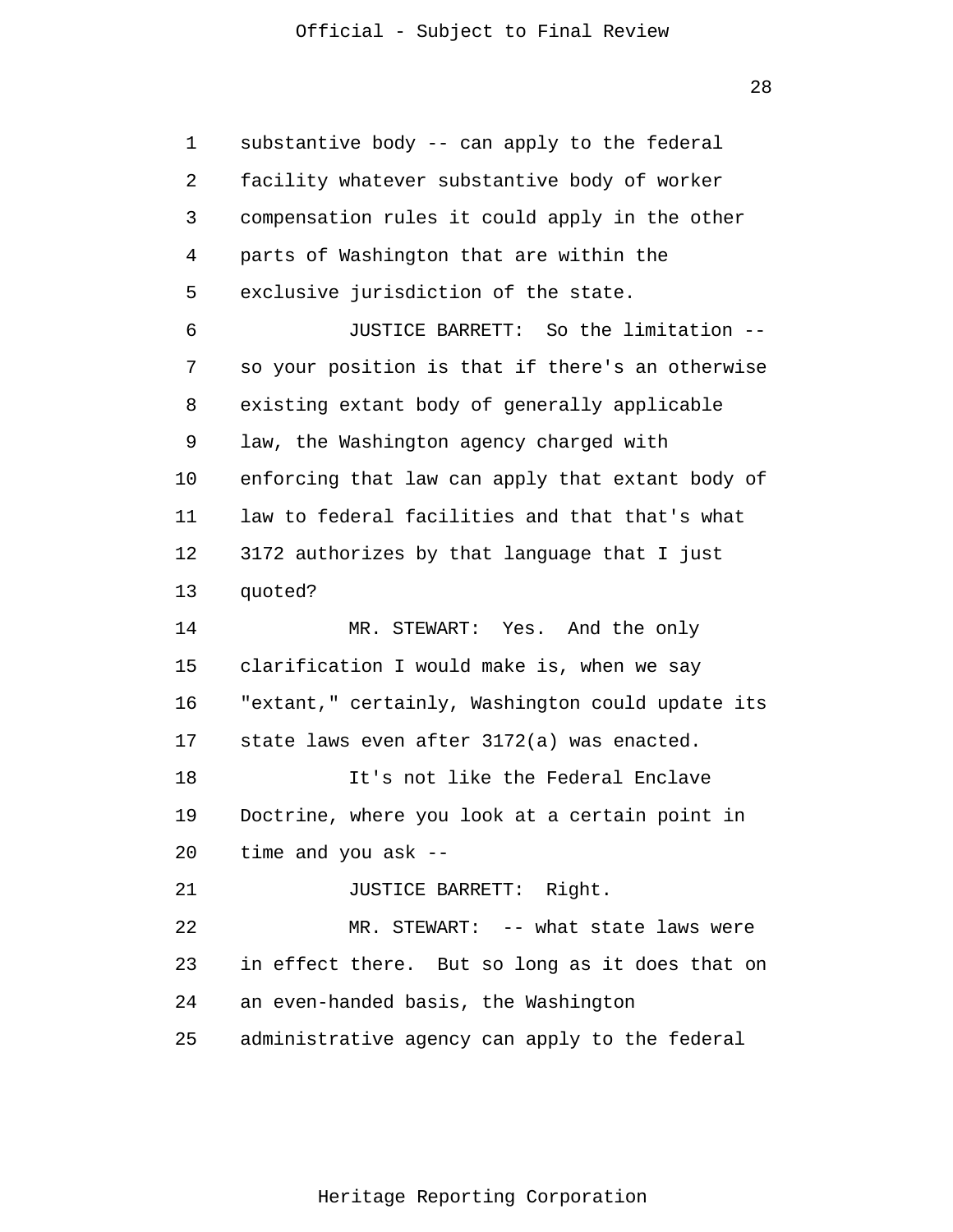substantive body -- can apply to the federal facility whatever substantive body of worker compensation rules it could apply in the other parts of Washington that are within the exclusive jurisdiction of the state.

JUSTICE BARRETT: So the limitation -- so your position is that if there's an otherwise existing extant body of generally applicable law, the Washington agency charged with enforcing that law can apply that extant body of law to federal facilities and that that's what 3172 authorizes by that language that I just quoted?

MR. STEWART: Yes. And the only clarification I would make is, when we say "extant," certainly, Washington could update its state laws even after 3172(a) was enacted.

It's not like the Federal Enclave Doctrine, where you look at a certain point in time and you ask --

JUSTICE BARRETT: Right.

MR. STEWART: -- what state laws were in effect there. But so long as it does that on an even-handed basis, the Washington administrative agency can apply to the federal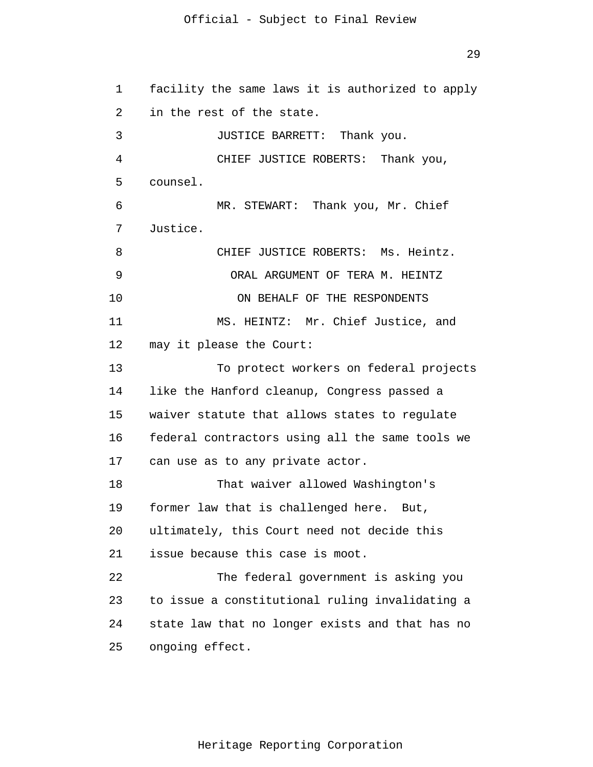facility the same laws it is authorized to apply in the rest of the state.

JUSTICE BARRETT: Thank you.

CHIEF JUSTICE ROBERTS: Thank you, counsel.

MR. STEWART: Thank you, Mr. Chief Justice.

CHIEF JUSTICE ROBERTS: Ms. Heintz.

ORAL ARGUMENT OF TERA M. HEINTZ

ON BEHALF OF THE RESPONDENTS

MS. HEINTZ: Mr. Chief Justice, and may it please the Court:

To protect workers on federal projects like the Hanford cleanup, Congress passed a waiver statute that allows states to regulate federal contractors using all the same tools we can use as to any private actor.

That waiver allowed Washington's former law that is challenged here. But, ultimately, this Court need not decide this issue because this case is moot.

The federal government is asking you to issue a constitutional ruling invalidating a state law that no longer exists and that has no ongoing effect.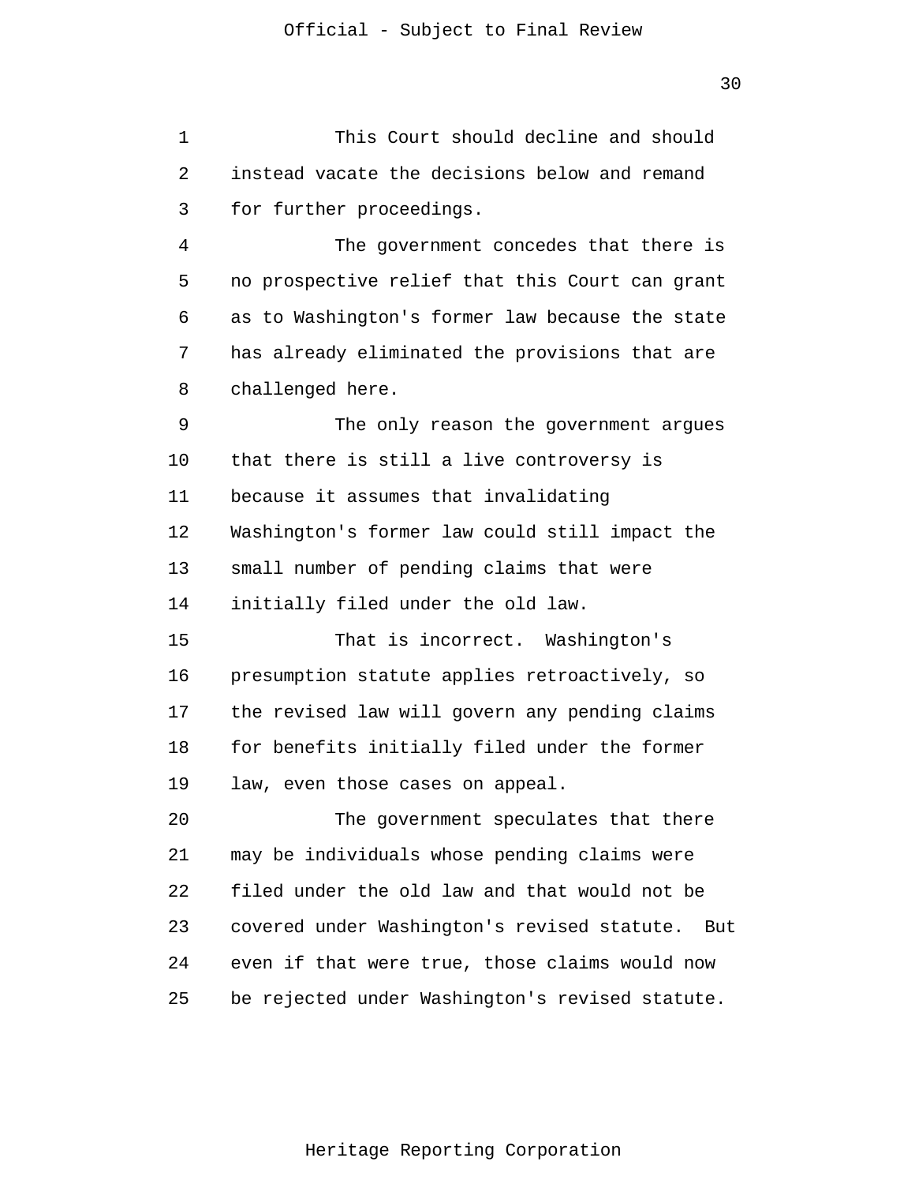This Court should decline and should instead vacate the decisions below and remand for further proceedings.

The government concedes that there is no prospective relief that this Court can grant as to Washington's former law because the state has already eliminated the provisions that are challenged here.

The only reason the government argues that there is still a live controversy is because it assumes that invalidating Washington's former law could still impact the small number of pending claims that were initially filed under the old law.

That is incorrect. Washington's presumption statute applies retroactively, so the revised law will govern any pending claims for benefits initially filed under the former law, even those cases on appeal.

The government speculates that there may be individuals whose pending claims were filed under the old law and that would not be covered under Washington's revised statute. But even if that were true, those claims would now be rejected under Washington's revised statute.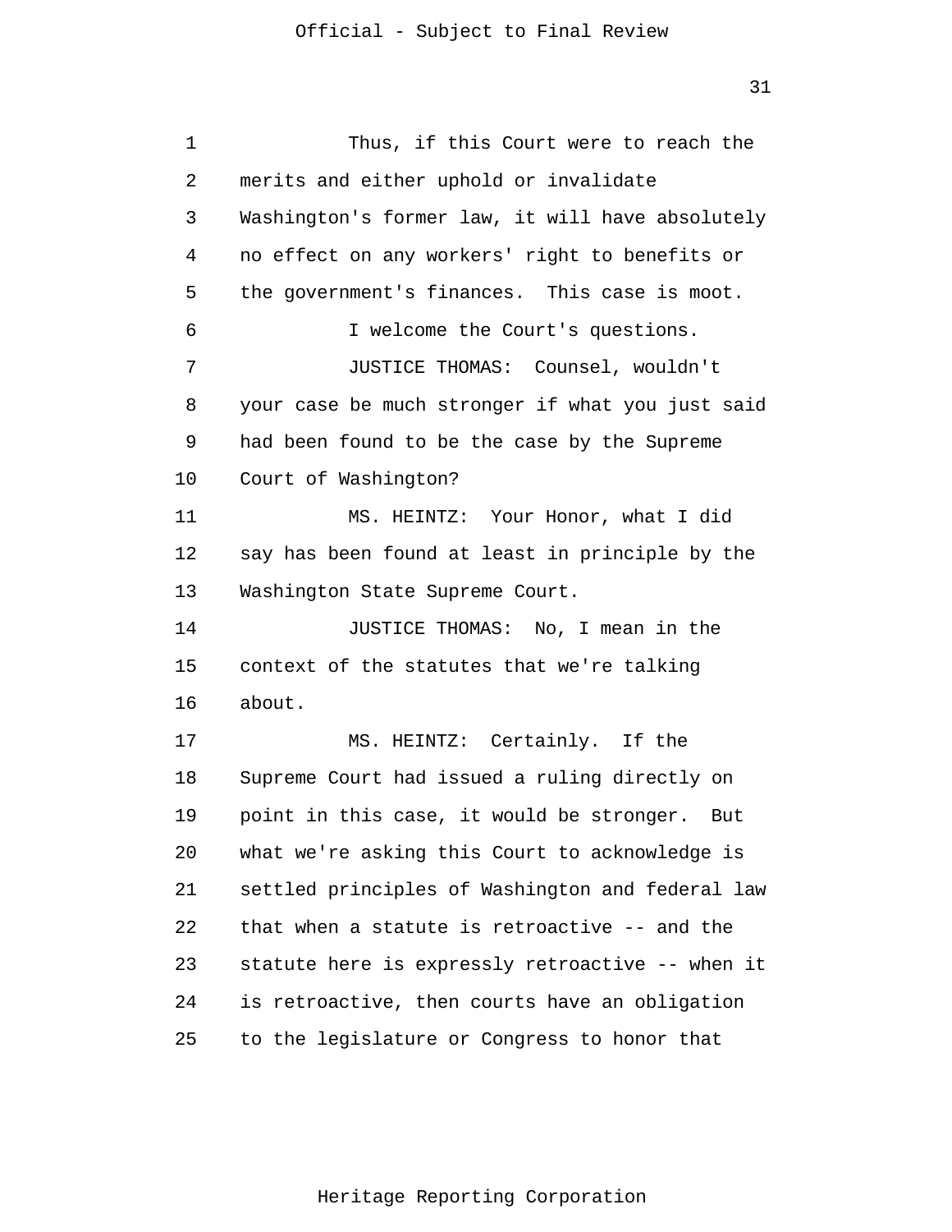Thus, if this Court were to reach the merits and either uphold or invalidate Washington's former law, it will have absolutely no effect on any workers' right to benefits or the government's finances. This case is moot.

I welcome the Court's questions.

JUSTICE THOMAS: Counsel, wouldn't your case be much stronger if what you just said had been found to be the case by the Supreme Court of Washington?

MS. HEINTZ: Your Honor, what I did say has been found at least in principle by the Washington State Supreme Court.

JUSTICE THOMAS: No, I mean in the context of the statutes that we're talking about.

MS. HEINTZ: Certainly. If the Supreme Court had issued a ruling directly on point in this case, it would be stronger. But what we're asking this Court to acknowledge is settled principles of Washington and federal law that when a statute is retroactive -- and the statute here is expressly retroactive -- when it is retroactive, then courts have an obligation to the legislature or Congress to honor that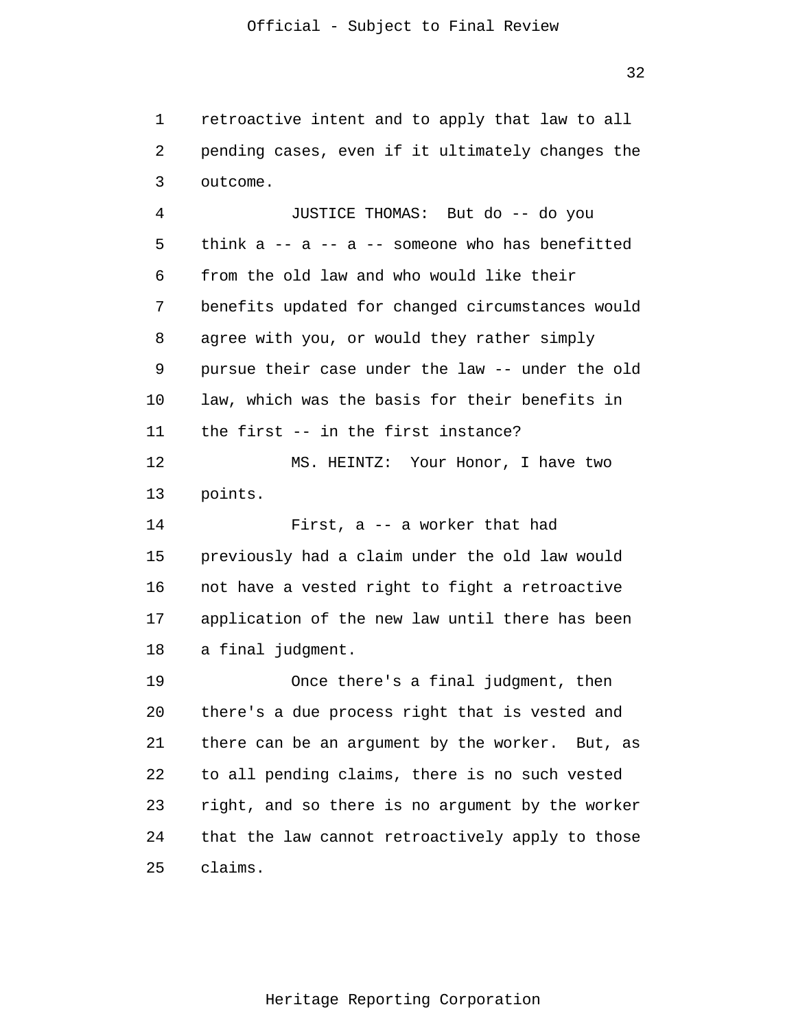retroactive intent and to apply that law to all pending cases, even if it ultimately changes the outcome.

JUSTICE THOMAS: But do -- do you think a -- a -- a -- someone who has benefitted from the old law and who would like their benefits updated for changed circumstances would agree with you, or would they rather simply pursue their case under the law -- under the old law, which was the basis for their benefits in the first -- in the first instance?

MS. HEINTZ: Your Honor, I have two points.

First, a -- a worker that had previously had a claim under the old law would not have a vested right to fight a retroactive application of the new law until there has been a final judgment.

Once there's a final judgment, then there's a due process right that is vested and there can be an argument by the worker. But, as to all pending claims, there is no such vested right, and so there is no argument by the worker that the law cannot retroactively apply to those claims.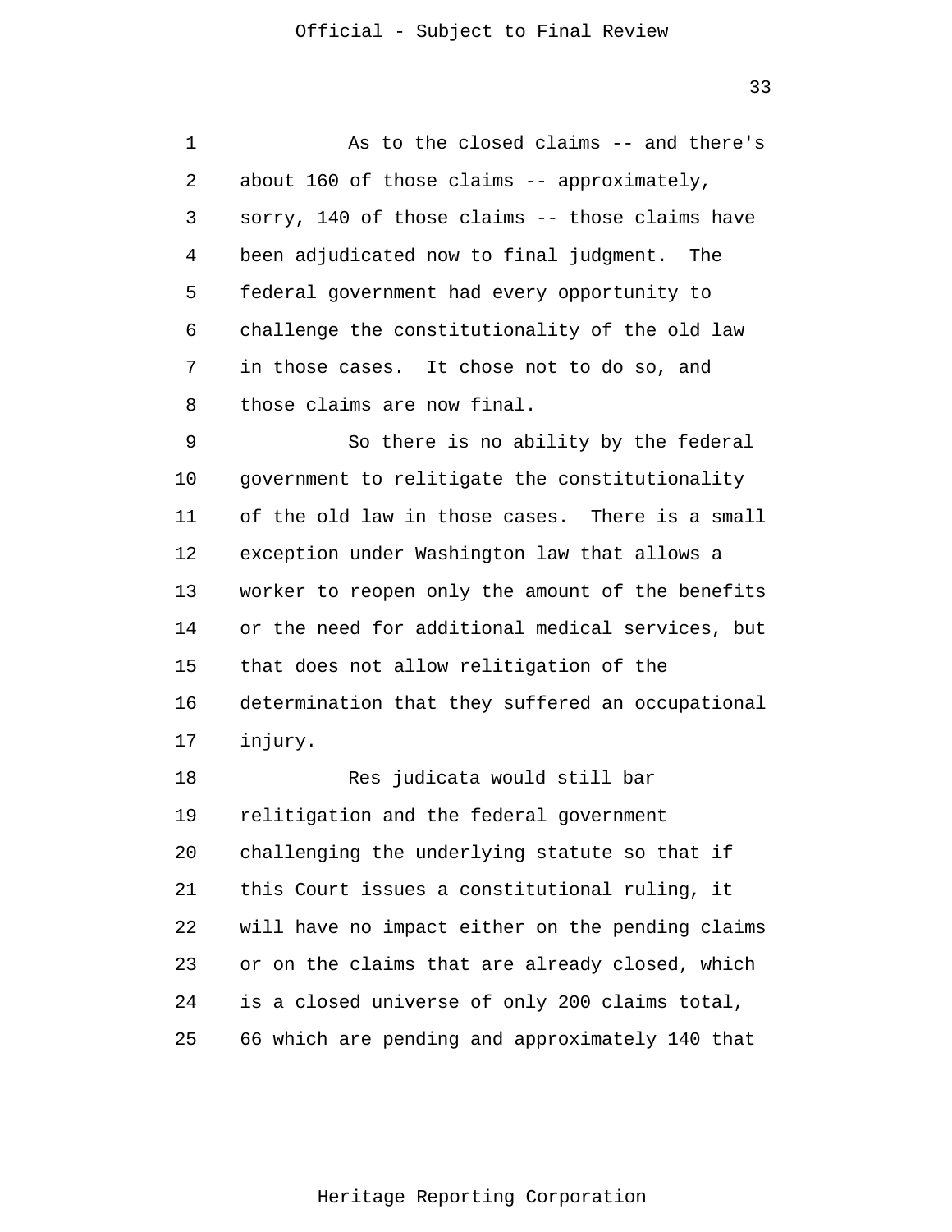As to the closed claims -- and there's about 160 of those claims -- approximately, sorry, 140 of those claims -- those claims have been adjudicated now to final judgment. The federal government had every opportunity to challenge the constitutionality of the old law in those cases. It chose not to do so, and those claims are now final.

So there is no ability by the federal government to relitigate the constitutionality of the old law in those cases. There is a small exception under Washington law that allows a worker to reopen only the amount of the benefits or the need for additional medical services, but that does not allow relitigation of the determination that they suffered an occupational injury.

Res judicata would still bar relitigation and the federal government challenging the underlying statute so that if this Court issues a constitutional ruling, it will have no impact either on the pending claims or on the claims that are already closed, which is a closed universe of only 200 claims total, 66 which are pending and approximately 140 that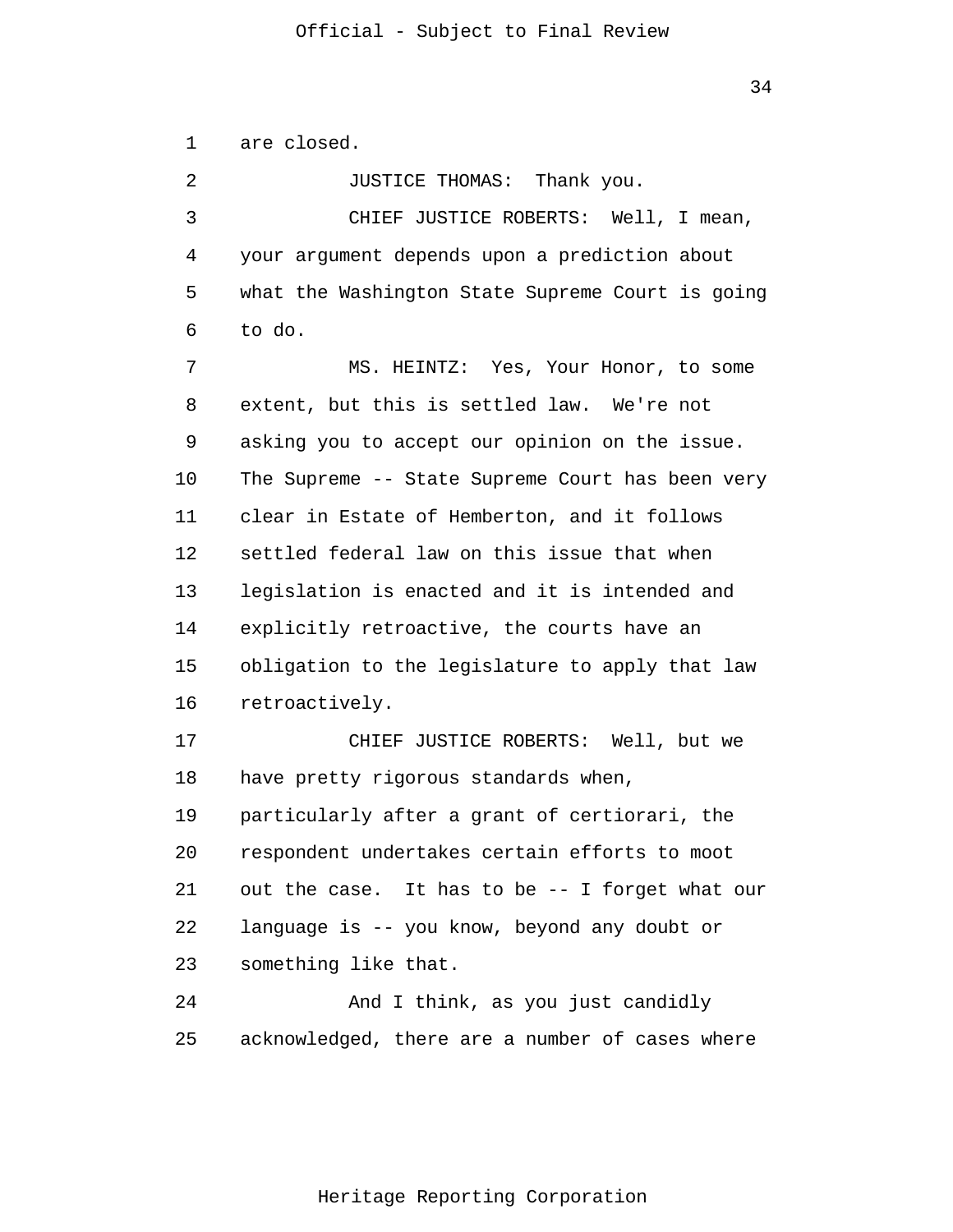are closed.

JUSTICE THOMAS: Thank you.

CHIEF JUSTICE ROBERTS: Well, I mean, your argument depends upon a prediction about what the Washington State Supreme Court is going to do.

MS. HEINTZ: Yes, Your Honor, to some extent, but this is settled law. We're not asking you to accept our opinion on the issue. The Supreme -- State Supreme Court has been very clear in Estate of Hemberton, and it follows settled federal law on this issue that when legislation is enacted and it is intended and explicitly retroactive, the courts have an obligation to the legislature to apply that law retroactively.

CHIEF JUSTICE ROBERTS: Well, but we have pretty rigorous standards when, particularly after a grant of certiorari, the respondent undertakes certain efforts to moot out the case. It has to be -- I forget what our language is -- you know, beyond any doubt or something like that.

And I think, as you just candidly acknowledged, there are a number of cases where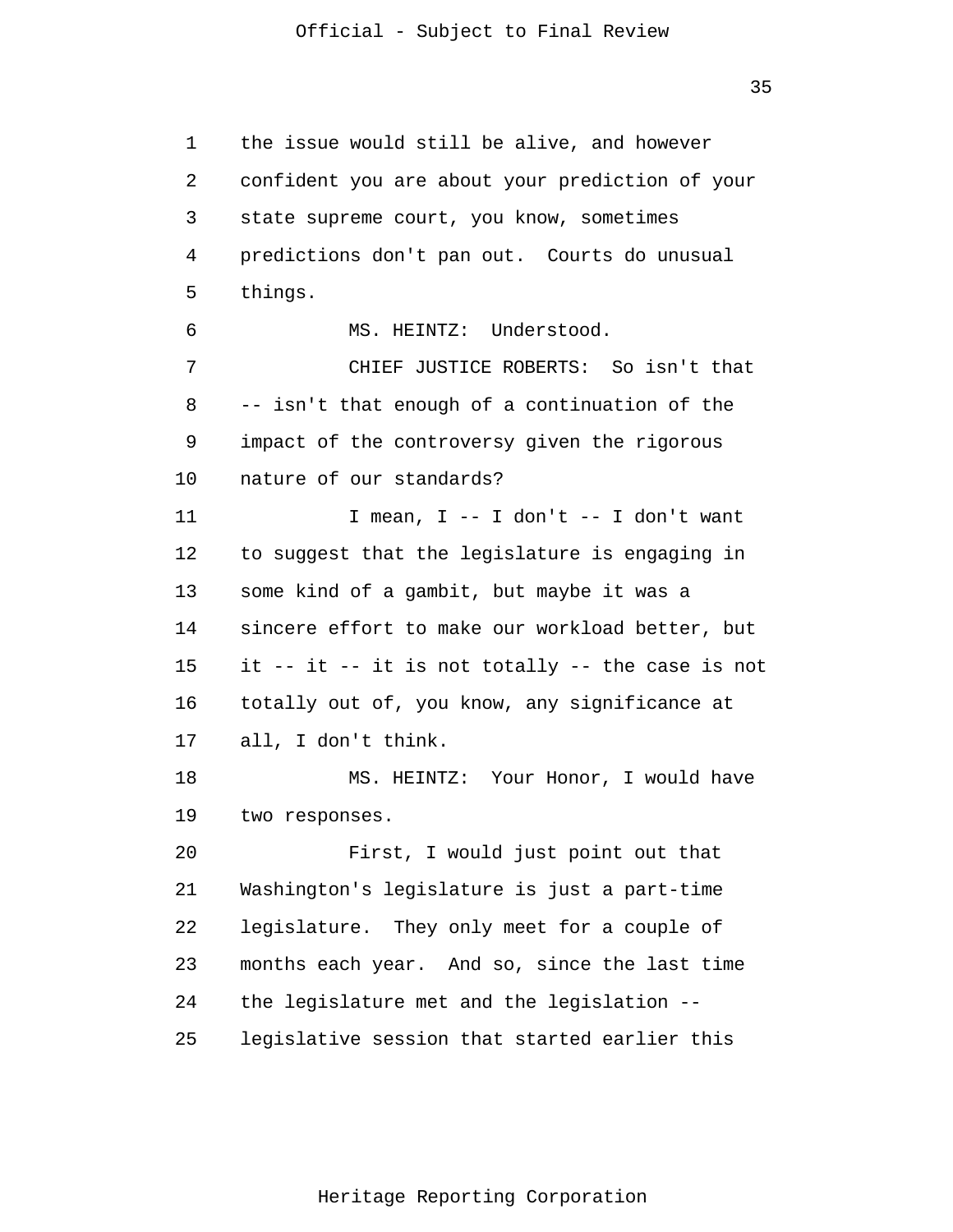the issue would still be alive, and however confident you are about your prediction of your state supreme court, you know, sometimes predictions don't pan out. Courts do unusual things.

MS. HEINTZ: Understood.

CHIEF JUSTICE ROBERTS: So isn't that -- isn't that enough of a continuation of the impact of the controversy given the rigorous nature of our standards?

I mean, I -- I don't -- I don't want to suggest that the legislature is engaging in some kind of a gambit, but maybe it was a sincere effort to make our workload better, but it -- it -- it is not totally -- the case is not totally out of, you know, any significance at all, I don't think.

MS. HEINTZ: Your Honor, I would have two responses.

First, I would just point out that Washington's legislature is just a part-time legislature. They only meet for a couple of months each year. And so, since the last time the legislature met and the legislation -- legislative session that started earlier this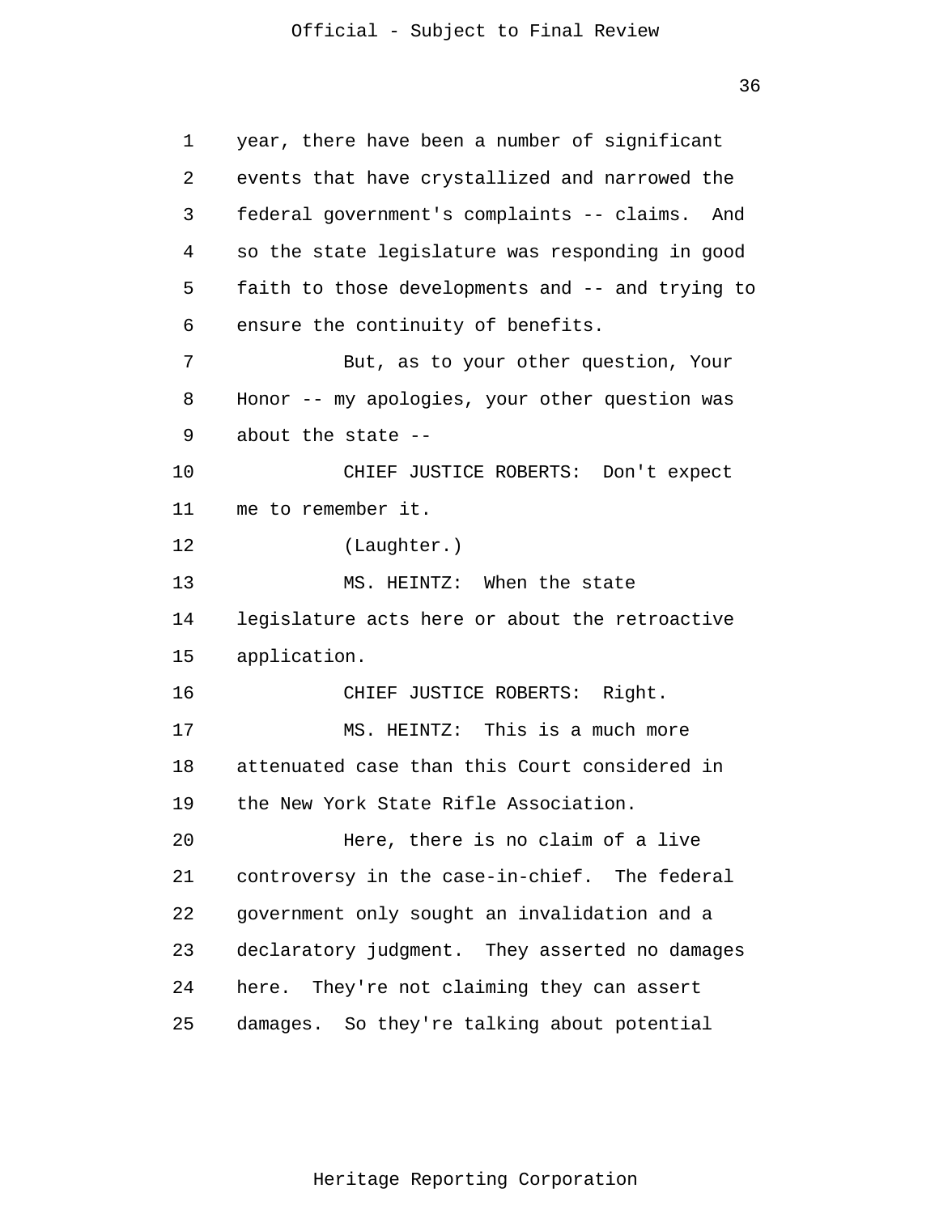year, there have been a number of significant events that have crystallized and narrowed the federal government's complaints -- claims. And so the state legislature was responding in good faith to those developments and -- and trying to ensure the continuity of benefits.

But, as to your other question, Your Honor -- my apologies, your other question was about the state --

CHIEF JUSTICE ROBERTS: Don't expect me to remember it.

(Laughter.)

MS. HEINTZ: When the state legislature acts here or about the retroactive application.

CHIEF JUSTICE ROBERTS: Right.

MS. HEINTZ: This is a much more attenuated case than this Court considered in the New York State Rifle Association.

Here, there is no claim of a live controversy in the case-in-chief. The federal government only sought an invalidation and a declaratory judgment. They asserted no damages here. They're not claiming they can assert damages. So they're talking about potential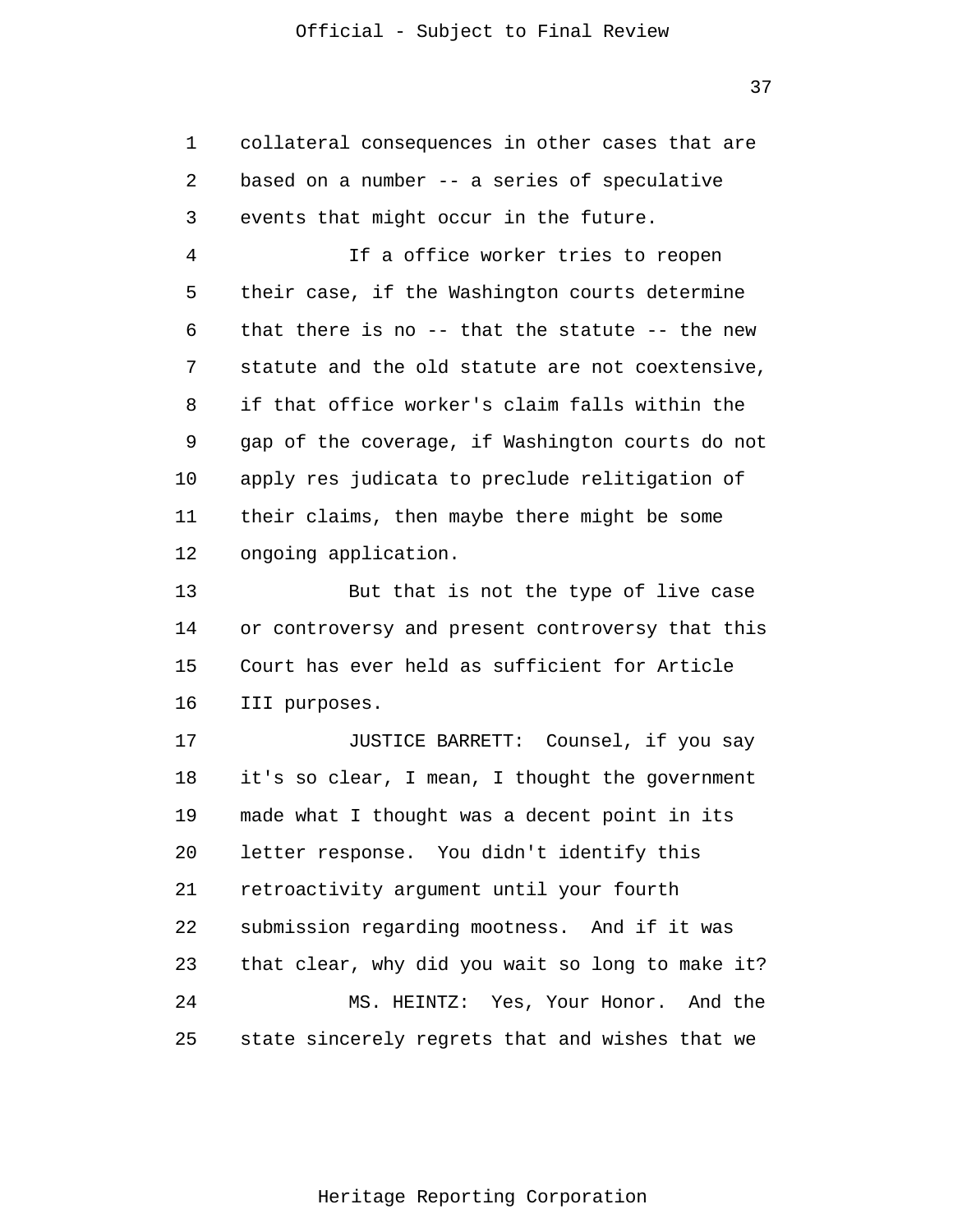collateral consequences in other cases that are based on a number -- a series of speculative events that might occur in the future.

If a office worker tries to reopen their case, if the Washington courts determine that there is no -- that the statute -- the new statute and the old statute are not coextensive, if that office worker's claim falls within the gap of the coverage, if Washington courts do not apply res judicata to preclude relitigation of their claims, then maybe there might be some ongoing application.

But that is not the type of live case or controversy and present controversy that this Court has ever held as sufficient for Article III purposes.

JUSTICE BARRETT: Counsel, if you say it's so clear, I mean, I thought the government made what I thought was a decent point in its letter response. You didn't identify this retroactivity argument until your fourth submission regarding mootness. And if it was that clear, why did you wait so long to make it?

MS. HEINTZ: Yes, Your Honor. And the state sincerely regrets that and wishes that we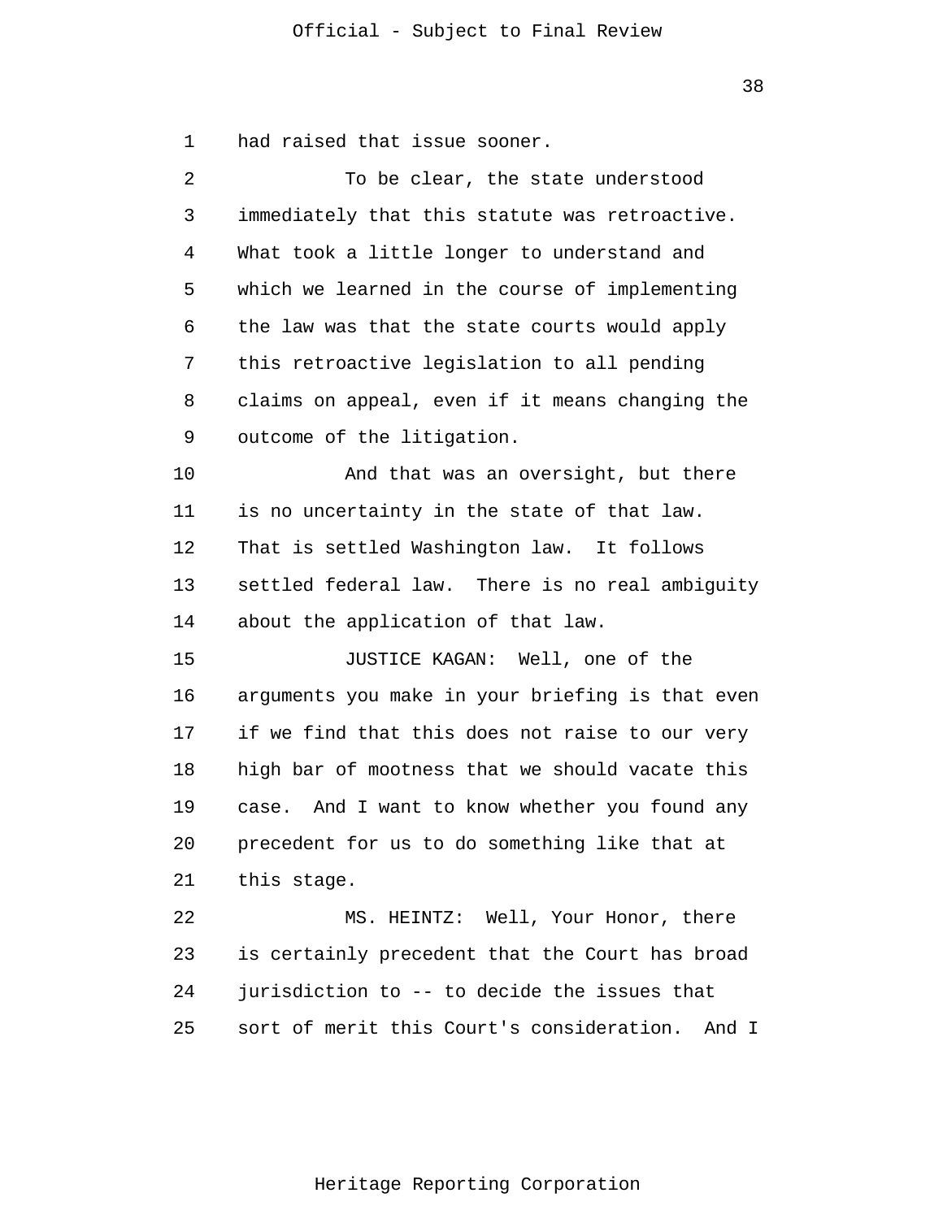had raised that issue sooner.

To be clear, the state understood immediately that this statute was retroactive. What took a little longer to understand and which we learned in the course of implementing the law was that the state courts would apply this retroactive legislation to all pending claims on appeal, even if it means changing the outcome of the litigation.

And that was an oversight, but there is no uncertainty in the state of that law. That is settled Washington law. It follows settled federal law. There is no real ambiguity about the application of that law.

JUSTICE KAGAN: Well, one of the arguments you make in your briefing is that even if we find that this does not raise to our very high bar of mootness that we should vacate this case. And I want to know whether you found any precedent for us to do something like that at this stage.

MS. HEINTZ: Well, Your Honor, there is certainly precedent that the Court has broad jurisdiction to -- to decide the issues that sort of merit this Court's consideration. And I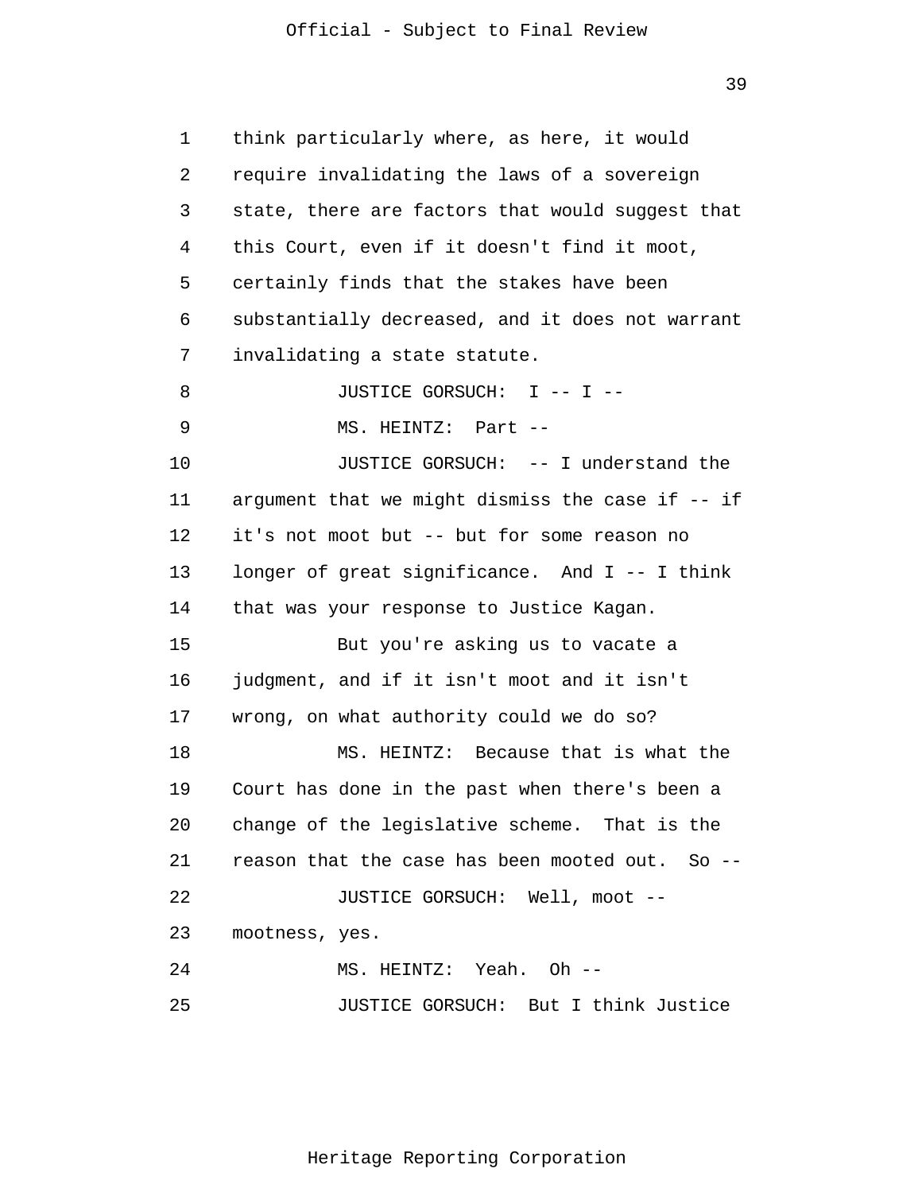think particularly where, as here, it would require invalidating the laws of a sovereign state, there are factors that would suggest that this Court, even if it doesn't find it moot, certainly finds that the stakes have been substantially decreased, and it does not warrant invalidating a state statute.

JUSTICE GORSUCH: I -- I --

MS. HEINTZ: Part --

JUSTICE GORSUCH: -- I understand the argument that we might dismiss the case if -- if it's not moot but -- but for some reason no longer of great significance. And I -- I think that was your response to Justice Kagan.

But you're asking us to vacate a judgment, and if it isn't moot and it isn't wrong, on what authority could we do so?

MS. HEINTZ: Because that is what the Court has done in the past when there's been a change of the legislative scheme. That is the reason that the case has been mooted out. So --

JUSTICE GORSUCH: Well, moot -- mootness, yes.

MS. HEINTZ: Yeah. Oh --

JUSTICE GORSUCH: But I think Justice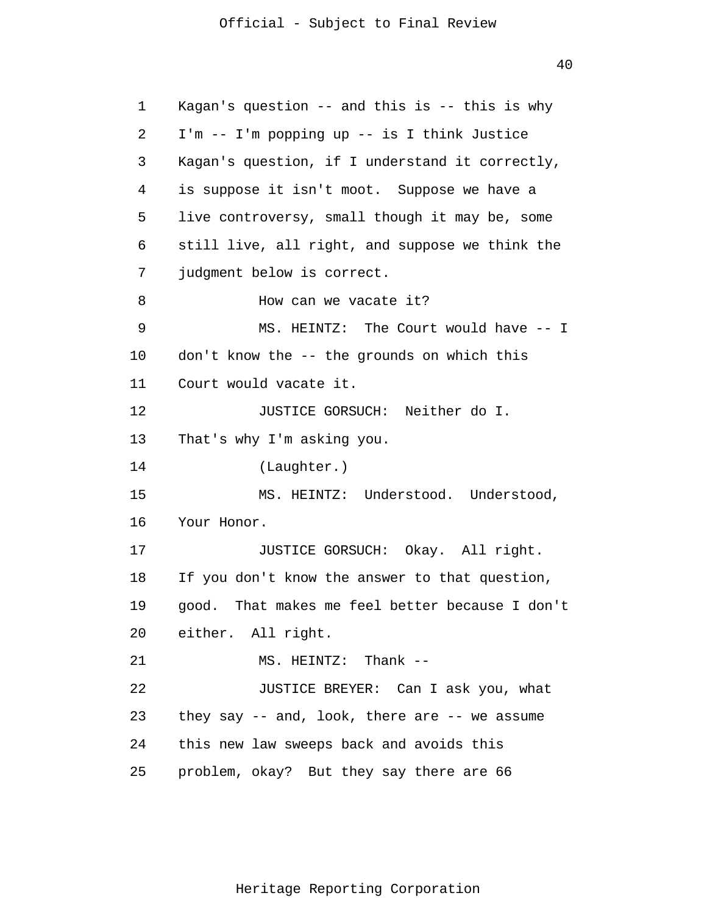Kagan's question -- and this is -- this is why I'm -- I'm popping up -- is I think Justice Kagan's question, if I understand it correctly, is suppose it isn't moot. Suppose we have a live controversy, small though it may be, some still live, all right, and suppose we think the judgment below is correct.

How can we vacate it?

MS. HEINTZ: The Court would have -- I don't know the -- the grounds on which this Court would vacate it.

JUSTICE GORSUCH: Neither do I. That's why I'm asking you.

(Laughter.)

MS. HEINTZ: Understood. Understood, Your Honor.

JUSTICE GORSUCH: Okay. All right. If you don't know the answer to that question, good. That makes me feel better because I don't either. All right.

MS. HEINTZ: Thank --

JUSTICE BREYER: Can I ask you, what they say -- and, look, there are -- we assume this new law sweeps back and avoids this problem, okay? But they say there are 66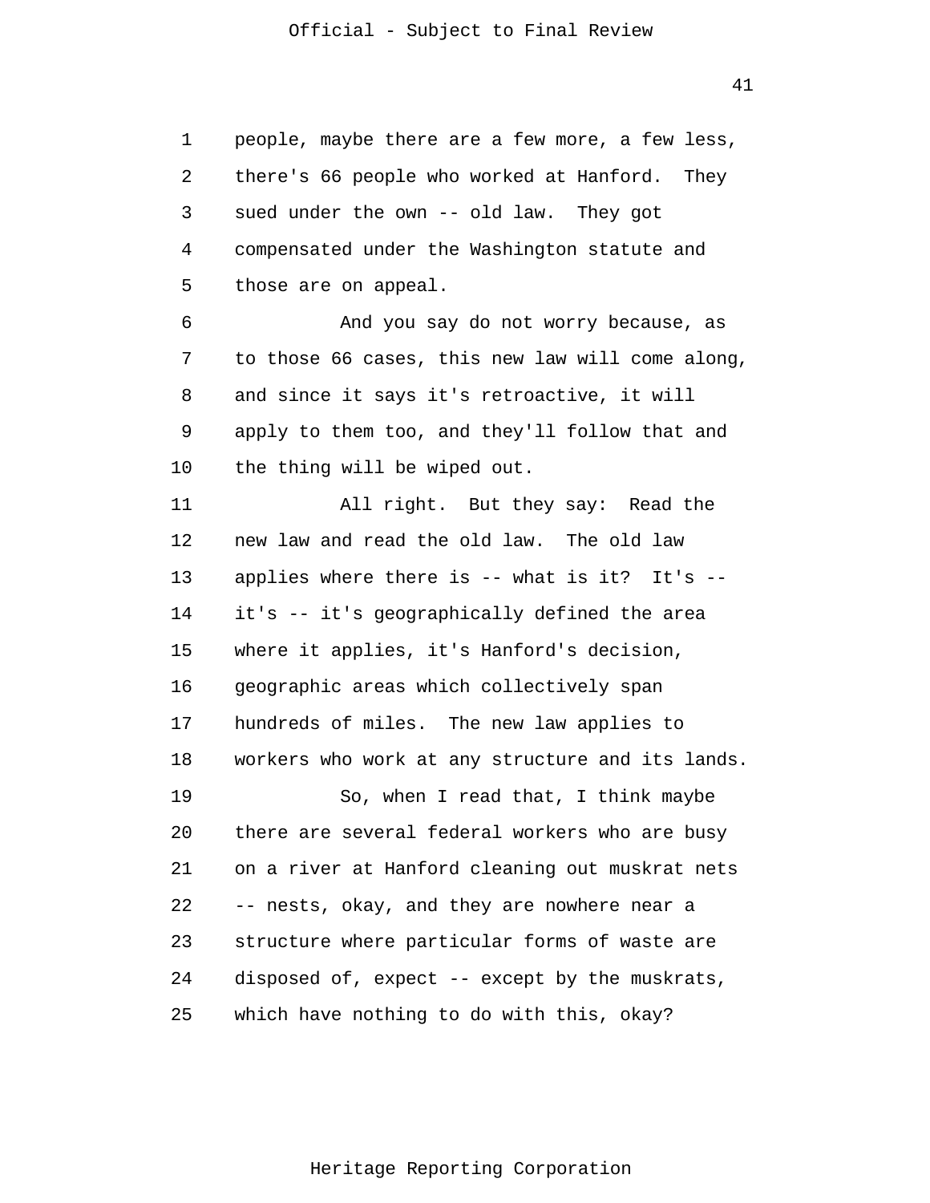people, maybe there are a few more, a few less, there's 66 people who worked at Hanford. They sued under the own -- old law. They got compensated under the Washington statute and those are on appeal.

And you say do not worry because, as to those 66 cases, this new law will come along, and since it says it's retroactive, it will apply to them too, and they'll follow that and the thing will be wiped out.

All right. But they say: Read the new law and read the old law. The old law applies where there is -- what is it? It's -- it's -- it's geographically defined the area where it applies, it's Hanford's decision, geographic areas which collectively span hundreds of miles. The new law applies to workers who work at any structure and its lands.

So, when I read that, I think maybe there are several federal workers who are busy on a river at Hanford cleaning out muskrat nets -- nests, okay, and they are nowhere near a structure where particular forms of waste are disposed of, expect -- except by the muskrats, which have nothing to do with this, okay?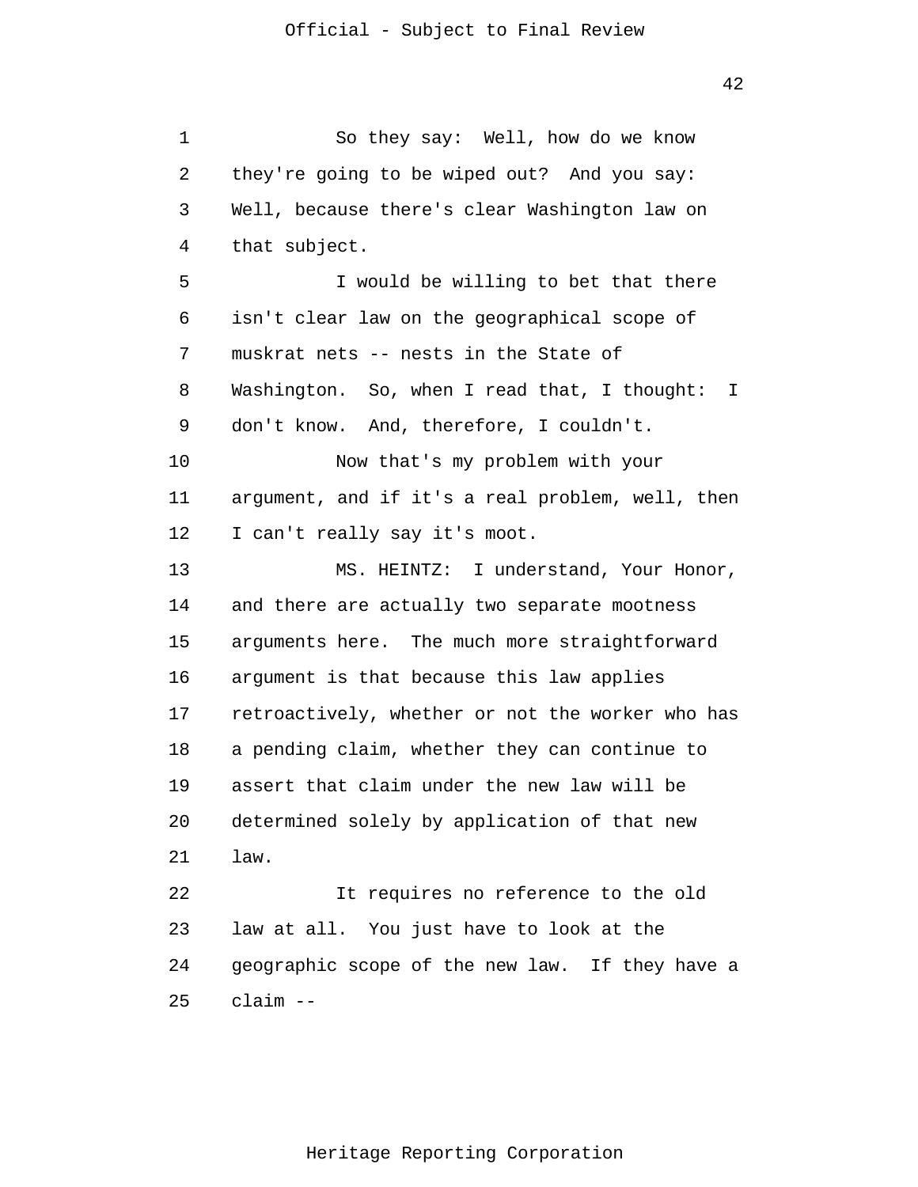So they say: Well, how do we know they're going to be wiped out? And you say: Well, because there's clear Washington law on that subject.

I would be willing to bet that there isn't clear law on the geographical scope of muskrat nets -- nests in the State of Washington. So, when I read that, I thought: I don't know. And, therefore, I couldn't.

Now that's my problem with your argument, and if it's a real problem, well, then I can't really say it's moot.

MS. HEINTZ: I understand, Your Honor, and there are actually two separate mootness arguments here. The much more straightforward argument is that because this law applies retroactively, whether or not the worker who has a pending claim, whether they can continue to assert that claim under the new law will be determined solely by application of that new law.

It requires no reference to the old law at all. You just have to look at the geographic scope of the new law. If they have a claim --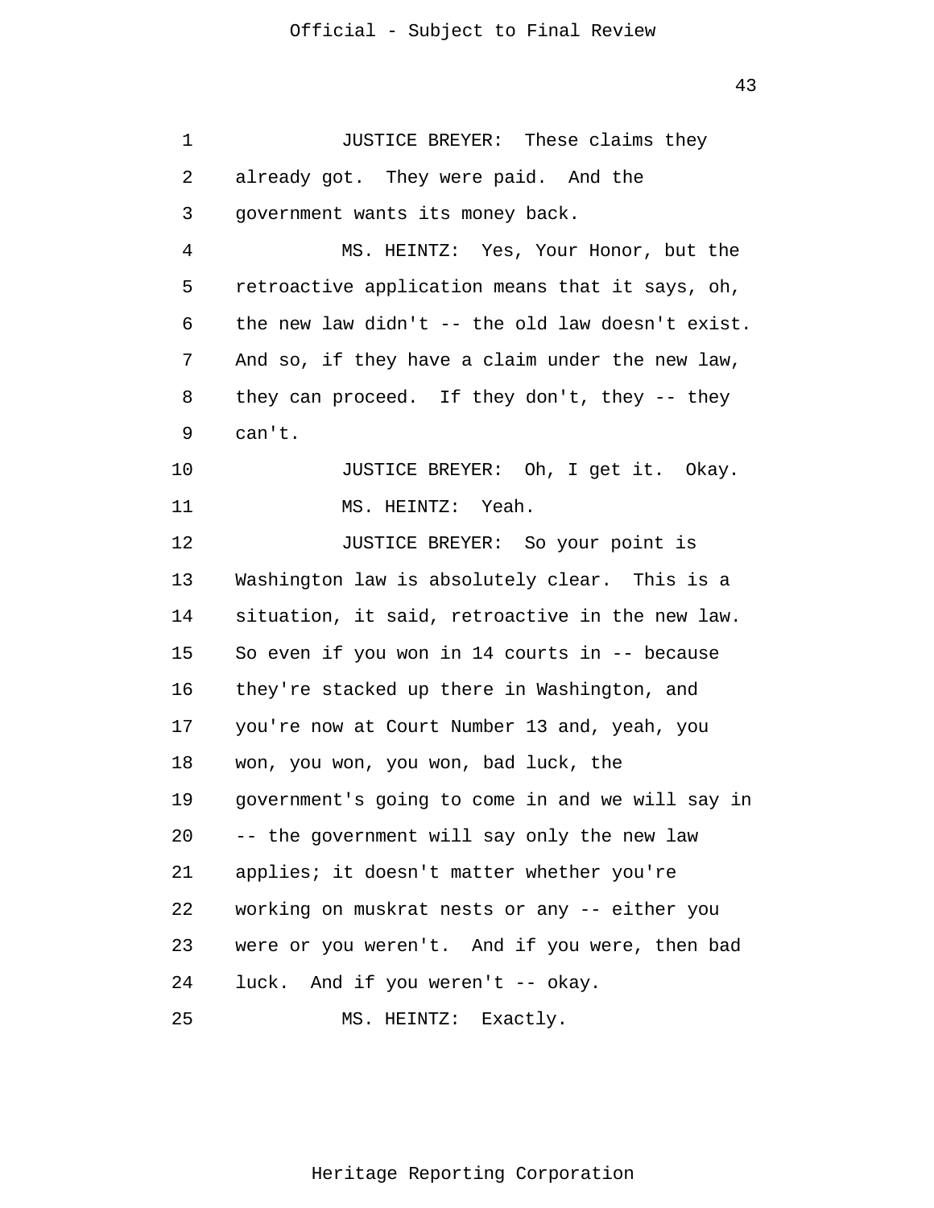JUSTICE BREYER: These claims they already got. They were paid. And the government wants its money back.

MS. HEINTZ: Yes, Your Honor, but the retroactive application means that it says, oh, the new law didn't -- the old law doesn't exist. And so, if they have a claim under the new law, they can proceed. If they don't, they -- they can't.

JUSTICE BREYER: Oh, I get it. Okay.

MS. HEINTZ: Yeah.

JUSTICE BREYER: So your point is Washington law is absolutely clear. This is a situation, it said, retroactive in the new law. So even if you won in 14 courts in -- because they're stacked up there in Washington, and you're now at Court Number 13 and, yeah, you won, you won, you won, bad luck, the government's going to come in and we will say in -- the government will say only the new law applies; it doesn't matter whether you're working on muskrat nests or any -- either you were or you weren't. And if you were, then bad luck. And if you weren't -- okay.

MS. HEINTZ: Exactly.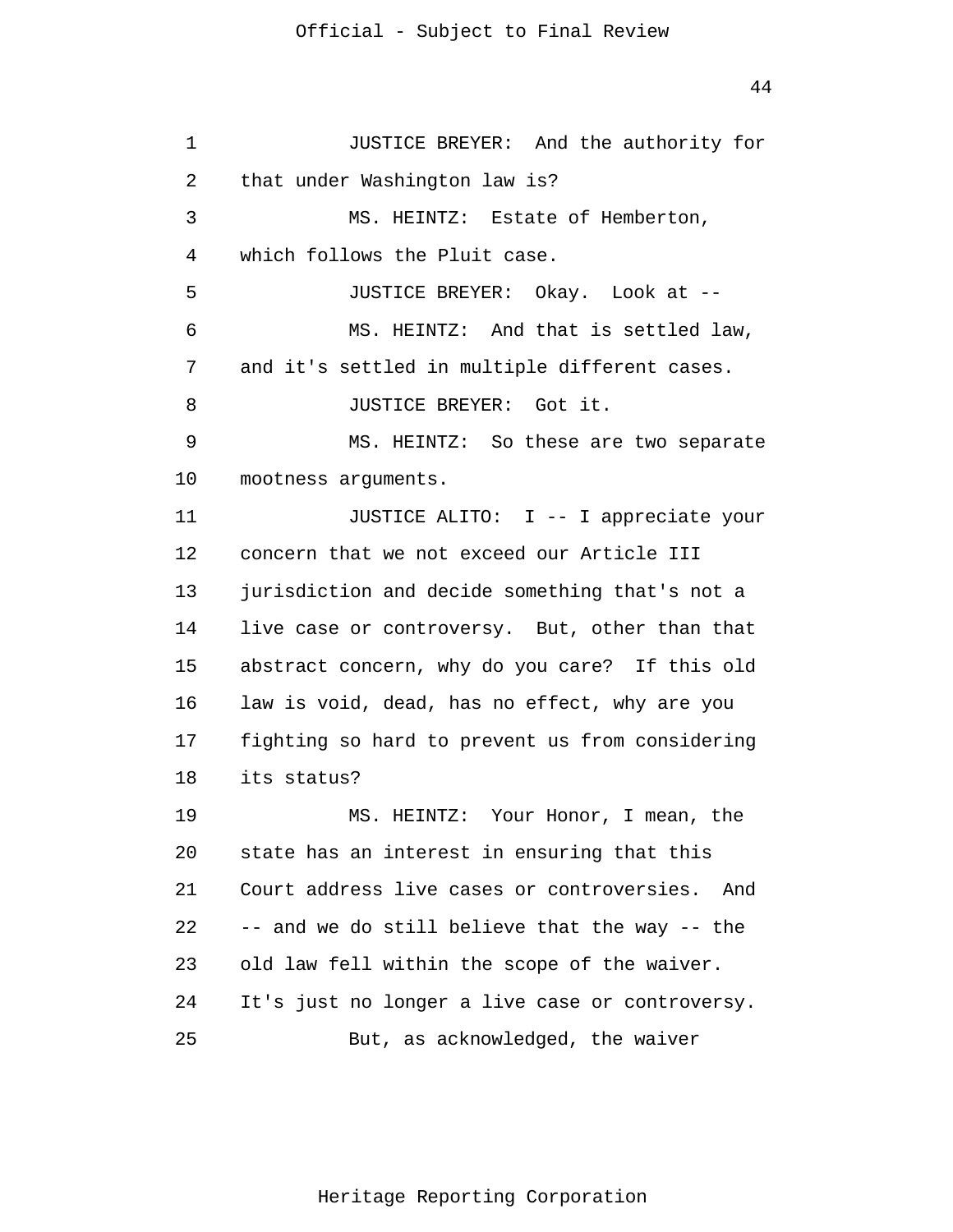JUSTICE BREYER: And the authority for that under Washington law is?

MS. HEINTZ: Estate of Hemberton, which follows the Pluit case.

JUSTICE BREYER: Okay. Look at --

MS. HEINTZ: And that is settled law, and it's settled in multiple different cases.

JUSTICE BREYER: Got it.

MS. HEINTZ: So these are two separate mootness arguments.

JUSTICE ALITO: I -- I appreciate your concern that we not exceed our Article III jurisdiction and decide something that's not a live case or controversy. But, other than that abstract concern, why do you care? If this old law is void, dead, has no effect, why are you fighting so hard to prevent us from considering its status?

MS. HEINTZ: Your Honor, I mean, the state has an interest in ensuring that this Court address live cases or controversies. And -- and we do still believe that the way -- the old law fell within the scope of the waiver. It's just no longer a live case or controversy.

But, as acknowledged, the waiver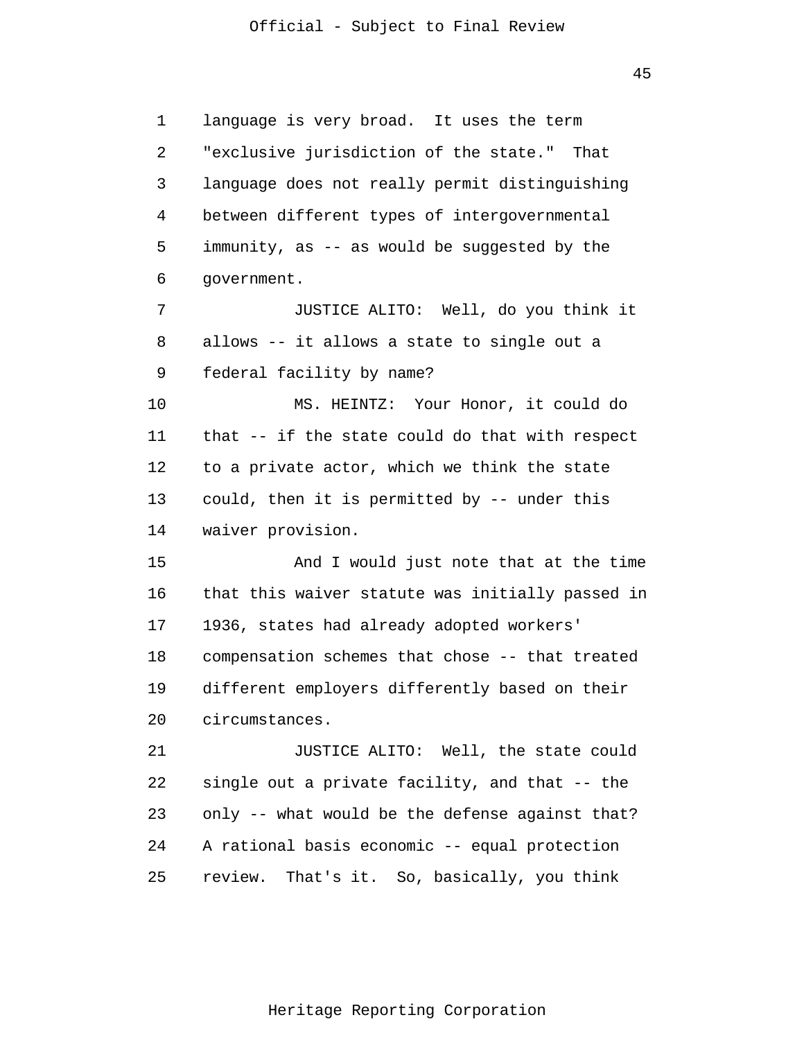language is very broad. It uses the term "exclusive jurisdiction of the state." That language does not really permit distinguishing between different types of intergovernmental immunity, as -- as would be suggested by the government.

JUSTICE ALITO: Well, do you think it allows -- it allows a state to single out a federal facility by name?

MS. HEINTZ: Your Honor, it could do that -- if the state could do that with respect to a private actor, which we think the state could, then it is permitted by -- under this waiver provision.

And I would just note that at the time that this waiver statute was initially passed in 1936, states had already adopted workers' compensation schemes that chose -- that treated different employers differently based on their circumstances.

JUSTICE ALITO: Well, the state could single out a private facility, and that -- the only -- what would be the defense against that? A rational basis economic -- equal protection review. That's it. So, basically, you think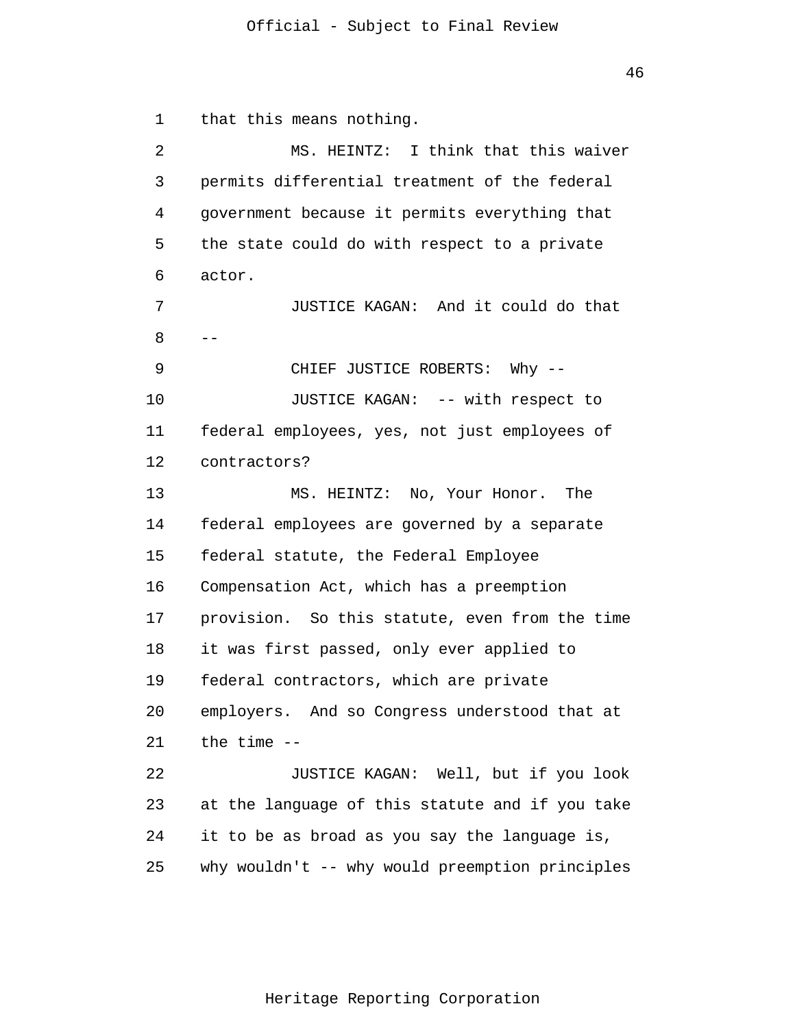that this means nothing.

MS. HEINTZ: I think that this waiver permits differential treatment of the federal government because it permits everything that the state could do with respect to a private actor.

JUSTICE KAGAN: And it could do that --

CHIEF JUSTICE ROBERTS: Why --

JUSTICE KAGAN: -- with respect to federal employees, yes, not just employees of contractors?

MS. HEINTZ: No, Your Honor. The federal employees are governed by a separate federal statute, the Federal Employee Compensation Act, which has a preemption provision. So this statute, even from the time it was first passed, only ever applied to federal contractors, which are private employers. And so Congress understood that at the time --

JUSTICE KAGAN: Well, but if you look at the language of this statute and if you take it to be as broad as you say the language is, why wouldn't -- why would preemption principles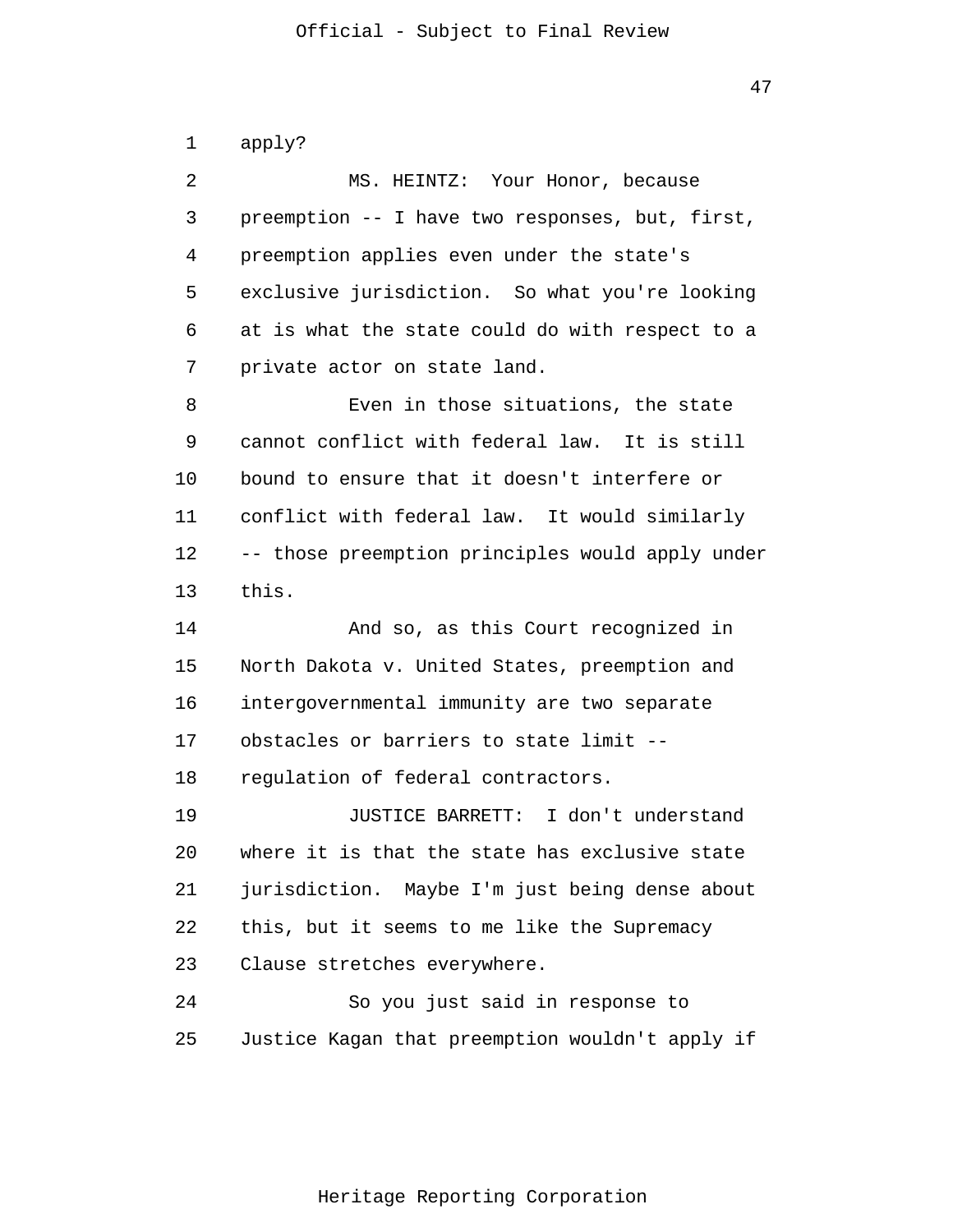apply?

MS. HEINTZ: Your Honor, because preemption -- I have two responses, but, first, preemption applies even under the state's exclusive jurisdiction. So what you're looking at is what the state could do with respect to a private actor on state land.

Even in those situations, the state cannot conflict with federal law. It is still bound to ensure that it doesn't interfere or conflict with federal law. It would similarly -- those preemption principles would apply under this.

And so, as this Court recognized in North Dakota v. United States, preemption and intergovernmental immunity are two separate obstacles or barriers to state limit -- regulation of federal contractors.

JUSTICE BARRETT: I don't understand where it is that the state has exclusive state jurisdiction. Maybe I'm just being dense about this, but it seems to me like the Supremacy Clause stretches everywhere.

So you just said in response to Justice Kagan that preemption wouldn't apply if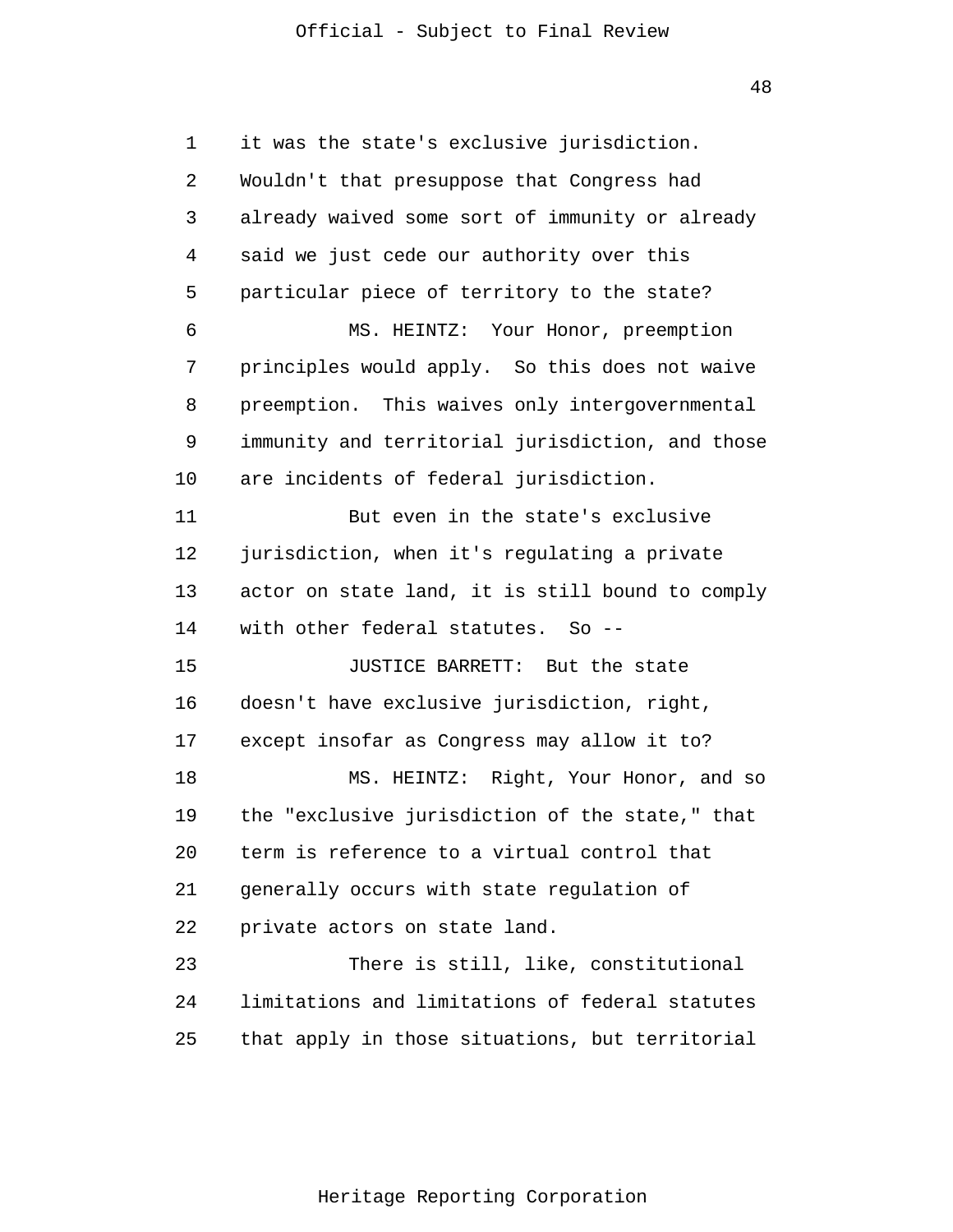it was the state's exclusive jurisdiction. Wouldn't that presuppose that Congress had already waived some sort of immunity or already said we just cede our authority over this particular piece of territory to the state?

MS. HEINTZ: Your Honor, preemption principles would apply. So this does not waive preemption. This waives only intergovernmental immunity and territorial jurisdiction, and those are incidents of federal jurisdiction.

But even in the state's exclusive jurisdiction, when it's regulating a private actor on state land, it is still bound to comply with other federal statutes. So --

JUSTICE BARRETT: But the state doesn't have exclusive jurisdiction, right, except insofar as Congress may allow it to?

MS. HEINTZ: Right, Your Honor, and so the "exclusive jurisdiction of the state," that term is reference to a virtual control that generally occurs with state regulation of private actors on state land.

There is still, like, constitutional limitations and limitations of federal statutes that apply in those situations, but territorial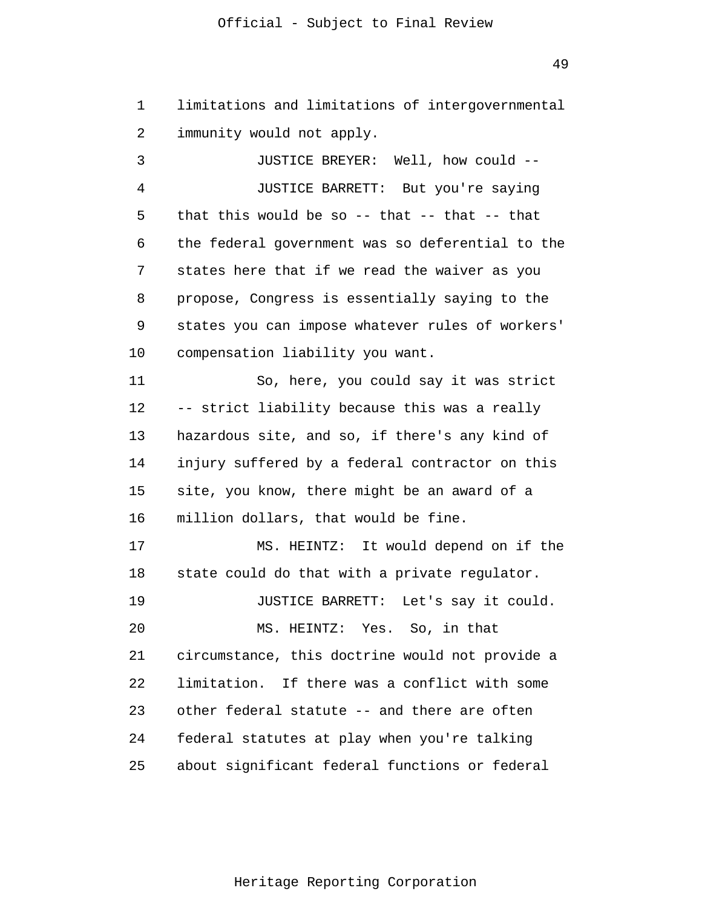limitations and limitations of intergovernmental immunity would not apply.

JUSTICE BREYER: Well, how could --

JUSTICE BARRETT: But you're saying that this would be so -- that -- that -- that the federal government was so deferential to the states here that if we read the waiver as you propose, Congress is essentially saying to the states you can impose whatever rules of workers' compensation liability you want.

So, here, you could say it was strict -- strict liability because this was a really hazardous site, and so, if there's any kind of injury suffered by a federal contractor on this site, you know, there might be an award of a million dollars, that would be fine.

MS. HEINTZ: It would depend on if the state could do that with a private regulator.

JUSTICE BARRETT: Let's say it could.

MS. HEINTZ: Yes. So, in that circumstance, this doctrine would not provide a limitation. If there was a conflict with some other federal statute -- and there are often federal statutes at play when you're talking about significant federal functions or federal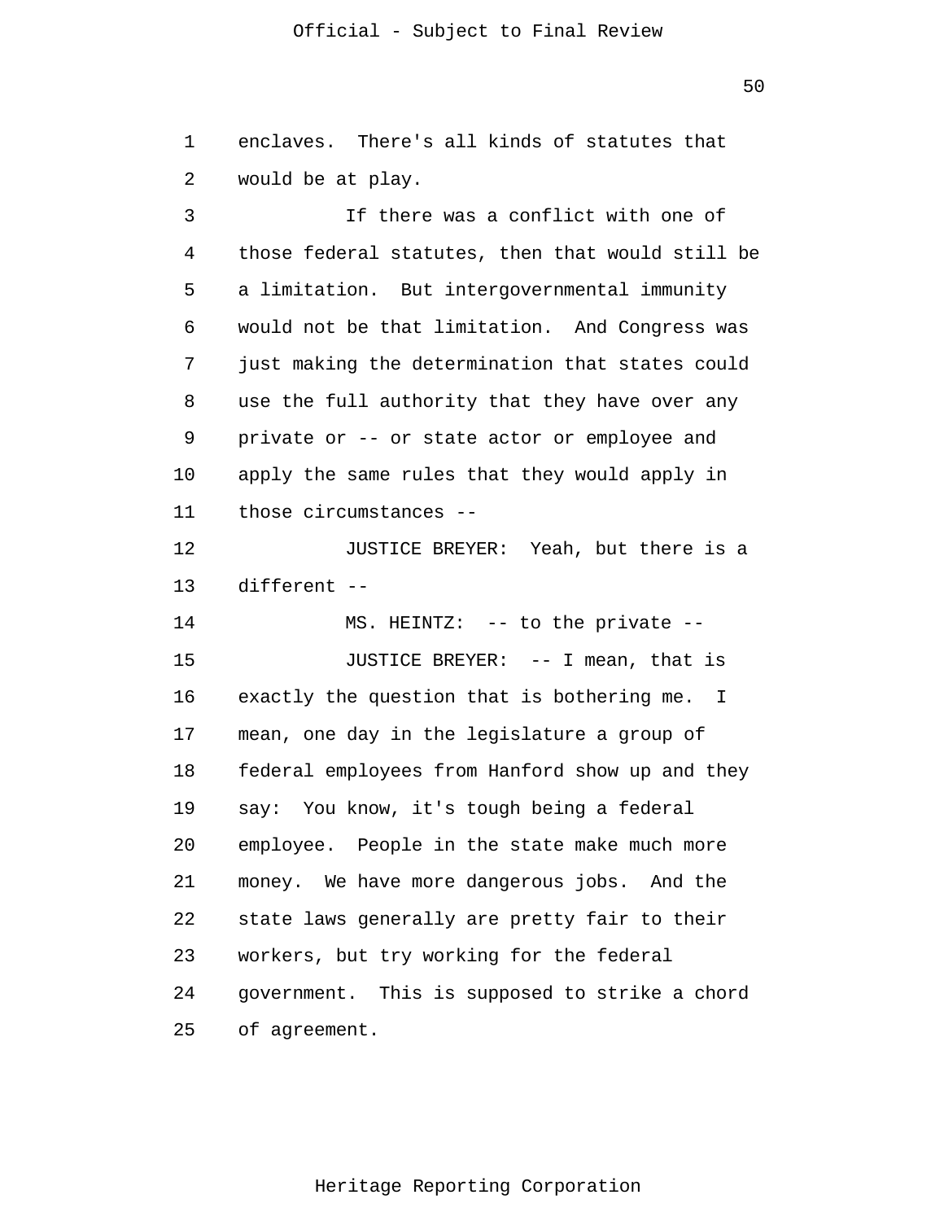enclaves. There's all kinds of statutes that would be at play.

If there was a conflict with one of those federal statutes, then that would still be a limitation. But intergovernmental immunity would not be that limitation. And Congress was just making the determination that states could use the full authority that they have over any private or -- or state actor or employee and apply the same rules that they would apply in those circumstances --

JUSTICE BREYER: Yeah, but there is a different --

MS. HEINTZ: -- to the private --

JUSTICE BREYER: -- I mean, that is exactly the question that is bothering me. I mean, one day in the legislature a group of federal employees from Hanford show up and they say: You know, it's tough being a federal employee. People in the state make much more money. We have more dangerous jobs. And the state laws generally are pretty fair to their workers, but try working for the federal government. This is supposed to strike a chord of agreement.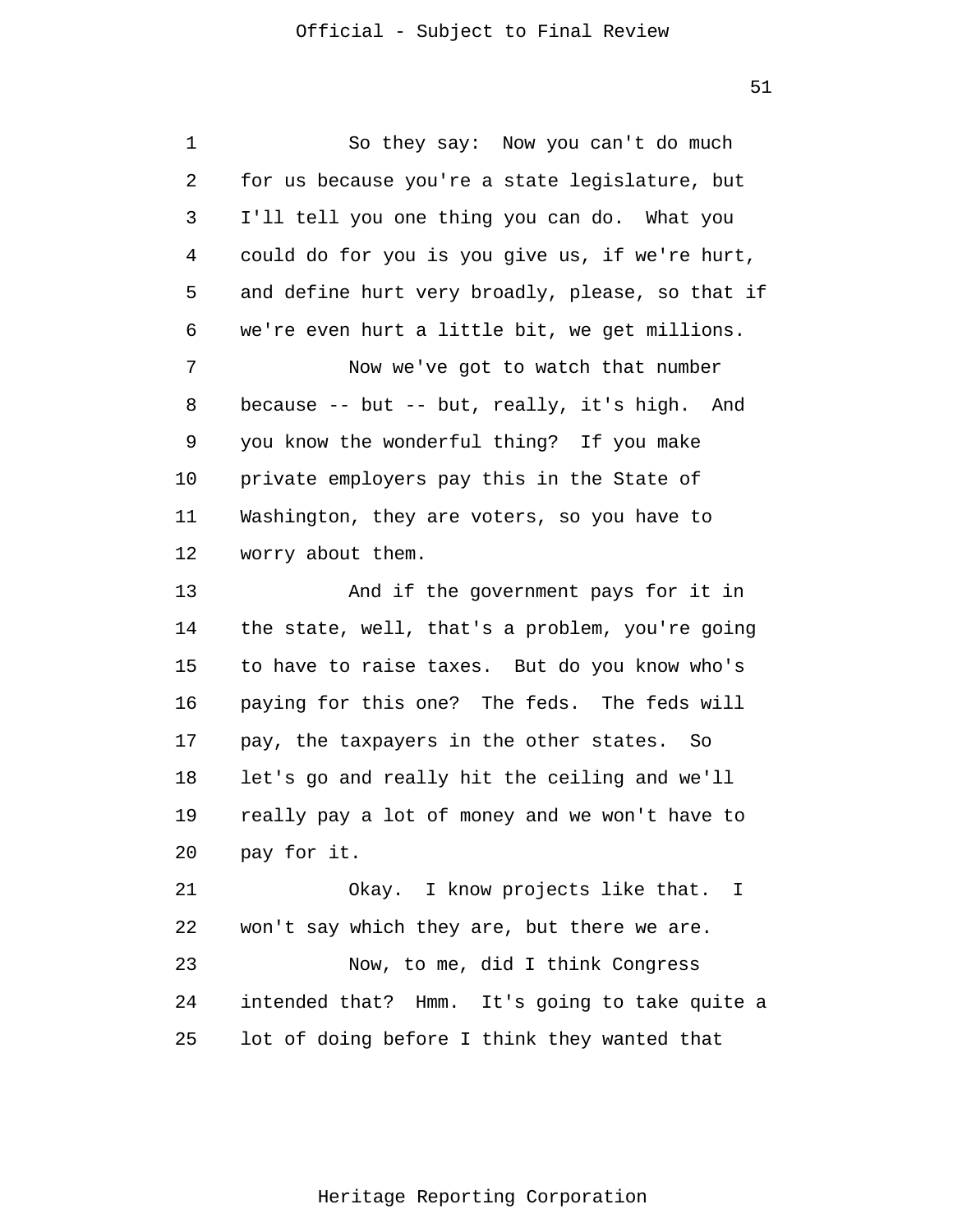So they say: Now you can't do much for us because you're a state legislature, but I'll tell you one thing you can do. What you could do for you is you give us, if we're hurt, and define hurt very broadly, please, so that if we're even hurt a little bit, we get millions.

Now we've got to watch that number because -- but -- but, really, it's high. And you know the wonderful thing? If you make private employers pay this in the State of Washington, they are voters, so you have to worry about them.

And if the government pays for it in the state, well, that's a problem, you're going to have to raise taxes. But do you know who's paying for this one? The feds. The feds will pay, the taxpayers in the other states. So let's go and really hit the ceiling and we'll really pay a lot of money and we won't have to pay for it.

Okay. I know projects like that. I won't say which they are, but there we are.

Now, to me, did I think Congress intended that? Hmm. It's going to take quite a lot of doing before I think they wanted that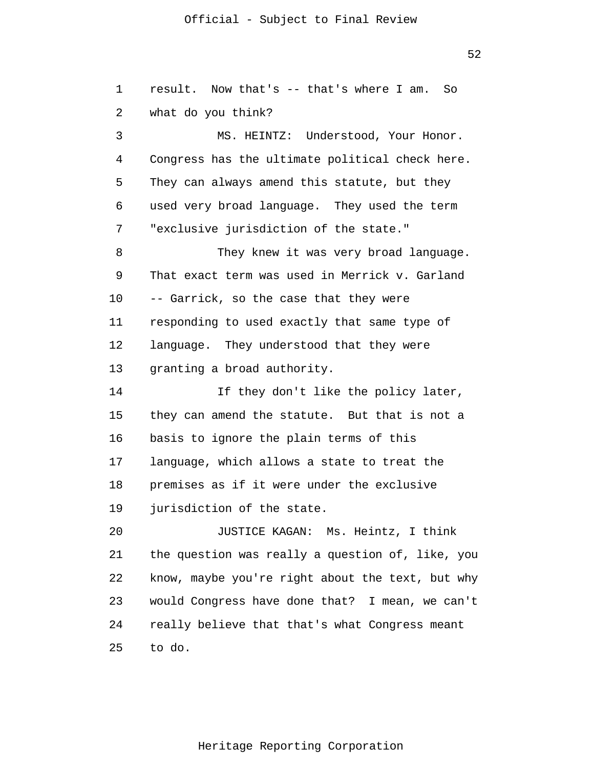result. Now that's -- that's where I am. So what do you think?

MS. HEINTZ: Understood, Your Honor. Congress has the ultimate political check here. They can always amend this statute, but they used very broad language. They used the term "exclusive jurisdiction of the state."

They knew it was very broad language. That exact term was used in Merrick v. Garland -- Garrick, so the case that they were responding to used exactly that same type of language. They understood that they were granting a broad authority.

If they don't like the policy later, they can amend the statute. But that is not a basis to ignore the plain terms of this language, which allows a state to treat the premises as if it were under the exclusive jurisdiction of the state.

JUSTICE KAGAN: Ms. Heintz, I think the question was really a question of, like, you know, maybe you're right about the text, but why would Congress have done that? I mean, we can't really believe that that's what Congress meant to do.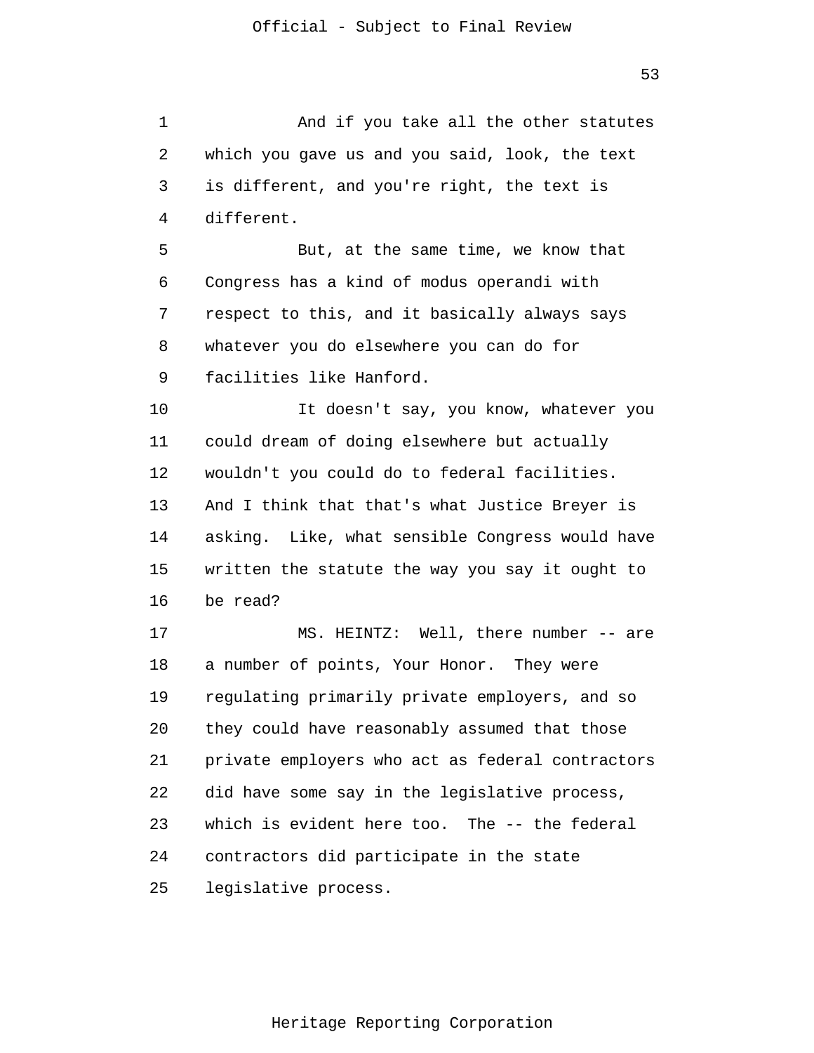And if you take all the other statutes which you gave us and you said, look, the text is different, and you're right, the text is different.

But, at the same time, we know that Congress has a kind of modus operandi with respect to this, and it basically always says whatever you do elsewhere you can do for facilities like Hanford.

It doesn't say, you know, whatever you could dream of doing elsewhere but actually wouldn't you could do to federal facilities. And I think that that's what Justice Breyer is asking. Like, what sensible Congress would have written the statute the way you say it ought to be read?

MS. HEINTZ: Well, there number -- are a number of points, Your Honor. They were regulating primarily private employers, and so they could have reasonably assumed that those private employers who act as federal contractors did have some say in the legislative process, which is evident here too. The -- the federal contractors did participate in the state legislative process.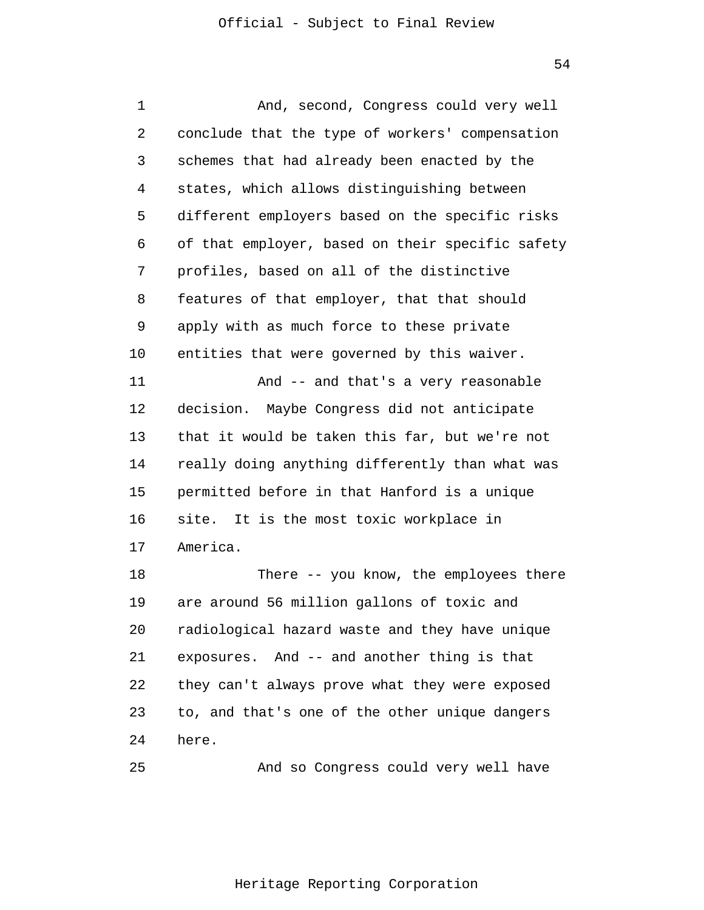And, second, Congress could very well conclude that the type of workers' compensation schemes that had already been enacted by the states, which allows distinguishing between different employers based on the specific risks of that employer, based on their specific safety profiles, based on all of the distinctive features of that employer, that that should apply with as much force to these private entities that were governed by this waiver.

And -- and that's a very reasonable decision. Maybe Congress did not anticipate that it would be taken this far, but we're not really doing anything differently than what was permitted before in that Hanford is a unique site. It is the most toxic workplace in America.

There -- you know, the employees there are around 56 million gallons of toxic and radiological hazard waste and they have unique exposures. And -- and another thing is that they can't always prove what they were exposed to, and that's one of the other unique dangers here.

And so Congress could very well have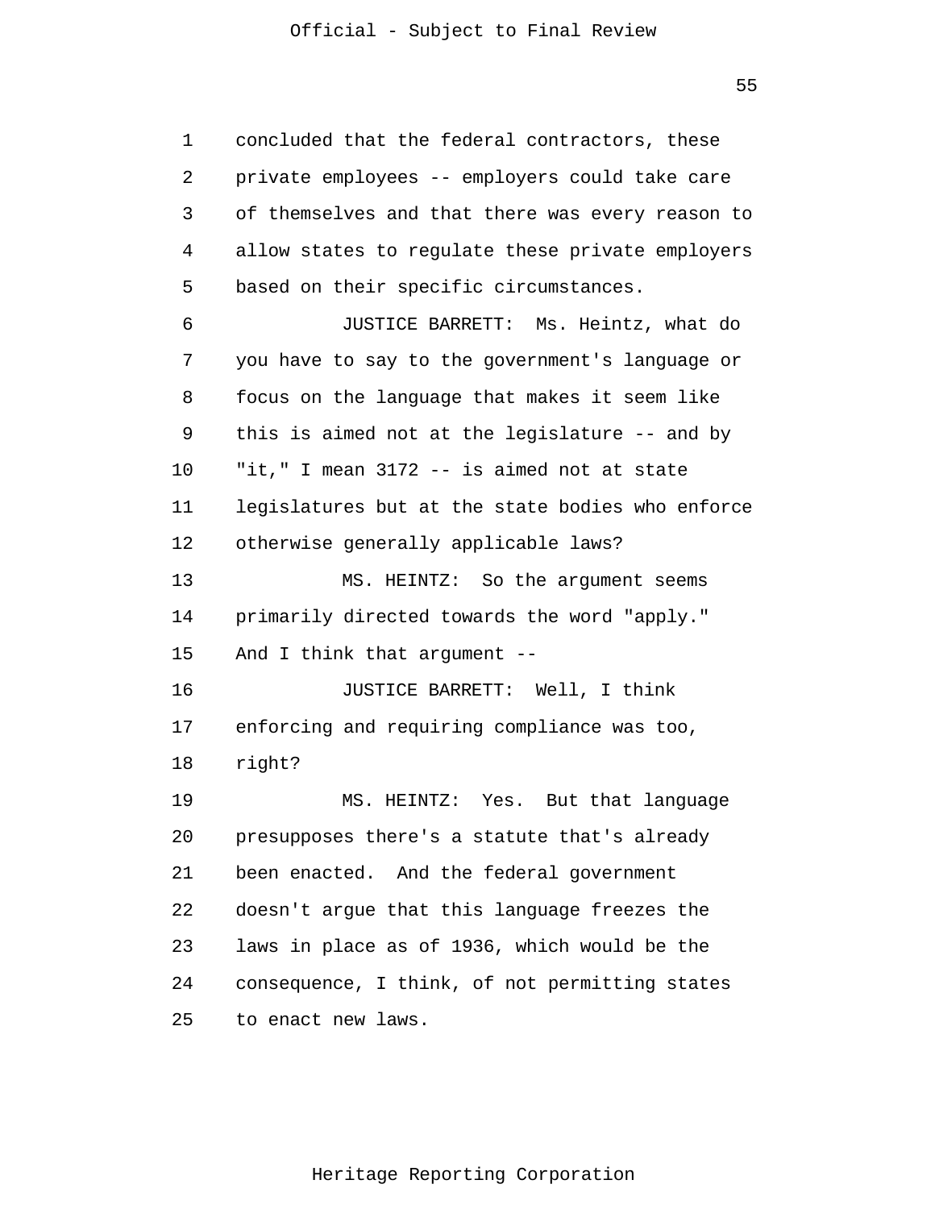concluded that the federal contractors, these private employees -- employers could take care of themselves and that there was every reason to allow states to regulate these private employers based on their specific circumstances.

JUSTICE BARRETT: Ms. Heintz, what do you have to say to the government's language or focus on the language that makes it seem like this is aimed not at the legislature -- and by "it," I mean 3172 -- is aimed not at state legislatures but at the state bodies who enforce otherwise generally applicable laws?

MS. HEINTZ: So the argument seems primarily directed towards the word "apply." And I think that argument --

JUSTICE BARRETT: Well, I think enforcing and requiring compliance was too, right?

MS. HEINTZ: Yes. But that language presupposes there's a statute that's already been enacted. And the federal government doesn't argue that this language freezes the laws in place as of 1936, which would be the consequence, I think, of not permitting states to enact new laws.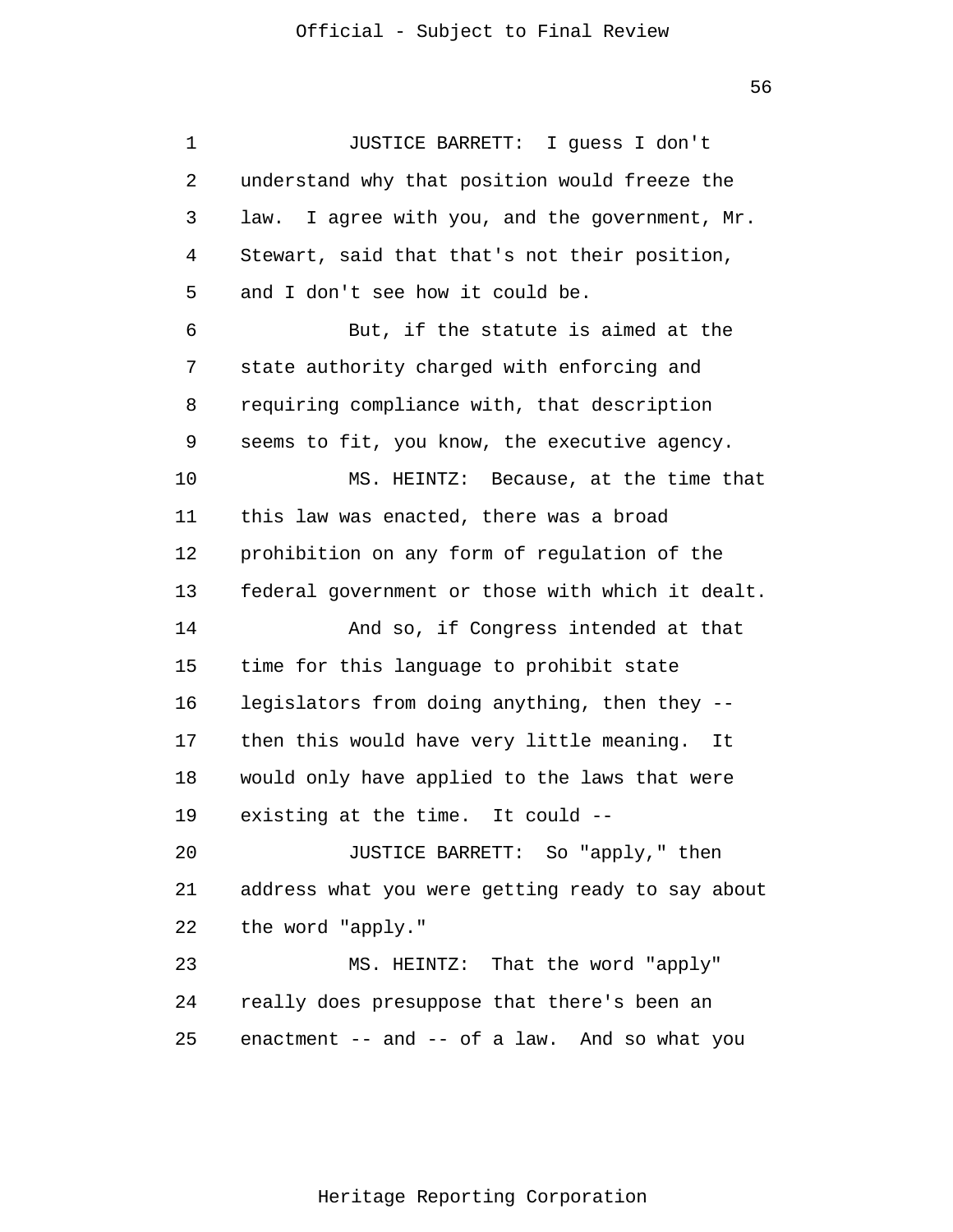JUSTICE BARRETT: I guess I don't understand why that position would freeze the law. I agree with you, and the government, Mr. Stewart, said that that's not their position, and I don't see how it could be.

But, if the statute is aimed at the state authority charged with enforcing and requiring compliance with, that description seems to fit, you know, the executive agency.

MS. HEINTZ: Because, at the time that this law was enacted, there was a broad prohibition on any form of regulation of the federal government or those with which it dealt.

And so, if Congress intended at that time for this language to prohibit state legislators from doing anything, then they -- then this would have very little meaning. It would only have applied to the laws that were existing at the time. It could --

JUSTICE BARRETT: So "apply," then address what you were getting ready to say about the word "apply."

MS. HEINTZ: That the word "apply" really does presuppose that there's been an enactment -- and -- of a law. And so what you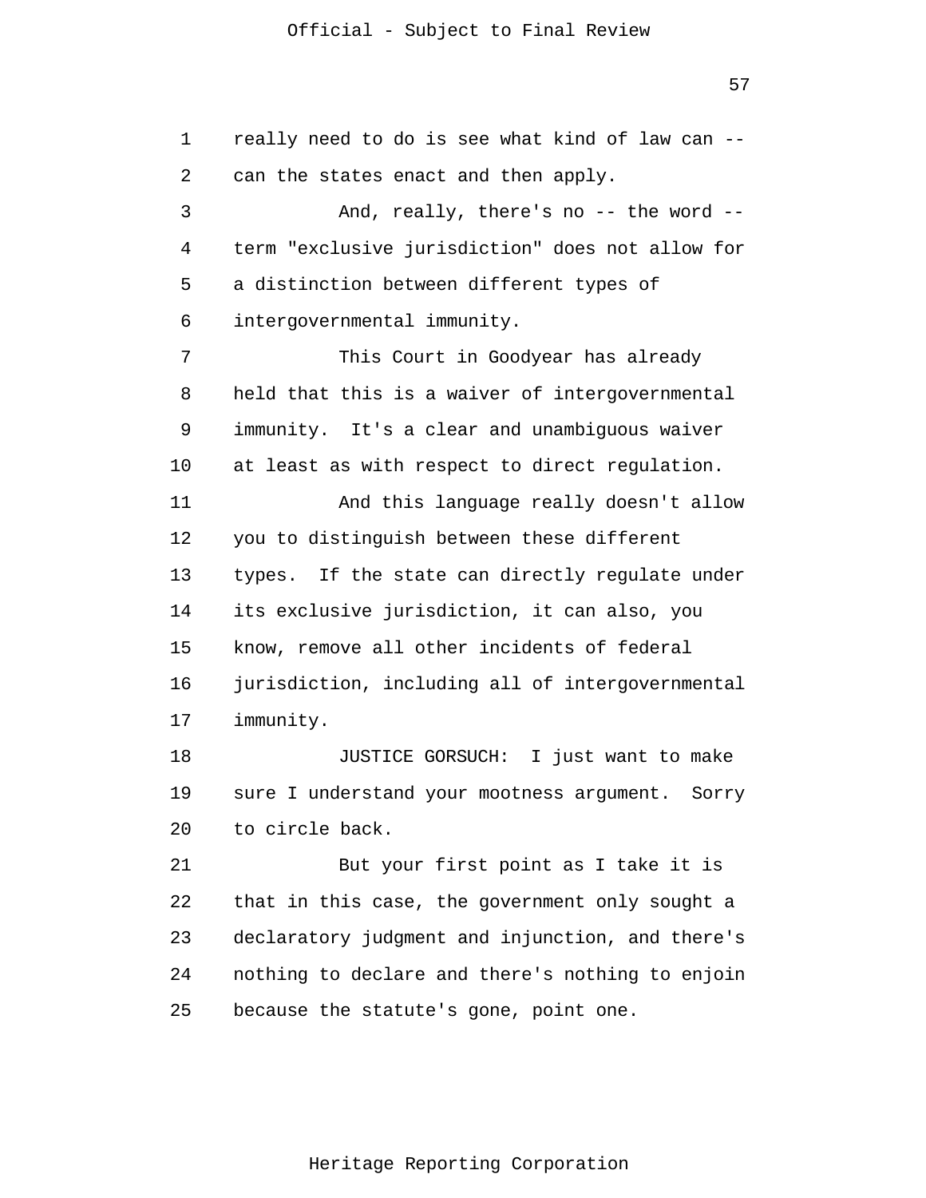really need to do is see what kind of law can -- can the states enact and then apply.

And, really, there's no -- the word -- term "exclusive jurisdiction" does not allow for a distinction between different types of intergovernmental immunity.

This Court in Goodyear has already held that this is a waiver of intergovernmental immunity. It's a clear and unambiguous waiver at least as with respect to direct regulation.

And this language really doesn't allow you to distinguish between these different types. If the state can directly regulate under its exclusive jurisdiction, it can also, you know, remove all other incidents of federal jurisdiction, including all of intergovernmental immunity.

JUSTICE GORSUCH: I just want to make sure I understand your mootness argument. Sorry to circle back.

But your first point as I take it is that in this case, the government only sought a declaratory judgment and injunction, and there's nothing to declare and there's nothing to enjoin because the statute's gone, point one.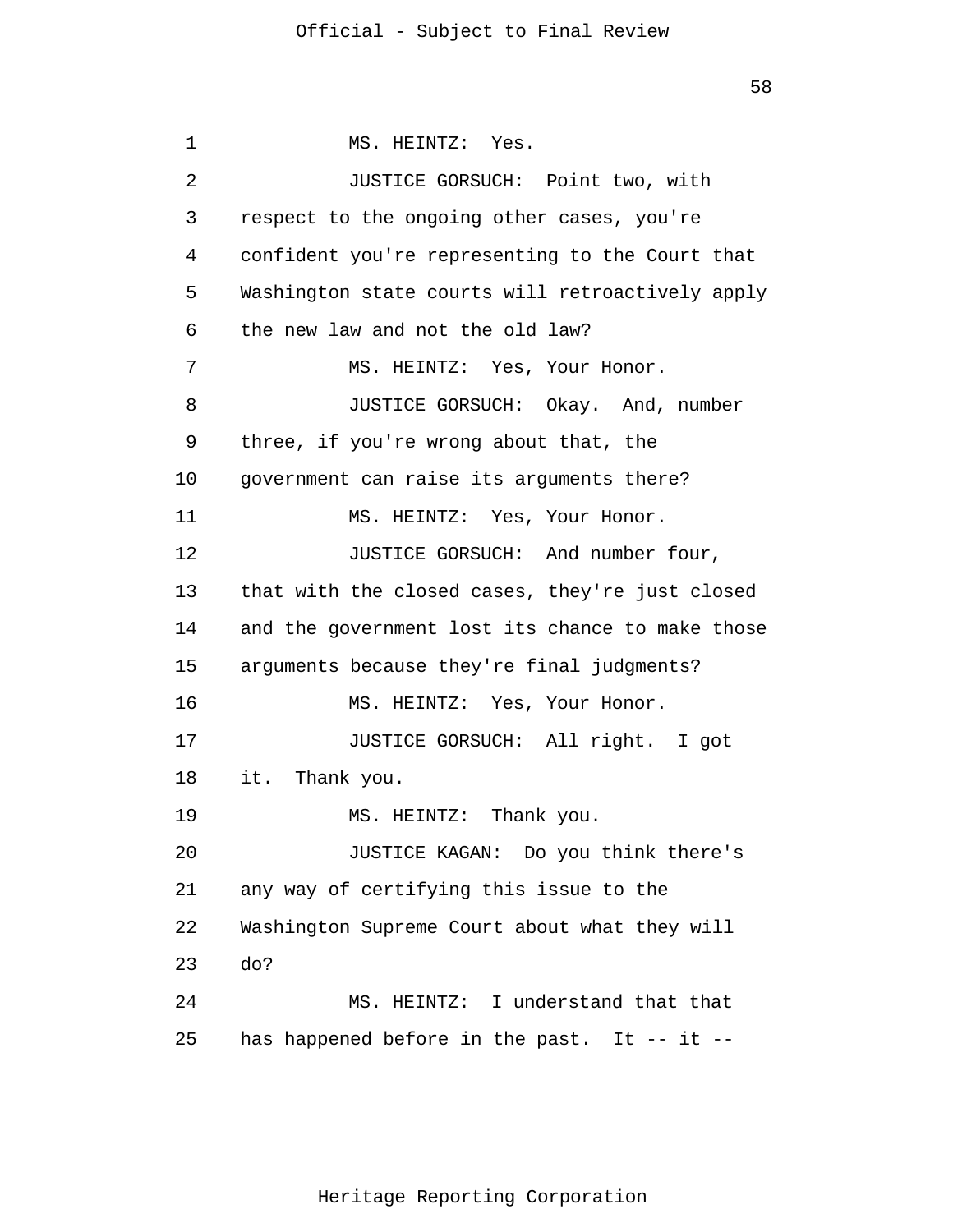MS. HEINTZ: Yes.

JUSTICE GORSUCH: Point two, with respect to the ongoing other cases, you're confident you're representing to the Court that Washington state courts will retroactively apply the new law and not the old law?

MS. HEINTZ: Yes, Your Honor.

JUSTICE GORSUCH: Okay. And, number three, if you're wrong about that, the government can raise its arguments there?

MS. HEINTZ: Yes, Your Honor.

JUSTICE GORSUCH: And number four, that with the closed cases, they're just closed and the government lost its chance to make those arguments because they're final judgments?

MS. HEINTZ: Yes, Your Honor.

JUSTICE GORSUCH: All right. I got it. Thank you.

MS. HEINTZ: Thank you.

JUSTICE KAGAN: Do you think there's any way of certifying this issue to the Washington Supreme Court about what they will do?

MS. HEINTZ: I understand that that has happened before in the past. It -- it --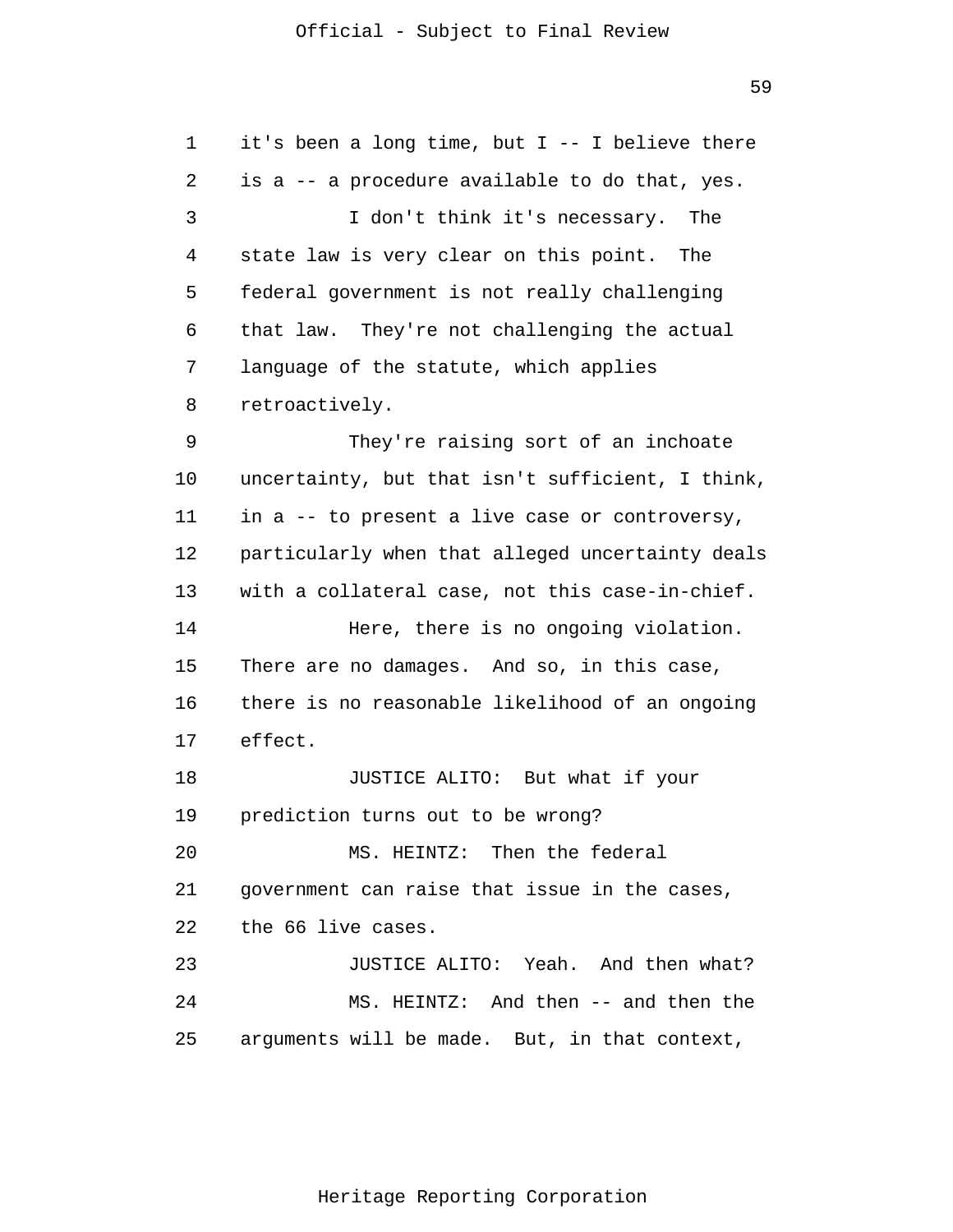it's been a long time, but I -- I believe there is a -- a procedure available to do that, yes.

I don't think it's necessary. The state law is very clear on this point. The federal government is not really challenging that law. They're not challenging the actual language of the statute, which applies retroactively.

They're raising sort of an inchoate uncertainty, but that isn't sufficient, I think, in a -- to present a live case or controversy, particularly when that alleged uncertainty deals with a collateral case, not this case-in-chief.

Here, there is no ongoing violation. There are no damages. And so, in this case, there is no reasonable likelihood of an ongoing effect.

JUSTICE ALITO: But what if your prediction turns out to be wrong?

MS. HEINTZ: Then the federal government can raise that issue in the cases, the 66 live cases.

JUSTICE ALITO: Yeah. And then what?

MS. HEINTZ: And then -- and then the arguments will be made. But, in that context,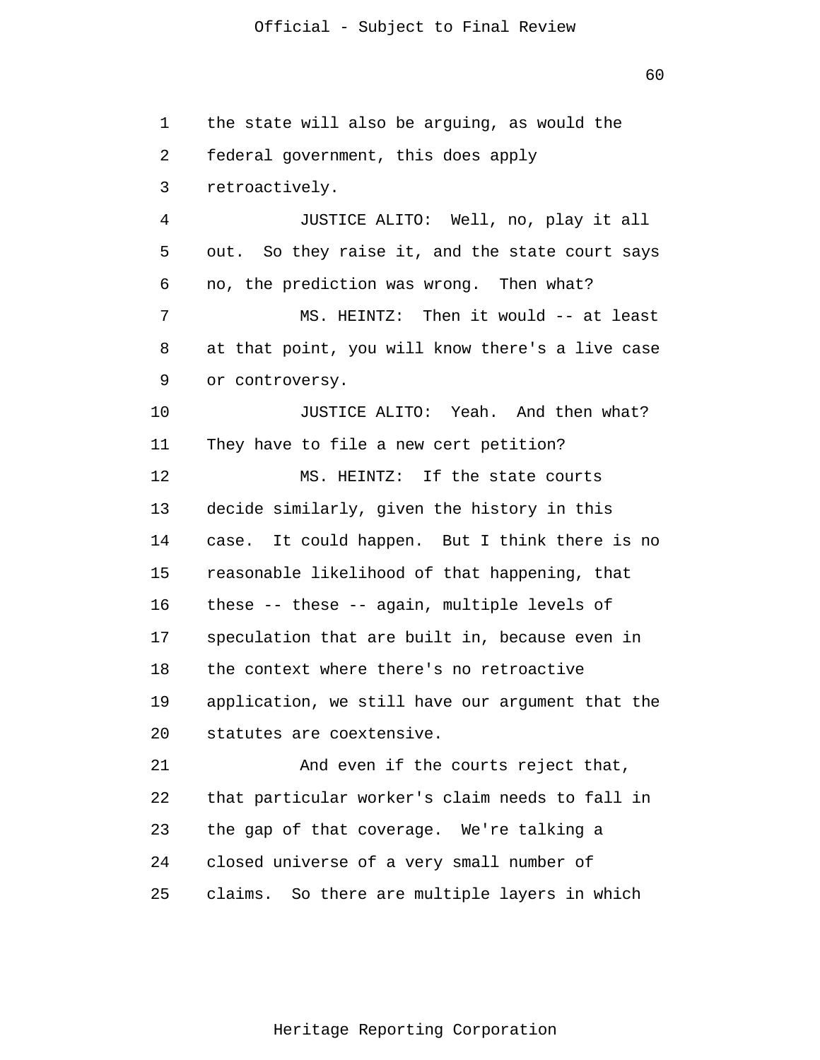the state will also be arguing, as would the federal government, this does apply retroactively.

JUSTICE ALITO: Well, no, play it all out. So they raise it, and the state court says no, the prediction was wrong. Then what?

MS. HEINTZ: Then it would -- at least at that point, you will know there's a live case or controversy.

JUSTICE ALITO: Yeah. And then what? They have to file a new cert petition?

MS. HEINTZ: If the state courts decide similarly, given the history in this case. It could happen. But I think there is no reasonable likelihood of that happening, that these -- these -- again, multiple levels of speculation that are built in, because even in the context where there's no retroactive application, we still have our argument that the statutes are coextensive.

And even if the courts reject that, that particular worker's claim needs to fall in the gap of that coverage. We're talking a closed universe of a very small number of claims. So there are multiple layers in which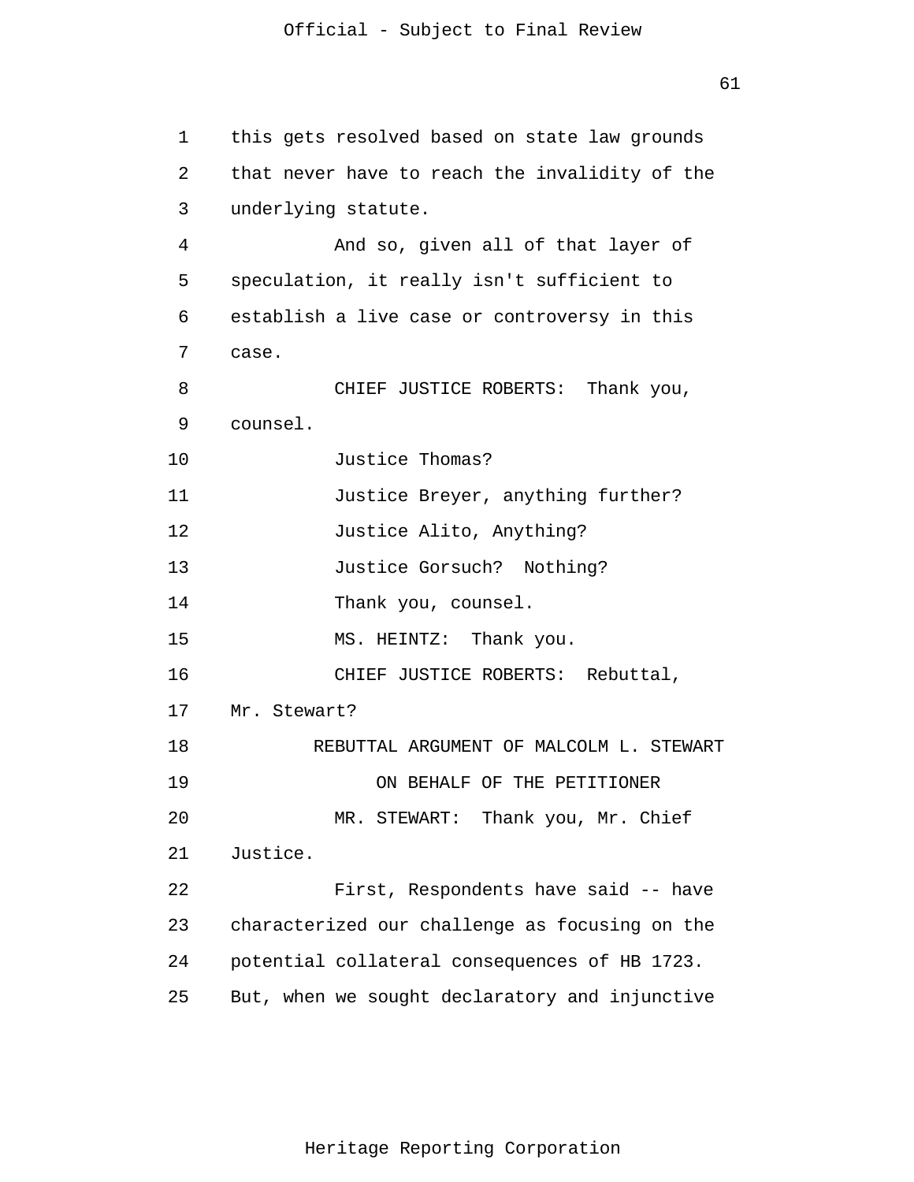this gets resolved based on state law grounds that never have to reach the invalidity of the underlying statute.

And so, given all of that layer of speculation, it really isn't sufficient to establish a live case or controversy in this case.

CHIEF JUSTICE ROBERTS: Thank you, counsel.

Justice Thomas?

Justice Breyer, anything further?

Justice Alito, Anything?

Justice Gorsuch? Nothing?

Thank you, counsel.

MS. HEINTZ: Thank you.

CHIEF JUSTICE ROBERTS: Rebuttal, Mr. Stewart?

REBUTTAL ARGUMENT OF MALCOLM L. STEWART
ON BEHALF OF THE PETITIONER

MR. STEWART: Thank you, Mr. Chief Justice.

First, Respondents have said -- have characterized our challenge as focusing on the potential collateral consequences of HB 1723. But, when we sought declaratory and injunctive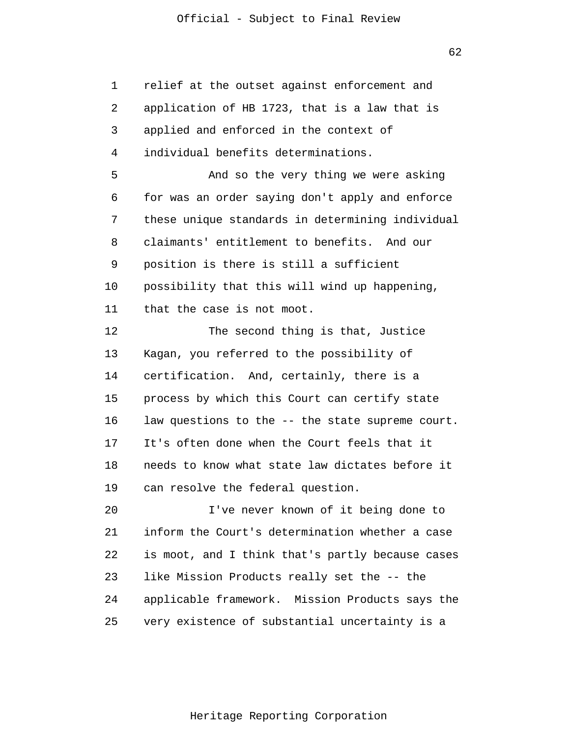relief at the outset against enforcement and application of HB 1723, that is a law that is applied and enforced in the context of individual benefits determinations.

And so the very thing we were asking for was an order saying don't apply and enforce these unique standards in determining individual claimants' entitlement to benefits. And our position is there is still a sufficient possibility that this will wind up happening, that the case is not moot.

The second thing is that, Justice Kagan, you referred to the possibility of certification. And, certainly, there is a process by which this Court can certify state law questions to the -- the state supreme court. It's often done when the Court feels that it needs to know what state law dictates before it can resolve the federal question.

I've never known of it being done to inform the Court's determination whether a case is moot, and I think that's partly because cases like Mission Products really set the -- the applicable framework. Mission Products says the very existence of substantial uncertainty is a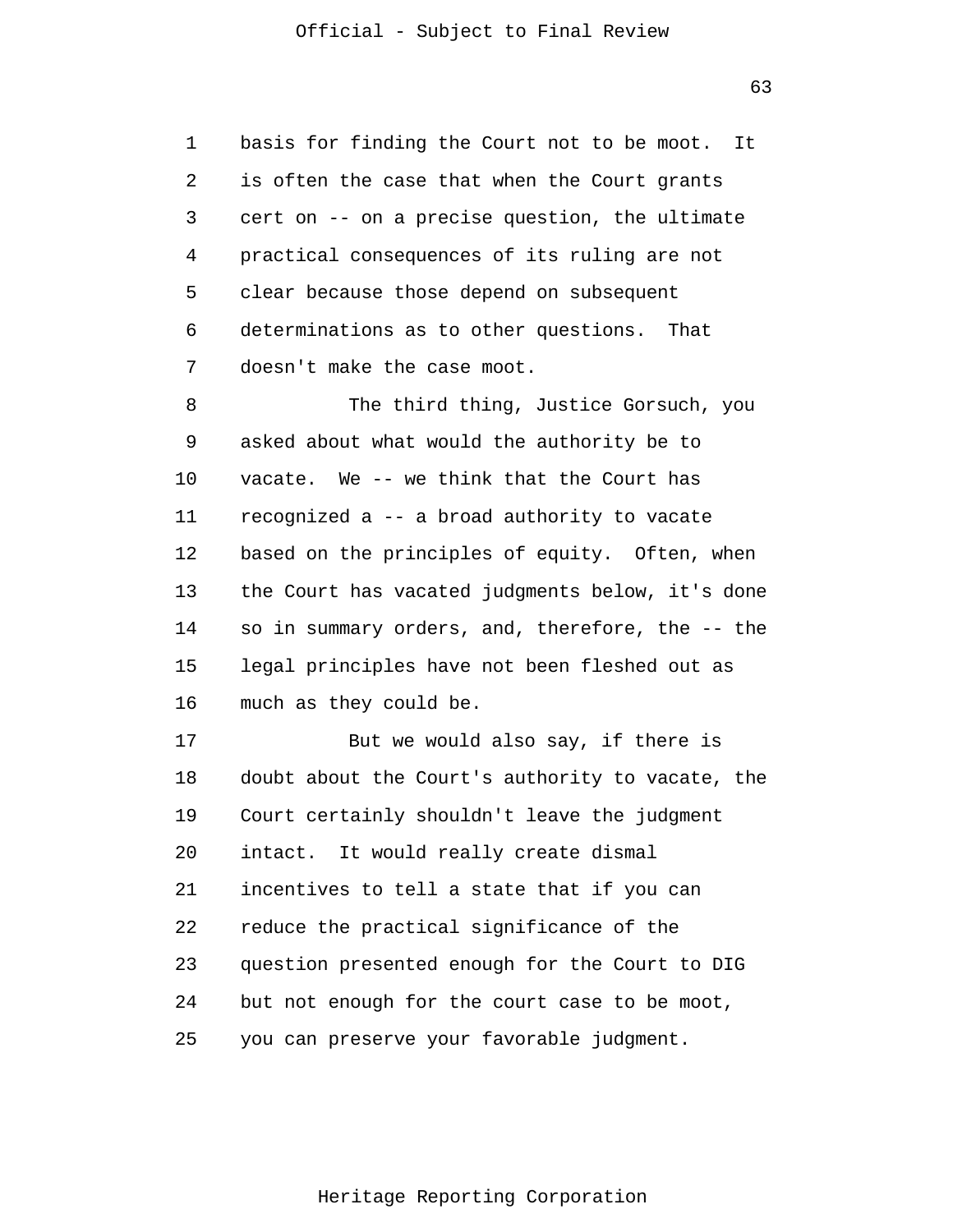basis for finding the Court not to be moot. It is often the case that when the Court grants cert on -- on a precise question, the ultimate practical consequences of its ruling are not clear because those depend on subsequent determinations as to other questions. That doesn't make the case moot.

The third thing, Justice Gorsuch, you asked about what would the authority be to vacate. We -- we think that the Court has recognized a -- a broad authority to vacate based on the principles of equity. Often, when the Court has vacated judgments below, it's done so in summary orders, and, therefore, the -- the legal principles have not been fleshed out as much as they could be.

But we would also say, if there is doubt about the Court's authority to vacate, the Court certainly shouldn't leave the judgment intact. It would really create dismal incentives to tell a state that if you can reduce the practical significance of the question presented enough for the Court to DIG but not enough for the court case to be moot, you can preserve your favorable judgment.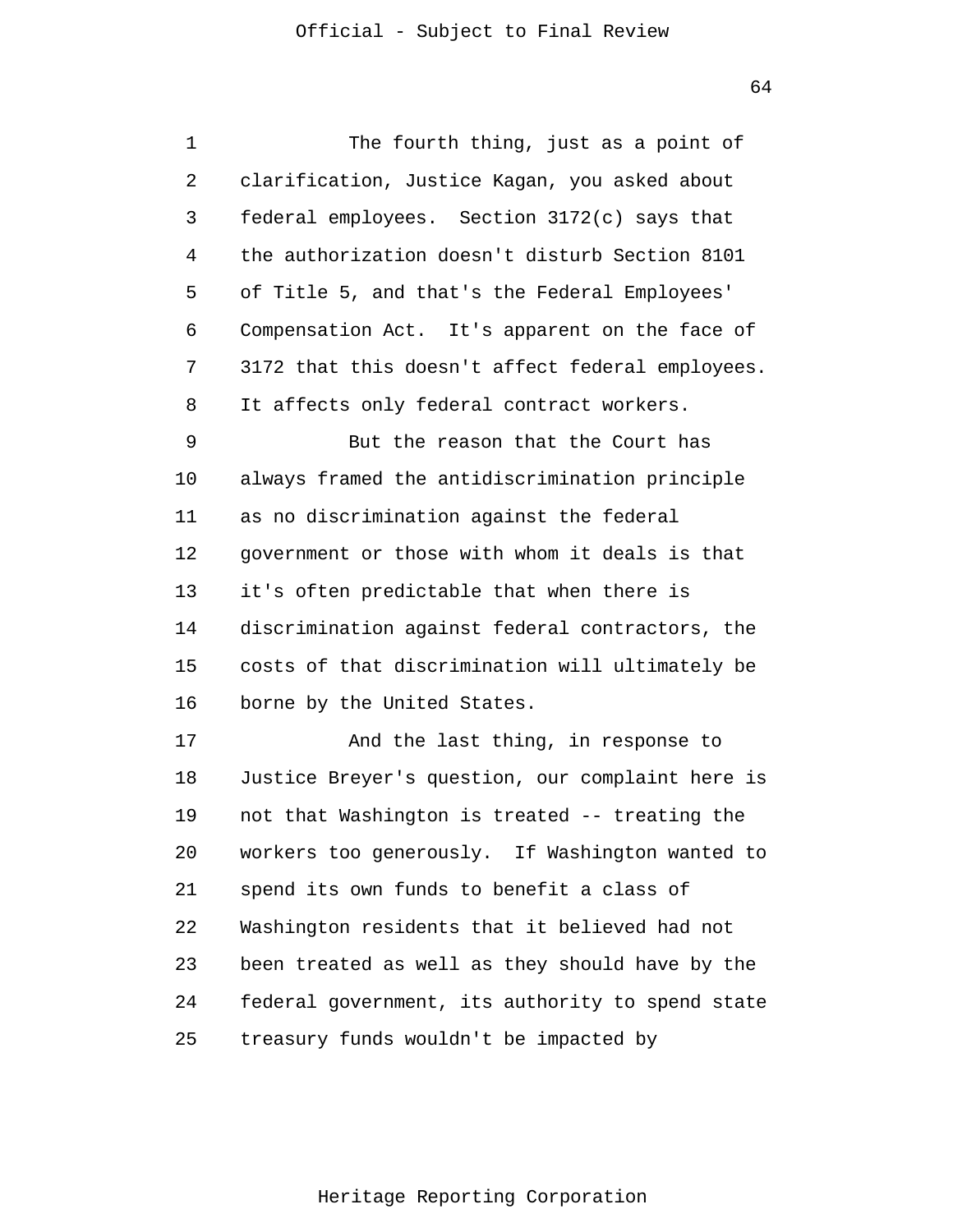The fourth thing, just as a point of clarification, Justice Kagan, you asked about federal employees. Section 3172(c) says that the authorization doesn't disturb Section 8101 of Title 5, and that's the Federal Employees' Compensation Act. It's apparent on the face of 3172 that this doesn't affect federal employees. It affects only federal contract workers.

But the reason that the Court has always framed the antidiscrimination principle as no discrimination against the federal government or those with whom it deals is that it's often predictable that when there is discrimination against federal contractors, the costs of that discrimination will ultimately be borne by the United States.

And the last thing, in response to Justice Breyer's question, our complaint here is not that Washington is treated -- treating the workers too generously. If Washington wanted to spend its own funds to benefit a class of Washington residents that it believed had not been treated as well as they should have by the federal government, its authority to spend state treasury funds wouldn't be impacted by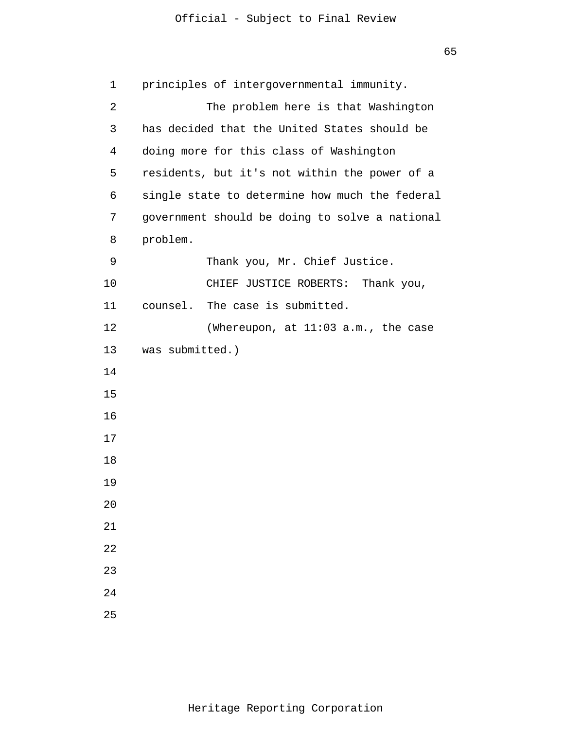principles of intergovernmental immunity.

The problem here is that Washington has decided that the United States should be doing more for this class of Washington residents, but it's not within the power of a single state to determine how much the federal government should be doing to solve a national problem.

Thank you, Mr. Chief Justice.

CHIEF JUSTICE ROBERTS: Thank you, counsel. The case is submitted.

(Whereupon, at 11:03 a.m., the case was submitted.)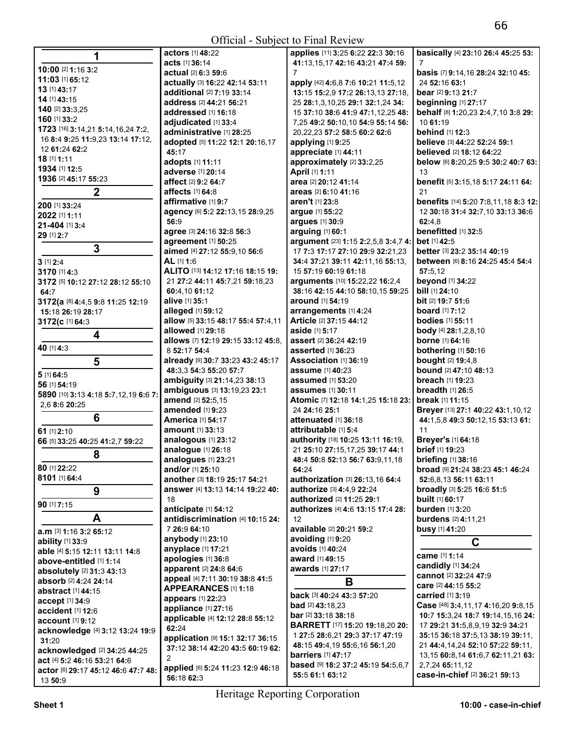## 1

**10:00** [2] **1:**16 **3:**2
**11:03** [1] **65:**12
**13** [1] **43:**17
**14** [1] **43:**15
**140** [2] **33:**3,25
**160** [1] **33:**2
**1723** [16] **3:**14,21 **5:**14,16,24 **7:**2, 16 **8:**4 **9:**25 **11:**9,23 **13:**14 **17:**12, 12 **61:**24 **62:**2
**18** [1] **1:**11
**1934** [1] **12:**5
**1936** [2] **45:**17 **55:**23

## 2

**200** [1] **33:**24
**2022** [1] **1:**11
**21-404** [1] **3:**4
**29** [1] **2:**7

## 3

**3** [1] **2:**4
**3170** [1] **4:**3
**3172** [5] **10:**12 **27:**12 **28:**12 **55:**10 **64:**7
**3172(a** [8] **4:**4,5 **9:**8 **11:**25 **12:**19 **15:**18 **26:**19 **28:**17
**3172(c** [1] **64:**3

## 4

**40** [1] **4:**3

## 5

**5** [1] **64:**5
**56** [1] **54:**19
**5890** [10] **3:**13 **4:**18 **5:**7,12,19 **6:**6 **7:**2,6 **8:**6 **20:**25

## 6

**61** [1] **2:**10
**66** [5] **33:**25 **40:**25 **41:**2,7 **59:**22

## 8

**80** [1] **22:**22
**8101** [1] **64:**4

## 9

**90** [1] **7:**15

## A

**a.m** [3] **1:**16 **3:**2 **65:**12
**ability** [1] **33:**9
**able** [4] **5:**15 **12:**11 **13:**11 **14:**8
**above-entitled** [1] **1:**14
**absolutely** [2] **31:**3 **43:**13
**absorb** [2] **4:**24 **24:**14
**abstract** [1] **44:**15
**accept** [1] **34:**9
**accident** [1] **12:**6
**account** [1] **9:**12
**acknowledge** [4] **3:**12 **13:**24 **19:**9 **31:**20
**acknowledged** [2] **34:**25 **44:**25
**act** [4] **5:**2 **46:**16 **53:**21 **64:**6
**actor** [6] **29:**17 **45:**12 **46:**6 **47:**7 **48:**13 **50:**9
**actors** [1] **48:**22
**acts** [1] **36:**14
**actual** [2] **6:**3 **59:**6
**actually** [3] **16:**22 **42:**14 **53:**11
**additional** [2] **7:**19 **33:**14
**address** [2] **44:**21 **56:**21
**addressed** [1] **16:**18
**adjudicated** [1] **33:**4
**administrative** [1] **28:**25
**adopted** [5] **11:**22 **12:**1 **20:**16,17 **45:**17
**adopts** [1] **11:**11
**adverse** [1] **20:**14
**affect** [2] **9:**2 **64:**7
**affects** [1] **64:**8
**affirmative** [1] **9:**7
**agency** [6] **5:**2 **22:**13,15 **28:**9,25 **56:**9
**agree** [3] **24:**16 **32:**8 **56:**3
**agreement** [1] **50:**25
**aimed** [4] **27:**12 **55:**9,10 **56:**6
**AL** [1] **1:**6
**ALITO** [13] **14:**12 **17:**16 **18:**15 **19:**21 **27:**2 **44:**11 **45:**7,21 **59:**18,23 **60:**4,10 **61:**12
**alive** [1] **35:**1
**alleged** [1] **59:**12
**allow** [5] **33:**15 **48:**17 **55:**4 **57:**4,11
**allowed** [1] **29:**18
**allows** [7] **12:**19 **29:**15 **33:**12 **45:**8, 8 **52:**17 **54:**4
**already** [9] **30:**7 **33:**23 **43:**2 **45:**17 **48:**3,3 **54:**3 **55:**20 **57:**7
**ambiguity** [3] **21:**14,23 **38:**13
**ambiguous** [3] **13:**19,23 **23:**1
**amend** [2] **52:**5,15
**amended** [1] **9:**23
**America** [1] **54:**17
**amount** [1] **33:**13
**analogous** [1] **23:**12
**analogue** [1] **26:**18
**analogues** [1] **23:**21
**and/or** [1] **25:**10
**another** [3] **18:**19 **25:**17 **54:**21
**answer** [4] **13:**13 **14:**14 **19:**22 **40:**18
**anticipate** [1] **54:**12
**antidiscrimination** [4] **10:**15 **24:**7 **26:**9 **64:**10
**anybody** [1] **23:**10
**anyplace** [1] **17:**21
**apologies** [1] **36:**8
**apparent** [2] **24:**8 **64:**6
**appeal** [4] **7:**11 **30:**19 **38:**8 **41:**5
**APPEARANCES** [1] **1:**18
**appears** [1] **22:**23
**appliance** [1] **27:**16
**applicable** [4] **12:**12 **28:**8 **55:**12 **62:**24
**application** [9] **15:**1 **32:**17 **36:**15 **37:**12 **38:**14 **42:**20 **43:**5 **60:**19 **62:**2
**applied** [6] **5:**24 **11:**23 **12:**9 **46:**18 **56:**18 **62:**3
**applies** [11] **3:**25 **6:**22 **22:**3 **30:**16 **41:**13,15,17 **42:**16 **43:**21 **47:**4 **59:**7
**apply** [42] **4:**6,8 **7:**6 **10:**21 **11:**5,12 **13:**15 **15:**2,9 **17:**2 **26:**13,13 **27:**18, 25 **28:**1,3,10,25 **29:**1 **32:**1,24 **34:**15 **37:**10 **38:**6 **41:**9 **47:**1,12,25 **48:**7,25 **49:**2 **50:**10,10 **54:**9 **55:**14 **56:**20,22,23 **57:**2 **58:**5 **60:**2 **62:**6
**applying** [1] **9:**25
**appreciate** [1] **44:**11
**approximately** [2] **33:**2,25
**April** [1] **1:**11
**area** [2] **20:**12 **41:**14
**areas** [2] **6:**10 **41:**16
**aren't** [1] **23:**8
**argue** [1] **55:**22
**argues** [1] **30:**9
**arguing** [1] **60:**1
**argument** [23] **1:**15 **2:**2,5,8 **3:**4,7 **4:**17 **7:**3 **17:**17 **27:**10 **29:**9 **32:**21,23 **34:**4 **37:**21 **39:**11 **42:**11,16 **55:**13, 15 **57:**19 **60:**19 **61:**18
**arguments** [10] **15:**22,22 **16:**2,4 **38:**16 **42:**15 **44:**10 **58:**10,15 **59:**25
**around** [1] **54:**19
**arrangements** [1] **4:**24
**Article** [2] **37:**15 **44:**12
**aside** [1] **5:**17
**assert** [2] **36:**24 **42:**19
**asserted** [1] **36:**23
**Association** [1] **36:**19
**assume** [1] **40:**23
**assumed** [1] **53:**20
**assumes** [1] **30:**11
**Atomic** [7] **12:**18 **14:**1,25 **15:**18 **23:**24 **24:**16 **25:**1
**attenuated** [1] **36:**18
**attributable** [1] **5:**4
**authority** [18] **10:**25 **13:**11 **16:**19, 21 **25:**10 **27:**15,17,25 **39:**17 **44:**1 **48:**4 **50:**8 **52:**13 **56:**7 **63:**9,11,18 **64:**24
**authorization** [3] **26:**13,16 **64:**4
**authorize** [3] **4:**4,9 **22:**24
**authorized** [2] **11:**25 **29:**1
**authorizes** [4] **4:**6 **13:**15 **17:**4 **28:**12
**available** [2] **20:**21 **59:**2
**avoiding** [1] **9:**20
**avoids** [1] **40:**24
**award** [1] **49:**15
**awards** [1] **27:**17

## B

**back** [3] **40:**24 **43:**3 **57:**20
**bad** [2] **43:**18,23
**bar** [2] **33:**18 **38:**18
**BARRETT** [17] **15:**20 **19:**18,20 **20:**1 **27:**5 **28:**6,21 **29:**3 **37:**17 **47:**19 **48:**15 **49:**4,19 **55:**6,16 **56:**1,20
**barriers** [1] **47:**17
**based** [9] **18:**2 **37:**2 **45:**19 **54:**5,6,7 **55:**5 **61:**1 **63:**12
**basically** [4] **23:**10 **26:**4 **45:**25 **53:**7
**basis** [7] **9:**14,16 **28:**24 **32:**10 **45:**24 **52:**16 **63:**1
**bear** [2] **9:**13 **21:**7
**beginning** [1] **27:**17
**behalf** [8] **1:**20,23 **2:**4,7,10 **3:**8 **29:**10 **61:**19
**behind** [1] **12:**3
**believe** [3] **44:**22 **52:**24 **59:**1
**believed** [2] **18:**12 **64:**22
**below** [6] **8:**20,25 **9:**5 **30:**2 **40:**7 **63:**13
**benefit** [5] **3:**15,18 **5:**17 **24:**11 **64:**21
**benefits** [14] **5:**20 **7:**8,11,18 **8:**3 **12:**12 **30:**18 **31:**4 **32:**7,10 **33:**13 **36:**6 **62:**4,8
**benefitted** [1] **32:**5
**bet** [1] **42:**5
**better** [3] **23:**2 **35:**14 **40:**19
**between** [6] **8:**16 **24:**25 **45:**4 **54:**4 **57:**5,12
**beyond** [1] **34:**22
**bill** [1] **24:**10
**bit** [2] **19:**7 **51:**6
**board** [1] **7:**12
**bodies** [1] **55:**11
**body** [4] **28:**1,2,8,10
**borne** [1] **64:**16
**bothering** [1] **50:**16
**bought** [2] **19:**4,8
**bound** [2] **47:**10 **48:**13
**breach** [1] **19:**23
**breadth** [1] **26:**5
**break** [1] **11:**15
**Breyer** [13] **27:**1 **40:**22 **43:**1,10,12 **44:**1,5,8 **49:**3 **50:**12,15 **53:**13 **61:**11
**Breyer's** [1] **64:**18
**brief** [1] **19:**23
**briefing** [1] **38:**16
**broad** [9] **21:**24 **38:**23 **45:**1 **46:**24 **52:**6,8,13 **56:**11 **63:**11
**broadly** [3] **5:**25 **16:**6 **51:**5
**built** [1] **60:**17
**burden** [1] **3:**20
**burdens** [2] **4:**11,21
**busy** [1] **41:**20

## C

**came** [1] **1:**14
**candidly** [1] **34:**24
**cannot** [2] **32:**24 **47:**9
**care** [2] **44:**15 **55:**2
**carried** [1] **3:**19
**Case** [48] **3:**4,11,17 **4:**16,20 **9:**8,15 **10:**7 **15:**3,24 **18:**7 **19:**14,15,16 **24:**17 **29:**21 **31:**5,8,9,19 **32:**9 **34:**21 **35:**15 **36:**18 **37:**5,13 **38:**19 **39:**11,21 **44:**4,14,24 **52:**10 **57:**22 **59:**11,13,15 **60:**8,14 **61:**6,7 **62:**11,21 **63:**2,7,24 **65:**11,12
**case-in-chief** [2] **36:**21 **59:**13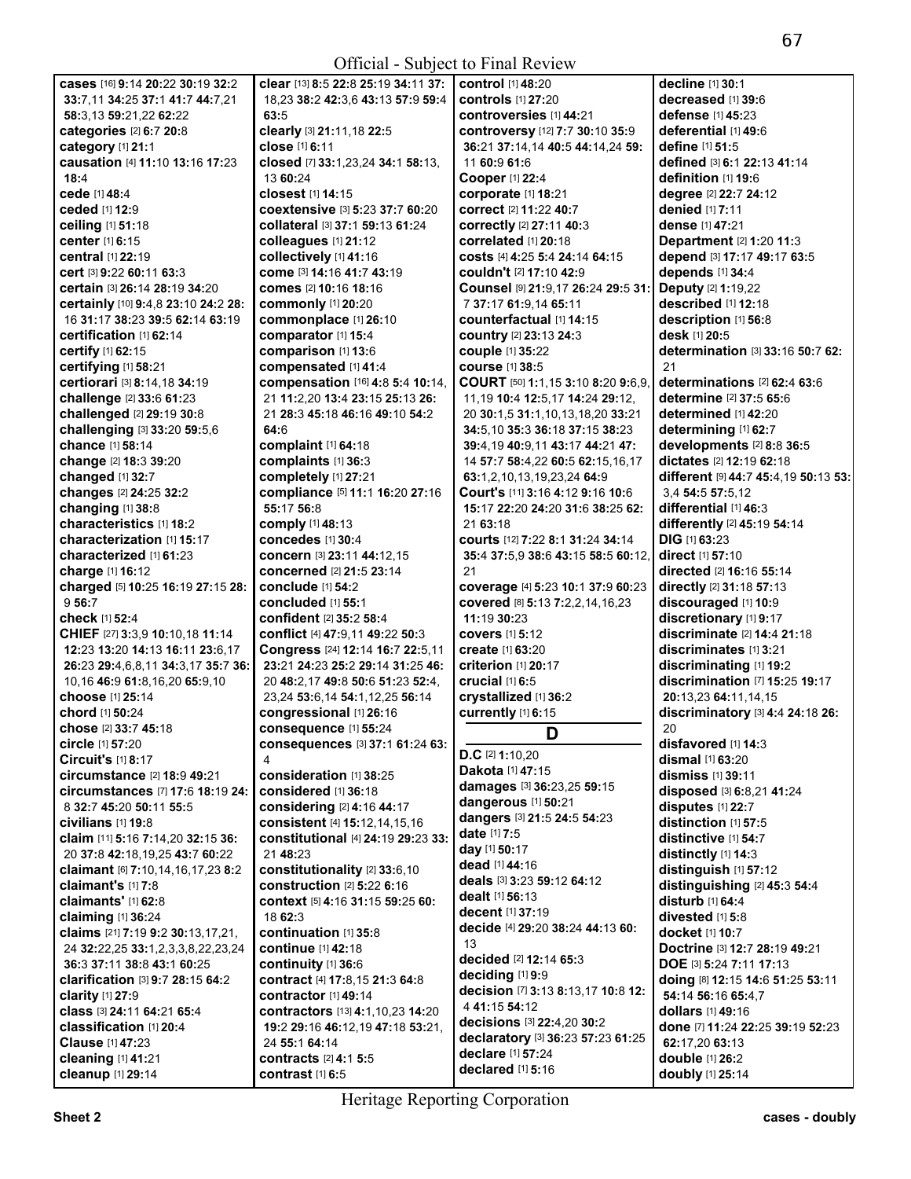**cases** [16] **9:**14 **20:**22 **30:**19 **32:**2 **33:**7,11 **34:**25 **37:**1 **41:**7 **44:**7,21 **58:**3,13 **59:**21,22 **62:**22
**categories** [2] **6:**7 **20:**8
**category** [1] **21:**1
**causation** [4] **11:**10 **13:**16 **17:**23 **18:**4
**cede** [1] **48:**4
**ceded** [1] **12:**9
**ceiling** [1] **51:**18
**center** [1] **6:**15
**central** [1] **22:**19
**cert** [3] **9:**22 **60:**11 **63:**3
**certain** [3] **26:**14 **28:**19 **34:**20
**certainly** [10] **9:**4,8 **23:**10 **24:**2 **28:**16 **31:**17 **38:**23 **39:**5 **62:**14 **63:**19
**certification** [1] **62:**14
**certify** [1] **62:**15
**certifying** [1] **58:**21
**certiorari** [3] **8:**14,18 **34:**19
**challenge** [2] **33:**6 **61:**23
**challenged** [2] **29:**19 **30:**8
**challenging** [3] **33:**20 **59:**5,6
**chance** [1] **58:**14
**change** [2] **18:**3 **39:**20
**changed** [1] **32:**7
**changes** [2] **24:**25 **32:**2
**changing** [1] **38:**8
**characteristics** [1] **18:**2
**characterization** [1] **15:**17
**characterized** [1] **61:**23
**charge** [1] **16:**12
**charged** [5] **10:**25 **16:**19 **27:**15 **28:**9 **56:**7
**check** [1] **52:**4
**CHIEF** [27] **3:**3,9 **10:**10,18 **11:**14 **12:**23 **13:**20 **14:**13 **16:**11 **23:**6,17 **26:**23 **29:**4,6,8,11 **34:**3,17 **35:**7 **36:**10,16 **46:**9 **61:**8,16,20 **65:**9,10
**choose** [1] **25:**14
**chord** [1] **50:**24
**chose** [2] **33:**7 **45:**18
**circle** [1] **57:**20
**Circuit's** [1] **8:**17
**circumstance** [2] **18:**9 **49:**21
**circumstances** [7] **17:**6 **18:**19 **24:**8 **32:**7 **45:**20 **50:**11 **55:**5
**civilians** [1] **19:**8
**claim** [11] **5:**16 **7:**14,20 **32:**15 **36:**20 **37:**8 **42:**18,19,25 **43:**7 **60:**22
**claimant** [6] **7:**10,14,16,17,23 **8:**2
**claimant's** [1] **7:**8
**claimants'** [1] **62:**8
**claiming** [1] **36:**24
**claims** [21] **7:**19 **9:**2 **30:**13,17,21,24 **32:**22,25 **33:**1,2,3,3,8,22,23,24 **36:**3 **37:**11 **38:**8 **43:**1 **60:**25
**clarification** [3] **9:**7 **28:**15 **64:**2
**clarity** [1] **27:**9
**class** [3] **24:**11 **64:**21 **65:**4
**classification** [1] **20:**4
**Clause** [1] **47:**23
**cleaning** [1] **41:**21
**cleanup** [1] **29:**14
**clear** [13] **8:**5 **22:**8 **25:**19 **34:**11 **37:**18,23 **38:**2 **42:**3,6 **43:**13 **57:**9 **59:**4 **63:**5
**clearly** [3] **21:**11,18 **22:**5
**close** [1] **6:**11
**closed** [7] **33:**1,23,24 **34:**1 **58:**13,13 **60:**24
**closest** [1] **14:**15
**coextensive** [3] **5:**23 **37:**7 **60:**20
**collateral** [3] **37:**1 **59:**13 **61:**24
**colleagues** [1] **21:**12
**collectively** [1] **41:**16
**come** [3] **14:**16 **41:**7 **43:**19
**comes** [2] **10:**16 **18:**16
**commonly** [1] **20:**20
**commonplace** [1] **26:**10
**comparator** [1] **15:**4
**comparison** [1] **13:**6
**compensated** [1] **41:**4
**compensation** [16] **4:**8 **5:**4 **10:**14,21 **11:**2,20 **13:**4 **23:**15 **25:**13 **26:**21 **28:**3 **45:**18 **46:**16 **49:**10 **54:**2 **64:**6
**complaint** [1] **64:**18
**complaints** [1] **36:**3
**completely** [1] **27:**21
**compliance** [5] **11:**1 **16:**20 **27:**16 **55:**17 **56:**8
**comply** [1] **48:**13
**concedes** [1] **30:**4
**concern** [3] **23:**11 **44:**12,15
**concerned** [2] **21:**5 **23:**14
**conclude** [1] **54:**2
**concluded** [1] **55:**1
**confident** [2] **35:**2 **58:**4
**conflict** [4] **47:**9,11 **49:**22 **50:**3
**Congress** [24] **12:**14 **16:**7 **22:**5,11 **23:**21 **24:**23 **25:**2 **29:**14 **31:**25 **46:**20 **48:**2,17 **49:**8 **50:**6 **51:**23 **52:**4,23,24 **53:**6,14 **54:**1,12,25 **56:**14
**congressional** [1] **26:**16
**consequence** [1] **55:**24
**consequences** [3] **37:**1 **61:**24 **63:**4
**consideration** [1] **38:**25
**considered** [1] **36:**18
**considering** [2] **4:**16 **44:**17
**consistent** [4] **15:**12,14,15,16
**constitutional** [4] **24:**19 **29:**23 **33:**21 **48:**23
**constitutionality** [2] **33:**6,10
**construction** [2] **5:**22 **6:**16
**context** [5] **4:**16 **31:**15 **59:**25 **60:**18 **62:**3
**continuation** [1] **35:**8
**continue** [1] **42:**18
**continuity** [1] **36:**6
**contract** [4] **17:**8,15 **21:**3 **64:**8
**contractor** [1] **49:**14
**contractors** [13] **4:**1,10,23 **14:**20 **19:**2 **29:**16 **46:**12,19 **47:**18 **53:**21,24 **55:**1 **64:**14
**contracts** [2] **4:**1 **5:**5
**contrast** [1] **6:**5
**control** [1] **48:**20
**controls** [1] **27:**20
**controversies** [1] **44:**21
**controversy** [12] **7:**7 **30:**10 **35:**9 **36:**21 **37:**14,14 **40:**5 **44:**14,24 **59:**11 **60:**9 **61:**6
**Cooper** [1] **22:**4
**corporate** [1] **18:**21
**correct** [2] **11:**22 **40:**7
**correctly** [2] **27:**11 **40:**3
**correlated** [1] **20:**18
**costs** [4] **4:**25 **5:**4 **24:**14 **64:**15
**couldn't** [2] **17:**10 **42:**9
**Counsel** [9] **21:**9,17 **26:**24 **29:**5 **31:**7 **37:**17 **61:**9,14 **65:**11
**counterfactual** [1] **14:**15
**country** [2] **23:**13 **24:**3
**couple** [1] **35:**22
**course** [1] **38:**5
**COURT** [50] **1:**1,15 **3:**10 **8:**20 **9:**6,9,11,19 **10:**4 **12:**5,17 **14:**24 **29:**12,20 **30:**1,5 **31:**1,10,13,18,20 **33:**21 **34:**5,10 **35:**3 **36:**18 **37:**15 **38:**23 **39:**4,19 **40:**9,11 **43:**17 **44:**21 **47:**14 **57:**7 **58:**4,22 **60:**5 **62:**15,16,17 **63:**1,2,10,13,19,23,24 **64:**9
**Court's** [11] **3:**16 **4:**12 **9:**16 **10:**6 **15:**17 **22:**20 **24:**20 **31:**6 **38:**25 **62:**21 **63:**18
**courts** [12] **7:**22 **8:**1 **31:**24 **34:**14 **35:**4 **37:**5,9 **38:**6 **43:**15 **58:**5 **60:**12,21
**coverage** [4] **5:**23 **10:**1 **37:**9 **60:**23
**covered** [8] **5:**13 **7:**2,2,14,16,23 **11:**19 **30:**23
**covers** [1] **5:**12
**create** [1] **63:**20
**criterion** [1] **20:**17
**crucial** [1] **6:**5
**crystallized** [1] **36:**2
**currently** [1] **6:**15

## D

**D.C** [2] **1:**10,20
**Dakota** [1] **47:**15
**damages** [3] **36:**23,25 **59:**15
**dangerous** [1] **50:**21
**dangers** [3] **21:**5 **24:**5 **54:**23
**date** [1] **7:**5
**day** [1] **50:**17
**dead** [1] **44:**16
**deals** [3] **3:**23 **59:**12 **64:**12
**dealt** [1] **56:**13
**decent** [1] **37:**19
**decide** [4] **29:**20 **38:**24 **44:**13 **60:**13
**decided** [2] **12:**14 **65:**3
**deciding** [1] **9:**9
**decision** [7] **3:**13 **8:**13,17 **10:**8 **12:**4 **41:**15 **54:**12
**decisions** [3] **22:**4,20 **30:**2
**declaratory** [3] **36:**23 **57:**23 **61:**25
**declare** [1] **57:**24
**declared** [1] **5:**16
**decline** [1] **30:**1
**decreased** [1] **39:**6
**defense** [1] **45:**23
**deferential** [1] **49:**6
**define** [1] **51:**5
**defined** [3] **6:**1 **22:**13 **41:**14
**definition** [1] **19:**6
**degree** [2] **22:**7 **24:**12
**denied** [1] **7:**11
**dense** [1] **47:**21
**Department** [2] **1:**20 **11:**3
**depend** [3] **17:**17 **49:**17 **63:**5
**depends** [1] **34:**4
**Deputy** [2] **1:**19,22
**described** [1] **12:**18
**description** [1] **56:**8
**desk** [1] **20:**5
**determination** [3] **33:**16 **50:**7 **62:**21
**determinations** [2] **62:**4 **63:**6
**determine** [2] **37:**5 **65:**6
**determined** [1] **42:**20
**determining** [1] **62:**7
**developments** [2] **8:**8 **36:**5
**dictates** [2] **12:**19 **62:**18
**different** [9] **44:**7 **45:**4,19 **50:**13 **53:**3,4 **54:**5 **57:**5,12
**differential** [1] **46:**3
**differently** [2] **45:**19 **54:**14
**DIG** [1] **63:**23
**direct** [1] **57:**10
**directed** [2] **16:**16 **55:**14
**directly** [2] **31:**18 **57:**13
**discouraged** [1] **10:**9
**discretionary** [1] **9:**17
**discriminate** [2] **14:**4 **21:**18
**discriminates** [1] **3:**21
**discriminating** [1] **19:**2
**discrimination** [7] **15:**25 **19:**17 **20:**13,23 **64:**11,14,15
**discriminatory** [3] **4:**4 **24:**18 **26:**20
**disfavored** [1] **14:**3
**dismal** [1] **63:**20
**dismiss** [1] **39:**11
**disposed** [3] **6:**8,21 **41:**24
**disputes** [1] **22:**7
**distinction** [1] **57:**5
**distinctive** [1] **54:**7
**distinctly** [1] **14:**3
**distinguish** [1] **57:**12
**distinguishing** [2] **45:**3 **54:**4
**disturb** [1] **64:**4
**divested** [1] **5:**8
**docket** [1] **10:**7
**Doctrine** [3] **12:**7 **28:**19 **49:**21
**DOE** [3] **5:**24 **7:**11 **17:**13
**doing** [8] **12:**15 **14:**6 **51:**25 **53:**11 **54:**14 **56:**16 **65:**4,7
**dollars** [1] **49:**16
**done** [7] **11:**24 **22:**25 **39:**19 **52:**23 **62:**17,20 **63:**13
**double** [1] **26:**2
**doubly** [1] **25:**14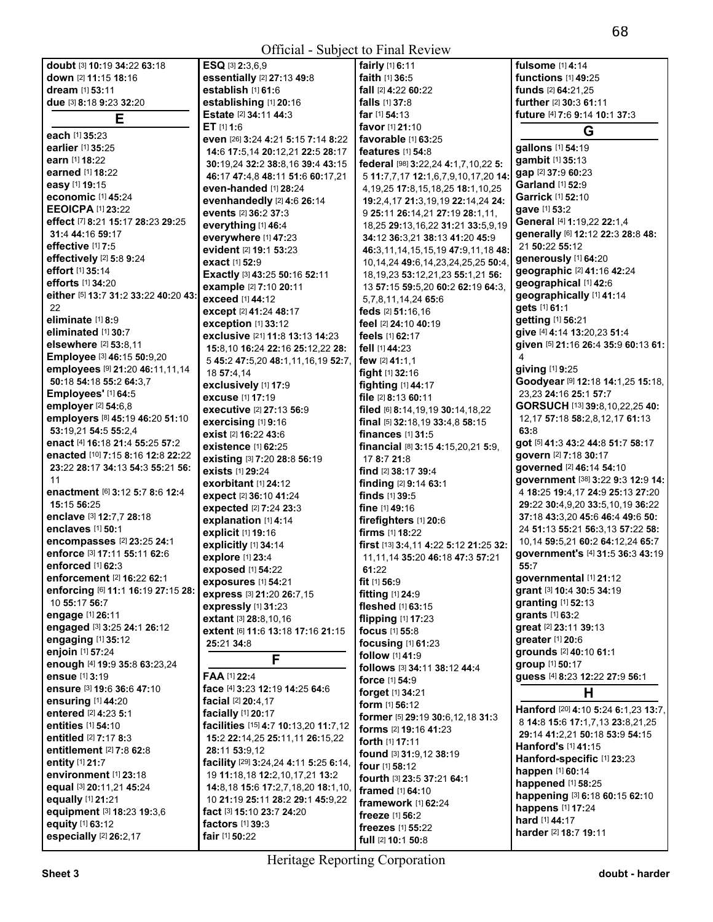**doubt** [3] **10**:19 **34**:22 **63**:18
**down** [2] **11**:15 **18**:16
**dream** [1] **53**:11
**due** [3] **8**:18 **9**:23 **32**:20

## E

**each** [1] **35**:23
**earlier** [1] **35**:25
**earn** [1] **18**:22
**earned** [1] **18**:22
**easy** [1] **19**:15
**economic** [1] **45**:24
**EEOICPA** [1] **23**:22
**effect** [7] **8**:21 **15**:17 **28**:23 **29**:25 **31**:4 **44**:16 **59**:17
**effective** [1] **7**:5
**effectively** [2] **5**:8 **9**:24
**effort** [1] **35**:14
**efforts** [1] **34**:20
**either** [5] **13**:7 **31**:2 **33**:22 **40**:20 **43**:22
**eliminate** [1] **8**:9
**eliminated** [1] **30**:7
**elsewhere** [2] **53**:8,11
**Employee** [3] **46**:15 **50**:9,20
**employees** [9] **21**:20 **46**:11,11,14 **50**:18 **54**:18 **55**:2 **64**:3,7
**Employees'** [1] **64**:5
**employer** [2] **54**:6,8
**employers** [8] **45**:19 **46**:20 **51**:10 **53**:19,21 **54**:5 **55**:2,4
**enact** [4] **16**:18 **21**:4 **55**:25 **57**:2
**enacted** [10] **7**:15 **8**:16 **12**:8 **22**:22 **23**:22 **28**:17 **34**:13 **54**:3 **55**:21 **56**:11
**enactment** [6] **3**:12 **5**:7 **8**:6 **12**:4 **15**:15 **56**:25
**enclave** [3] **12**:7,7 **28**:18
**enclaves** [1] **50**:1
**encompasses** [2] **23**:25 **24**:1
**enforce** [3] **17**:11 **55**:11 **62**:6
**enforced** [1] **62**:3
**enforcement** [2] **16**:22 **62**:1
**enforcing** [6] **11**:1 **16**:19 **27**:15 **28**:10 **55**:17 **56**:7
**engage** [1] **26**:11
**engaged** [3] **3**:25 **24**:1 **26**:12
**engaging** [1] **35**:12
**enjoin** [1] **57**:24
**enough** [4] **19**:9 **35**:8 **63**:23,24
**ensue** [1] **3**:19
**ensure** [3] **19**:6 **36**:6 **47**:10
**ensuring** [1] **44**:20
**entered** [2] **4**:23 **5**:1
**entities** [1] **54**:10
**entitled** [2] **7**:17 **8**:3
**entitlement** [2] **7**:8 **62**:8
**entity** [1] **21**:7
**environment** [1] **23**:18
**equal** [3] **20**:11,21 **45**:24
**equally** [1] **21**:21
**equipment** [3] **18**:23 **19**:3,6
**equity** [1] **63**:12
**especially** [2] **26**:2,17
**ESQ** [3] **2**:3,6,9
**essentially** [2] **27**:13 **49**:8
**establish** [1] **61**:6
**establishing** [1] **20**:16
**Estate** [2] **34**:11 **44**:3
**ET** [1] **1**:6
**even** [26] **3**:24 **4**:21 **5**:15 **7**:14 **8**:22 **14**:6 **17**:5,14 **20**:12,21 **22**:5 **28**:17 **30**:19,24 **32**:2 **38**:8,16 **39**:4 **43**:15 **46**:17 **47**:4,8 **48**:11 **51**:6 **60**:17,21
**even-handed** [1] **28**:24
**evenhandedly** [2] **4**:6 **26**:14
**events** [2] **36**:2 **37**:3
**everything** [1] **46**:4
**everywhere** [1] **47**:23
**evident** [2] **19**:1 **53**:23
**exact** [1] **52**:9
**Exactly** [3] **43**:25 **50**:16 **52**:11
**example** [2] **7**:10 **20**:11
**exceed** [1] **44**:12
**except** [2] **41**:24 **48**:17
**exception** [1] **33**:12
**exclusive** [21] **11**:8 **13**:13 **14**:23 **15**:8,10 **16**:24 **22**:16 **25**:12,22 **28**:5 **45**:2 **47**:5,20 **48**:1,11,16,19 **52**:7,18 **57**:4,14
**exclusively** [1] **17**:9
**excuse** [1] **17**:19
**executive** [2] **27**:13 **56**:9
**exercising** [1] **9**:16
**exist** [2] **16**:22 **43**:6
**existence** [1] **62**:25
**existing** [3] **7**:20 **28**:8 **56**:19
**exists** [1] **29**:24
**exorbitant** [1] **24**:12
**expect** [2] **36**:10 **41**:24
**expected** [2] **7**:24 **23**:3
**explanation** [1] **4**:14
**explicit** [1] **19**:16
**explicitly** [1] **34**:14
**explore** [1] **23**:4
**exposed** [1] **54**:22
**exposures** [1] **54**:21
**express** [3] **21**:20 **26**:7,15
**expressly** [1] **31**:23
**extant** [3] **28**:8,10,16
**extent** [6] **11**:6 **13**:18 **17**:16 **21**:15 **25**:21 **34**:8

## F

**FAA** [1] **22**:4
**face** [4] **3**:23 **12**:19 **14**:25 **64**:6
**facial** [2] **20**:4,17
**facially** [1] **20**:17
**facilities** [15] **4**:7 **10**:13,20 **11**:7,12 **15**:2 **22**:14,25 **25**:11,11 **26**:15,22 **28**:11 **53**:9,12
**facility** [29] **3**:24,24 **4**:11 **5**:25 **6**:14,19 **11**:18,18 **12**:2,10,17,21 **13**:2 **14**:8,18 **15**:6 **17**:2,7,18,20 **18**:1,10,10 **21**:19 **25**:11 **28**:2 **29**:1 **45**:9,22
**fact** [3] **15**:10 **23**:7 **24**:20
**factors** [1] **39**:3
**fair** [1] **50**:22
**fairly** [1] **6**:11
**faith** [1] **36**:5
**fall** [2] **4**:22 **60**:22
**falls** [1] **37**:8
**far** [1] **54**:13
**favor** [1] **21**:10
**favorable** [1] **63**:25
**features** [1] **54**:8
**federal** [98] **3**:22,24 **4**:1,7,10,22 **5**:5 **11**:7,7,17 **12**:1,6,7,9,10,17,20 **14**:4,19,25 **17**:8,15,18,25 **18**:1,10,25 **19**:2,4,17 **21**:3,19,19 **22**:14,24 **24**:9 **25**:11 **26**:14,21 **27**:19 **28**:1,11,18,25 **29**:13,16,22 **31**:21 **33**:5,9,19 **34**:12 **36**:3,21 **38**:13 **41**:20 **45**:9 **46**:3,11,14,15,15,19 **47**:9,11,18 **48**:10,14,24 **49**:6,14,23,24,25,25 **50**:4,18,19,23 **53**:12,21,23 **55**:1,21 **56**:13 **57**:15 **59**:5,20 **60**:2 **62**:19 **64**:3,5,7,8,11,14,24 **65**:6
**feds** [2] **51**:16,16
**feel** [2] **24**:10 **40**:19
**feels** [1] **62**:17
**fell** [1] **44**:23
**few** [2] **41**:1,1
**fight** [1] **32**:16
**fighting** [1] **44**:17
**file** [2] **8**:13 **60**:11
**filed** [6] **8**:14,19,19 **30**:14,18,22
**final** [5] **32**:18,19 **33**:4,8 **58**:15
**finances** [1] **31**:5
**financial** [8] **3**:15 **4**:15,20,21 **5**:9,17 **8**:7 **21**:8
**find** [2] **38**:17 **39**:4
**finding** [2] **9**:14 **63**:1
**finds** [1] **39**:5
**fine** [1] **49**:16
**firefighters** [1] **20**:6
**firms** [1] **18**:22
**first** [13] **3**:4,11 **4**:22 **5**:12 **21**:25 **32**:11,11,14 **35**:20 **46**:18 **47**:3 **57**:21 **61**:22
**fit** [1] **56**:9
**fitting** [1] **24**:9
**fleshed** [1] **63**:15
**flipping** [1] **17**:23
**focus** [1] **55**:8
**focusing** [1] **61**:23
**follow** [1] **41**:9
**follows** [3] **34**:11 **38**:12 **44**:4
**force** [1] **54**:9
**forget** [1] **34**:21
**form** [1] **56**:12
**former** [5] **29**:19 **30**:6,12,18 **31**:3
**forms** [2] **19**:16 **41**:23
**forth** [1] **17**:11
**found** [3] **31**:9,12 **38**:19
**four** [1] **58**:12
**fourth** [3] **23**:5 **37**:21 **64**:1
**framed** [1] **64**:10
**framework** [1] **62**:24
**freeze** [1] **56**:2
**freezes** [1] **55**:22
**full** [2] **10**:1 **50**:8
**fulsome** [1] **4**:14
**functions** [1] **49**:25
**funds** [2] **64**:21,25
**further** [2] **30**:3 **61**:11
**future** [4] **7**:6 **9**:14 **10**:1 **37**:3

## G

**gallons** [1] **54**:19
**gambit** [1] **35**:13
**gap** [2] **37**:9 **60**:23
**Garland** [1] **52**:9
**Garrick** [1] **52**:10
**gave** [1] **53**:2
**General** [4] **1**:19,22 **22**:1,4
**generally** [6] **12**:12 **22**:3 **28**:8 **48**:21 **50**:22 **55**:12
**generously** [1] **64**:20
**geographic** [2] **41**:16 **42**:24
**geographical** [1] **42**:6
**geographically** [1] **41**:14
**gets** [1] **61**:1
**getting** [1] **56**:21
**give** [4] **4**:14 **13**:20,23 **51**:4
**given** [5] **21**:16 **26**:4 **35**:9 **60**:13 **61**:4
**giving** [1] **9**:25
**Goodyear** [9] **12**:18 **14**:1,25 **15**:18,23,23 **24**:16 **25**:1 **57**:7
**GORSUCH** [13] **39**:8,10,22,25 **40**:12,17 **57**:18 **58**:2,8,12,17 **61**:13 **63**:8
**got** [5] **41**:3 **43**:2 **44**:8 **51**:7 **58**:17
**govern** [2] **7**:18 **30**:17
**governed** [2] **46**:14 **54**:10
**government** [38] **3**:22 **9**:3 **12**:9 **14**:4 **18**:25 **19**:4,17 **24**:9 **25**:13 **27**:20 **29**:22 **30**:4,9,20 **33**:5,10,19 **36**:22 **37**:18 **43**:3,20 **45**:6 **46**:4 **49**:6 **50**:24 **51**:13 **55**:21 **56**:3,13 **57**:22 **58**:10,14 **59**:5,21 **60**:2 **64**:12,24 **65**:7
**government's** [4] **31**:5 **36**:3 **43**:19 **55**:7
**governmental** [1] **21**:12
**grant** [3] **10**:4 **30**:5 **34**:19
**granting** [1] **52**:13
**grants** [1] **63**:2
**great** [2] **23**:11 **39**:13
**greater** [1] **20**:6
**grounds** [2] **40**:10 **61**:1
**group** [1] **50**:17
**guess** [4] **8**:23 **12**:22 **27**:9 **56**:1

## H

**Hanford** [20] **4**:10 **5**:24 **6**:1,23 **13**:7,8 **14**:8 **15**:6 **17**:1,7,13 **23**:8,21,25 **29**:14 **41**:2,21 **50**:18 **53**:9 **54**:15
**Hanford's** [1] **41**:15
**Hanford-specific** [1] **23**:23
**happen** [1] **60**:14
**happened** [1] **58**:25
**happening** [3] **6**:18 **60**:15 **62**:10
**happens** [1] **17**:24
**hard** [1] **44**:17
**harder** [2] **18**:7 **19**:11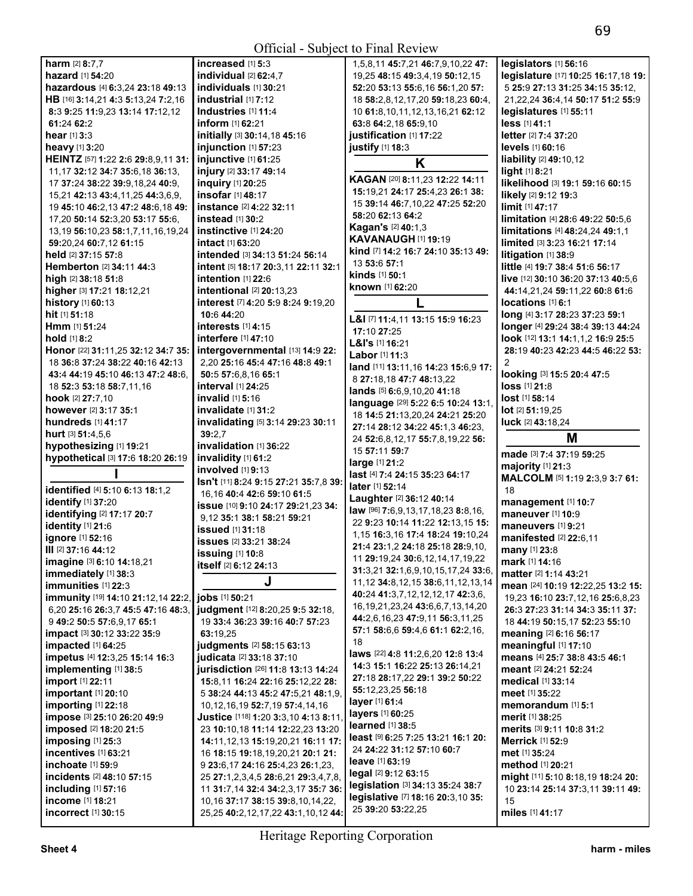Official - Subject to Final Review

**harm** [2] **8:**7,7
**hazard** [1] **54:**20
**hazardous** [4] **6:**3,24 **23:**18 **49:**13
**HB** [16] **3:**14,21 **4:**3 **5:**13,24 **7:**2,16 **8:**3 **9:**25 **11:**9,23 **13:**14 **17:**12,12 **61:**24 **62:**2
**hear** [1] **3:**3
**heavy** [1] **3:**20
**HEINTZ** [57] **1:**22 **2:**6 **29:**8,9,11 **31:**11,17 **32:**12 **34:**7 **35:**6,18 **36:**13,17 **37:**24 **38:**22 **39:**9,18,24 **40:**9,15,21 **42:**13 **43:**4,11,25 **44:**3,6,9,19 **45:**10 **46:**2,13 **47:**2 **48:**6,18 **49:**17,20 **50:**14 **52:**3,20 **53:**17 **55:**6,13,19 **56:**10,23 **58:**1,7,11,16,19,24 **59:**20,24 **60:**7,12 **61:**15
**held** [2] **37:**15 **57:**8
**Hemberton** [2] **34:**11 **44:**3
**high** [2] **38:**18 **51:**8
**higher** [3] **17:**21 **18:**12,21
**history** [1] **60:**13
**hit** [1] **51:**18
**Hmm** [1] **51:**24
**hold** [1] **8:**2
**Honor** [22] **31:**11,25 **32:**12 **34:**7 **35:**18 **36:**8 **37:**24 **38:**22 **40:**16 **42:**13 **43:**4 **44:**19 **45:**10 **46:**13 **47:**2 **48:**6,18 **52:**3 **53:**18 **58:**7,11,16
**hook** [2] **27:**7,10
**however** [2] **3:**17 **35:**1
**hundreds** [1] **41:**17
**hurt** [3] **51:**4,5,6
**hypothesizing** [1] **19:**21
**hypothetical** [3] **17:**6 **18:**20 **26:**19

## I

**identified** [4] **5:**10 **6:**13 **18:**1,2
**identify** [1] **37:**20
**identifying** [2] **17:**17 **20:**7
**identity** [1] **21:**6
**ignore** [1] **52:**16
**Ill** [2] **37:**16 **44:**12
**imagine** [3] **6:**10 **14:**18,21
**immediately** [1] **38:**3
**immunities** [1] **22:**3
**immunity** [19] **14:**10 **21:**12,14 **22:**2,6,20 **25:**16 **26:**3,7 **45:**5 **47:**16 **48:**3,9 **49:**2 **50:**5 **57:**6,9,17 **65:**1
**impact** [3] **30:**12 **33:**22 **35:**9
**impacted** [1] **64:**25
**impetus** [4] **12:**3,25 **15:**14 **16:**3
**implementing** [1] **38:**5
**import** [1] **22:**11
**important** [1] **20:**10
**importing** [1] **22:**18
**impose** [3] **25:**10 **26:**20 **49:**9
**imposed** [2] **18:**20 **21:**5
**imposing** [1] **25:**3
**incentives** [1] **63:**21
**inchoate** [1] **59:**9
**incidents** [2] **48:**10 **57:**15
**including** [1] **57:**16
**income** [1] **18:**21
**incorrect** [1] **30:**15
**increased** [1] **5:**3
**individual** [2] **62:**4,7
**individuals** [1] **30:**21
**industrial** [1] **7:**12
**Industries** [1] **11:**4
**inform** [1] **62:**21
**initially** [3] **30:**14,18 **45:**16
**injunction** [1] **57:**23
**injunctive** [1] **61:**25
**injury** [2] **33:**17 **49:**14
**inquiry** [1] **20:**25
**insofar** [1] **48:**17
**instance** [2] **4:**22 **32:**11
**instead** [1] **30:**2
**instinctive** [1] **24:**20
**intact** [1] **63:**20
**intended** [3] **34:**13 **51:**24 **56:**14
**intent** [5] **18:**17 **20:**3,11 **22:**11 **32:**1
**intention** [1] **22:**6
**intentional** [2] **20:**13,23
**interest** [7] **4:**20 **5:**9 **8:**24 **9:**19,20 **10:**6 **44:**20
**interests** [1] **4:**15
**interfere** [1] **47:**10
**intergovernmental** [13] **14:**9 **22:**2,20 **25:**16 **45:**4 **47:**16 **48:**8 **49:**1 **50:**5 **57:**6,8,16 **65:**1
**interval** [1] **24:**25
**invalid** [1] **5:**16
**invalidate** [1] **31:**2
**invalidating** [5] **3:**14 **29:**23 **30:**11 **39:**2,7
**invalidation** [1] **36:**22
**invalidity** [1] **61:**2
**involved** [1] **9:**13
**Isn't** [11] **8:**24 **9:**15 **27:**21 **35:**7,8 **39:**16,16 **40:**4 **42:**6 **59:**10 **61:**5
**issue** [10] **9:**10 **24:**17 **29:**21,23 **34:**9,12 **35:**1 **38:**1 **58:**21 **59:**21
**issued** [1] **31:**18
**issues** [2] **33:**21 **38:**24
**issuing** [1] **10:**8
**itself** [2] **6:**12 **24:**13

## J

**jobs** [1] **50:**21
**judgment** [12] **8:**20,25 **9:**5 **32:**18,19 **33:**4 **36:**23 **39:**16 **40:**7 **57:**23 **63:**19,25
**judgments** [2] **58:**15 **63:**13
**judicata** [2] **33:**18 **37:**10
**jurisdiction** [26] **11:**8 **13:**13 **14:**24 **15:**8,11 **16:**24 **22:**16 **25:**12,22 **28:**5 **38:**24 **44:**13 **45:**2 **47:**5,21 **48:**1,9,10,12,16,19 **52:**7,19 **57:**4,14,16
**Justice** [118] **1:**20 **3:**3,10 **4:**13 **8:**11,23 **10:**10,18 **11:**14 **12:**22,23 **13:**20 **14:**11,12,13 **15:**19,20,21 **16:**11 **17:**16 **18:**15 **19:**18,19,20,21 **20:**1 **21:**9 **23:**6,17 **24:**16 **25:**4,23 **26:**1,23,25 **27:**1,2,3,4,5 **28:**6,21 **29:**3,4,7,8,11 **31:**7,14 **32:**4 **34:**2,3,17 **35:**7 **36:**10,16 **37:**17 **38:**15 **39:**8,10,14,22,25,25 **40:**2,12,17,22 **43:**1,10,12 **44:**1,5,8,11 **45:**7,21 **46:**7,9,10,22 **47:**19,25 **48:**15 **49:**3,4,19 **50:**12,15 **52:**20 **53:**13 **55:**16,16 **56:**1,20 **57:**18 **58:**2,8,12,17,20 **59:**18,23 **60:**4,10 **61:**8,10,11,12,13,16,21 **62:**12 **63:**8 **64:**2,18 **65:**9,10
**justification** [1] **17:**22
**justify** [1] **18:**3

## K

**KAGAN** [20] **8:**11,23 **12:**22 **14:**11 **15:**19,21 **24:**17 **25:**4,23 **26:**1 **38:**15 **39:**14 **46:**7,10,22 **47:**25 **52:**20 **58:**20 **62:**13 **64:**2
**Kagan's** [2] **40:**1,3
**KAVANAUGH** [1] **19:**19
**kind** [7] **14:**2 **16:**7 **24:**10 **35:**13 **49:**13 **53:**6 **57:**1
**kinds** [1] **50:**1
**known** [1] **62:**20

## L

**L&I** [7] **11:**4,11 **13:**15 **15:**9 **16:**23 **17:**10 **27:**25
**L&I's** [1] **16:**21
**Labor** [1] **11:**3
**land** [11] **13:**11,16 **14:**23 **15:**6,9 **17:**8 **27:**18,18 **47:**7 **48:**13,22
**lands** [5] **6:**6,9,10,20 **41:**18
**language** [29] **5:**22 **6:**5 **10:**24 **13:**1,18 **14:**5 **21:**13,20,24 **24:**21 **25:**20 **27:**14 **28:**12 **34:**22 **45:**1,3 **46:**23,24 **52:**6,8,12,17 **55:**7,8,19,22 **56:**15 **57:**11 **59:**7
**large** [1] **21:**2
**last** [4] **7:**4 **24:**15 **35:**23 **64:**17
**later** [1] **52:**14
**Laughter** [2] **36:**12 **40:**14
**law** [96] **7:**6,9,13,17,18,23 **8:**8,16,22 **9:**23 **10:**14 **11:**22 **12:**13,15 **15:**1,15 **16:**3,16 **17:**4 **18:**24 **19:**10,24 **21:**4 **23:**1,2 **24:**18 **25:**18 **28:**9,10,11 **29:**19,24 **30:**6,12,14,17,19,22 **31:**3,21 **32:**1,6,9,10,15,17,24 **33:**6,11,12 **34:**8,12,15 **38:**6,11,12,13,14 **40:**24 **41:**3,7,12,12,12,17 **42:**3,6,16,19,21,23,24 **43:**6,6,7,13,14,20 **44:**2,6,16,23 **47:**9,11 **56:**3,11,25 **57:**1 **58:**6,6 **59:**4,6 **61:**1 **62:**2,16,18
**laws** [22] **4:**8 **11:**2,6,20 **12:**8 **13:**4 **14:**3 **15:**1 **16:**22 **25:**13 **26:**14,21 **27:**18 **28:**17,22 **29:**1 **39:**2 **50:**22 **55:**12,23,25 **56:**18
**layer** [1] **61:**4
**layers** [1] **60:**25
**learned** [1] **38:**5
**least** [9] **6:**25 **7:**25 **13:**21 **16:**1 **20:**24 **24:**22 **31:**12 **57:**10 **60:**7
**leave** [1] **63:**19
**legal** [2] **9:**12 **63:**15
**legislation** [3] **34:**13 **35:**24 **38:**7
**legislative** [7] **18:**16 **20:**3,10 **35:**25 **39:**20 **53:**22,25
**legislators** [1] **56:**16
**legislature** [17] **10:**25 **16:**17,18 **19:**5 **25:**9 **27:**13 **31:**25 **34:**15 **35:**12,21,22,24 **36:**4,14 **50:**17 **51:**2 **55:**9
**legislatures** [1] **55:**11
**less** [1] **41:**1
**letter** [2] **7:**4 **37:**20
**levels** [1] **60:**16
**liability** [2] **49:**10,12
**light** [1] **8:**21
**likelihood** [3] **19:**1 **59:**16 **60:**15
**likely** [2] **9:**12 **19:**3
**limit** [1] **47:**17
**limitation** [4] **28:**6 **49:**22 **50:**5,6
**limitations** [4] **48:**24,24 **49:**1,1
**limited** [3] **3:**23 **16:**21 **17:**14
**litigation** [1] **38:**9
**little** [4] **19:**7 **38:**4 **51:**6 **56:**17
**live** [12] **30:**10 **36:**20 **37:**13 **40:**5,6 **44:**14,21,24 **59:**11,22 **60:**8 **61:**6
**locations** [1] **6:**1
**long** [4] **3:**17 **28:**23 **37:**23 **59:**1
**longer** [4] **29:**24 **38:**4 **39:**13 **44:**24
**look** [12] **13:**1 **14:**1,1,2 **16:**9 **25:**5 **28:**19 **40:**23 **42:**23 **44:**5 **46:**22 **53:**2
**looking** [3] **15:**5 **20:**4 **47:**5
**loss** [1] **21:**8
**lost** [1] **58:**14
**lot** [2] **51:**19,25
**luck** [2] **43:**18,24

## M

**made** [3] **7:**4 **37:**19 **59:**25
**majority** [1] **21:**3
**MALCOLM** [5] **1:**19 **2:**3,9 **3:**7 **61:**18
**management** [1] **10:**7
**maneuver** [1] **10:**9
**maneuvers** [1] **9:**21
**manifested** [2] **22:**6,11
**many** [1] **23:**8
**mark** [1] **14:**16
**matter** [2] **1:**14 **43:**21
**mean** [24] **10:**19 **12:**22,25 **13:**2 **15:**19,23 **16:**10 **23:**7,12,16 **25:**6,8,23 **26:**3 **27:**23 **31:**14 **34:**3 **35:**11 **37:**18 **44:**19 **50:**15,17 **52:**23 **55:**10
**meaning** [2] **6:**16 **56:**17
**meaningful** [1] **17:**10
**means** [4] **25:**7 **38:**8 **43:**5 **46:**1
**meant** [2] **24:**21 **52:**24
**medical** [1] **33:**14
**meet** [1] **35:**22
**memorandum** [1] **5:**1
**merit** [1] **38:**25
**merits** [3] **9:**11 **10:**8 **31:**2
**Merrick** [1] **52:**9
**met** [1] **35:**24
**method** [1] **20:**21
**might** [11] **5:**10 **8:**18,19 **18:**24 **20:**10 **23:**14 **25:**14 **37:**3,11 **39:**11 **49:**15
**miles** [1] **41:**17

Heritage Reporting Corporation

Sheet 4 harm - miles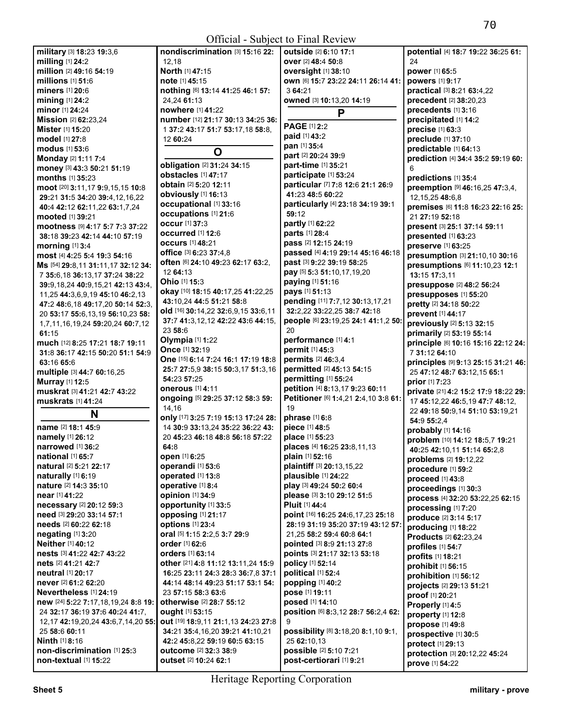Official - Subject to Final Review

**military** [3] **18:**23 **19:**3,6
**milling** [1] **24:**2
**million** [2] **49:**16 **54:**19
**millions** [1] **51:**6
**miners** [1] **20:**6
**mining** [1] **24:**2
**minor** [1] **24:**24
**Mission** [2] **62:**23,24
**Mister** [1] **15:**20
**model** [1] **27:**8
**modus** [1] **53:**6
**Monday** [2] **1:**11 **7:**4
**money** [3] **43:**3 **50:**21 **51:**19
**months** [1] **35:**23
**moot** [20] **3:**11,17 **9:**9,15,15 **10:**8 **29:**21 **31:**5 **34:**20 **39:**4,12,16,22 **40:**4 **42:**12 **62:**11,22 **63:**1,7,24
**mooted** [1] **39:**21
**mootness** [9] **4:**17 **5:**7 **7:**3 **37:**22 **38:**18 **39:**23 **42:**14 **44:**10 **57:**19
**morning** [1] **3:**4
**most** [4] **4:**25 **5:**4 **19:**3 **54:**16
**Ms** [54] **29:**8,11 **31:**11,17 **32:**12 **34:** 7 **35:**6,18 **36:**13,17 **37:**24 **38:**22 **39:**9,18,24 **40:**9,15,21 **42:**13 **43:**4, 11,25 **44:**3,6,9,19 **45:**10 **46:**2,13 **47:**2 **48:**6,18 **49:**17,20 **50:**14 **52:**3, 20 **53:**17 **55:**6,13,19 **56:**10,23 **58:** 1,7,11,16,19,24 **59:**20,24 **60:**7,12 **61:**15
**much** [12] **8:**25 **17:**21 **18:**7 **19:**11 **31:**8 **36:**17 **42:**15 **50:**20 **51:**1 **54:**9 **63:**16 **65:**6
**multiple** [3] **44:**7 **60:**16,25
**Murray** [1] **12:**5
**muskrat** [3] **41:**21 **42:**7 **43:**22
**muskrats** [1] **41:**24

## N

**name** [2] **18:**1 **45:**9
**namely** [1] **26:**12
**narrowed** [1] **36:**2
**national** [1] **65:**7
**natural** [2] **5:**21 **22:**17
**naturally** [1] **6:**19
**nature** [2] **14:**3 **35:**10
**near** [1] **41:**22
**necessary** [2] **20:**12 **59:**3
**need** [3] **29:**20 **33:**14 **57:**1
**needs** [2] **60:**22 **62:**18
**negating** [1] **3:**20
**Neither** [1] **40:**12
**nests** [3] **41:**22 **42:**7 **43:**22
**nets** [2] **41:**21 **42:**7
**neutral** [1] **20:**17
**never** [2] **61:**2 **62:**20
**Nevertheless** [1] **24:**19
**new** [24] **5:**22 **7:**17,18,19,24 **8:**8 **19:** 24 **32:**17 **36:**19 **37:**6 **40:**24 **41:**7, 12,17 **42:**19,20,24 **43:**6,7,14,20 **55:** 25 **58:**6 **60:**11
**Ninth** [1] **8:**16
**non-discrimination** [1] **25:**3
**non-textual** [1] **15:**22
**nondiscrimination** [3] **15:**16 **22:** 12,18
**North** [1] **47:**15
**note** [1] **45:**15
**nothing** [6] **13:**14 **41:**25 **46:**1 **57:** 24,24 **61:**13
**nowhere** [1] **41:**22
**number** [12] **21:**17 **30:**13 **34:**25 **36:** 1 **37:**2 **43:**17 **51:**7 **53:**17,18 **58:**8, 12 **60:**24

## O

**obligation** [2] **31:**24 **34:**15
**obstacles** [1] **47:**17
**obtain** [2] **5:**20 **12:**11
**obviously** [1] **16:**13
**occupational** [1] **33:**16
**occupations** [1] **21:**6
**occur** [1] **37:**3
**occurred** [1] **12:**6
**occurs** [1] **48:**21
**office** [3] **6:**23 **37:**4,8
**often** [6] **24:**10 **49:**23 **62:**17 **63:**2, 12 **64:**13
**Ohio** [1] **15:**3
**okay** [10] **18:**15 **40:**17,25 **41:**22,25 **43:**10,24 **44:**5 **51:**21 **58:**8
**old** [16] **30:**14,22 **32:**6,9,15 **33:**6,11 **37:**7 **41:**3,12,12 **42:**22 **43:**6 **44:**15, 23 **58:**6
**Olympia** [1] **1:**22
**Once** [1] **32:**19
**One** [15] **6:**14 **7:**24 **16:**1 **17:**19 **18:**8 **25:**7 **27:**5,9 **38:**15 **50:**3,17 **51:**3,16 **54:**23 **57:**25
**onerous** [1] **4:**11
**ongoing** [5] **29:**25 **37:**12 **58:**3 **59:** 14,16
**only** [17] **3:**25 **7:**19 **15:**13 **17:**24 **28:** 14 **30:**9 **33:**13,24 **35:**22 **36:**22 **43:** 20 **45:**23 **46:**18 **48:**8 **56:**18 **57:**22 **64:**8
**open** [1] **6:**25
**operandi** [1] **53:**6
**operated** [1] **13:**8
**operative** [1] **8:**4
**opinion** [1] **34:**9
**opportunity** [1] **33:**5
**opposing** [1] **21:**17
**options** [1] **23:**4
**oral** [5] **1:**15 **2:**2,5 **3:**7 **29:**9
**order** [1] **62:**6
**orders** [1] **63:**14
**other** [21] **4:**8 **11:**12 **13:**11,24 **15:**9 **16:**25 **23:**11 **24:**3 **28:**3 **36:**7,8 **37:**1 **44:**14 **48:**14 **49:**23 **51:**17 **53:**1 **54:** 23 **57:**15 **58:**3 **63:**6
**otherwise** [2] **28:**7 **55:**12
**ought** [1] **53:**15
**out** [19] **18:**9,11 **21:**1,13 **24:**23 **27:**8 **34:**21 **35:**4,16,20 **39:**21 **41:**10,21 **42:**2 **45:**8,22 **59:**19 **60:**5 **63:**15
**outcome** [2] **32:**3 **38:**9
**outset** [2] **10:**24 **62:**1
**outside** [2] **6:**10 **17:**1
**over** [2] **48:**4 **50:**8
**oversight** [1] **38:**10
**own** [6] **15:**7 **23:**22 **24:**11 **26:**14 **41:** 3 **64:**21
**owned** [3] **10:**13,20 **14:**19

## P

**PAGE** [1] **2:**2
**paid** [1] **43:**2
**pan** [1] **35:**4
**part** [2] **20:**24 **39:**9
**part-time** [1] **35:**21
**participate** [1] **53:**24
**particular** [7] **7:**8 **12:**6 **21:**1 **26:**9 **41:**23 **48:**5 **60:**22
**particularly** [4] **23:**18 **34:**19 **39:**1 **59:**12
**partly** [1] **62:**22
**parts** [1] **28:**4
**pass** [2] **12:**15 **24:**19
**passed** [4] **4:**19 **29:**14 **45:**16 **46:**18
**past** [3] **9:**22 **39:**19 **58:**25
**pay** [5] **5:**3 **51:**10,17,19,20
**paying** [1] **51:**16
**pays** [1] **51:**13
**pending** [11] **7:**7,12 **30:**13,17,21 **32:**2,22 **33:**22,25 **38:**7 **42:**18
**people** [6] **23:**19,25 **24:**1 **41:**1,2 **50:** 20
**performance** [1] **4:**1
**permit** [1] **45:**3
**permits** [2] **46:**3,4
**permitted** [2] **45:**13 **54:**15
**permitting** [1] **55:**24
**petition** [4] **8:**13,17 **9:**23 **60:**11
**Petitioner** [6] **1:**4,21 **2:**4,10 **3:**8 **61:** 19
**phrase** [1] **6:**8
**piece** [1] **48:**5
**place** [1] **55:**23
**places** [4] **16:**25 **23:**8,11,13
**plain** [1] **52:**16
**plaintiff** [3] **20:**13,15,22
**plausible** [1] **24:**22
**play** [3] **49:**24 **50:**2 **60:**4
**please** [3] **3:**10 **29:**12 **51:**5
**Pluit** [1] **44:**4
**point** [16] **16:**25 **24:**6,17,23 **25:**18 **28:**19 **31:**19 **35:**20 **37:**19 **43:**12 **57:** 21,25 **58:**2 **59:**4 **60:**8 **64:**1
**pointed** [3] **8:**9 **21:**13 **27:**8
**points** [3] **21:**17 **32:**13 **53:**18
**policy** [1] **52:**14
**political** [1] **52:**4
**popping** [1] **40:**2
**pose** [1] **19:**11
**posed** [1] **14:**10
**position** [6] **8:**3,12 **28:**7 **56:**2,4 **62:** 9
**possibility** [8] **3:**18,20 **8:**1,10 **9:**1, 25 **62:**10,13
**possible** [2] **5:**10 **7:**21
**post-certiorari** [1] **9:**21
**potential** [4] **18:**7 **19:**22 **36:**25 **61:** 24
**power** [1] **65:**5
**powers** [1] **9:**17
**practical** [3] **8:**21 **63:**4,22
**precedent** [2] **38:**20,23
**precedents** [1] **3:**16
**precipitated** [1] **14:**2
**precise** [1] **63:**3
**preclude** [1] **37:**10
**predictable** [1] **64:**13
**prediction** [4] **34:**4 **35:**2 **59:**19 **60:** 6
**predictions** [1] **35:**4
**preemption** [9] **46:**16,25 **47:**3,4, 12,15,25 **48:**6,8
**premises** [6] **11:**8 **16:**23 **22:**16 **25:** 21 **27:**19 **52:**18
**present** [3] **25:**1 **37:**14 **59:**11
**presented** [1] **63:**23
**preserve** [1] **63:**25
**presumption** [3] **21:**10,10 **30:**16
**presumptions** [6] **11:**10,23 **12:**1 **13:**15 **17:**3,11
**presuppose** [2] **48:**2 **56:**24
**presupposes** [1] **55:**20
**pretty** [2] **34:**18 **50:**22
**prevent** [1] **44:**17
**previously** [2] **5:**13 **32:**15
**primarily** [2] **53:**19 **55:**14
**principle** [6] **10:**16 **15:**16 **22:**12 **24:** 7 **31:**12 **64:**10
**principles** [9] **9:**13 **25:**15 **31:**21 **46:** 25 **47:**12 **48:**7 **63:**12,15 **65:**1
**prior** [1] **7:**23
**private** [21] **4:**2 **15:**2 **17:**9 **18:**22 **29:** 17 **45:**12,22 **46:**5,19 **47:**7 **48:**12, 22 **49:**18 **50:**9,14 **51:**10 **53:**19,21 **54:**9 **55:**2,4
**probably** [1] **14:**16
**problem** [10] **14:**12 **18:**5,7 **19:**21 **40:**25 **42:**10,11 **51:**14 **65:**2,8
**problems** [2] **19:**12,22
**procedure** [1] **59:**2
**proceed** [1] **43:**8
**proceedings** [1] **30:**3
**process** [4] **32:**20 **53:**22,25 **62:**15
**processing** [1] **7:**20
**produce** [2] **3:**14 **5:**17
**producing** [1] **18:**22
**Products** [2] **62:**23,24
**profiles** [1] **54:**7
**profits** [1] **18:**21
**prohibit** [1] **56:**15
**prohibition** [1] **56:**12
**projects** [2] **29:**13 **51:**21
**proof** [1] **20:**21
**Properly** [1] **4:**5
**property** [1] **12:**8
**propose** [1] **49:**8
**prospective** [1] **30:**5
**protect** [1] **29:**13
**protection** [3] **20:**12,22 **45:**24
**prove** [1] **54:**22

Heritage Reporting Corporation

Sheet 5 military - prove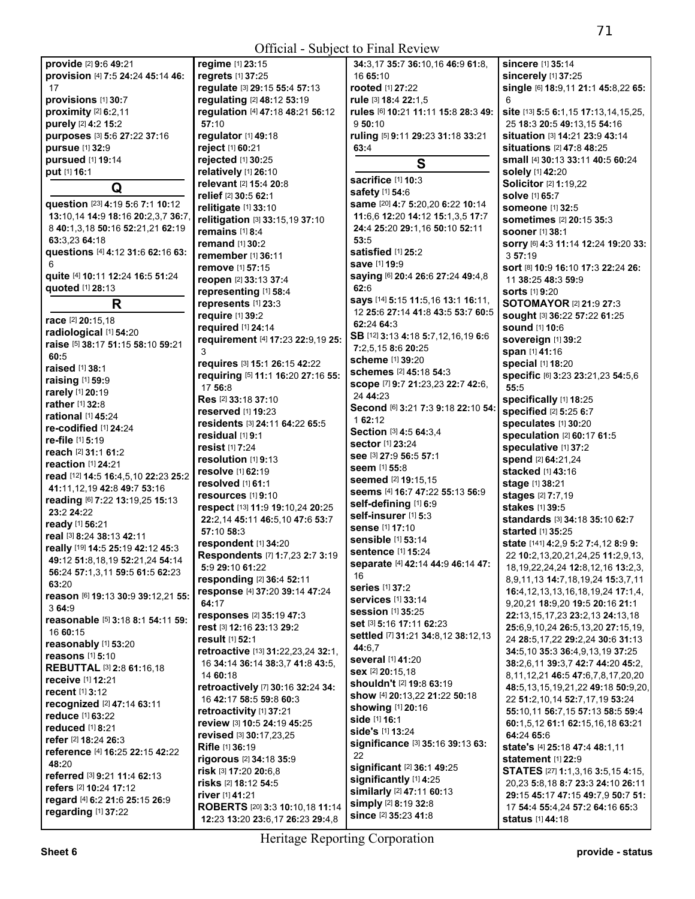**provide** [2] **9:**6 **49:**21
**provision** [4] **7:**5 **24:**24 **45:**14 **46:**17
**provisions** [1] **30:**7
**proximity** [2] **6:**2,11
**purely** [2] **4:**2 **15:**2
**purposes** [3] **5:**6 **27:**22 **37:**16
**pursue** [1] **32:**9
**pursued** [1] **19:**14
**put** [1] **16:**1

## Q

**question** [23] **4:**19 **5:**6 **7:**1 **10:**12 **13:**10,14 **14:**9 **18:**16 **20:**2,3,7 **36:**7,8 **40:**1,3,18 **50:**16 **52:**21,21 **62:**19 **63:**3,23 **64:**18
**questions** [4] **4:**12 **31:**6 **62:**16 **63:**6
**quite** [4] **10:**11 **12:**24 **16:**5 **51:**24
**quoted** [1] **28:**13

## R

**race** [2] **20:**15,18
**radiological** [1] **54:**20
**raise** [5] **38:**17 **51:**15 **58:**10 **59:**21 **60:**5
**raised** [1] **38:**1
**raising** [1] **59:**9
**rarely** [1] **20:**19
**rather** [1] **32:**8
**rational** [1] **45:**24
**re-codified** [1] **24:**24
**re-file** [1] **5:**19
**reach** [2] **31:**1 **61:**2
**reaction** [1] **24:**21
**read** [12] **14:**5 **16:**4,5,10 **22:**23 **25:**2 **41:**11,12,19 **42:**8 **49:**7 **53:**16
**reading** [6] **7:**22 **13:**19,25 **15:**13 **23:**2 **24:**22
**ready** [1] **56:**21
**real** [3] **8:**24 **38:**13 **42:**11
**really** [19] **14:**5 **25:**19 **42:**12 **45:**3 **49:**12 **51:**8,18,19 **52:**21,24 **54:**14 **56:**24 **57:**1,3,11 **59:**5 **61:**5 **62:**23 **63:**20
**reason** [6] **19:**13 **30:**9 **39:**12,21 **55:**3 **64:**9
**reasonable** [5] **3:**18 **8:**1 **54:**11 **59:**16 **60:**15
**reasonably** [1] **53:**20
**reasons** [1] **5:**10
**REBUTTAL** [3] **2:**8 **61:**16,18
**receive** [1] **12:**21
**recent** [1] **3:**12
**recognized** [2] **47:**14 **63:**11
**reduce** [1] **63:**22
**reduced** [1] **8:**21
**refer** [2] **18:**24 **26:**3
**reference** [4] **16:**25 **22:**15 **42:**22 **48:**20
**referred** [3] **9:**21 **11:**4 **62:**13
**refers** [2] **10:**24 **17:**12
**regard** [4] **6:**2 **21:**6 **25:**15 **26:**9
**regarding** [1] **37:**22
**regime** [1] **23:**15
**regrets** [1] **37:**25
**regulate** [3] **29:**15 **55:**4 **57:**13
**regulating** [2] **48:**12 **53:**19
**regulation** [4] **47:**18 **48:**21 **56:**12 **57:**10
**regulator** [1] **49:**18
**reject** [1] **60:**21
**rejected** [1] **30:**25
**relatively** [1] **26:**10
**relevant** [2] **15:**4 **20:**8
**relief** [2] **30:**5 **62:**1
**relitigate** [1] **33:**10
**relitigation** [3] **33:**15,19 **37:**10
**remains** [1] **8:**4
**remand** [1] **30:**2
**remember** [1] **36:**11
**remove** [1] **57:**15
**reopen** [2] **33:**13 **37:**4
**representing** [1] **58:**4
**represents** [1] **23:**3
**require** [1] **39:**2
**required** [1] **24:**14
**requirement** [4] **17:**23 **22:**9,19 **25:**3
**requires** [3] **15:**1 **26:**15 **42:**22
**requiring** [5] **11:**1 **16:**20 **27:**16 **55:**17 **56:**8
**Res** [2] **33:**18 **37:**10
**reserved** [1] **19:**23
**residents** [3] **24:**11 **64:**22 **65:**5
**residual** [1] **9:**1
**resist** [1] **7:**24
**resolution** [1] **9:**13
**resolve** [1] **62:**19
**resolved** [1] **61:**1
**resources** [1] **9:**10
**respect** [13] **11:**9 **19:**10,24 **20:**25 **22:**2,14 **45:**11 **46:**5,10 **47:**6 **53:**7 **57:**10 **58:**3
**respondent** [1] **34:**20
**Respondents** [7] **1:**7,23 **2:**7 **3:**19 **5:**9 **29:**10 **61:**22
**responding** [2] **36:**4 **52:**11
**response** [4] **37:**20 **39:**14 **47:**24 **64:**17
**responses** [2] **35:**19 **47:**3
**rest** [3] **12:**16 **23:**13 **29:**2
**result** [1] **52:**1
**retroactive** [13] **31:**22,23,24 **32:**1,16 **34:**14 **36:**14 **38:**3,7 **41:**8 **43:**5,14 **60:**18
**retroactively** [7] **30:**16 **32:**24 **34:**16 **42:**17 **58:**5 **59:**8 **60:**3
**retroactivity** [1] **37:**21
**review** [3] **10:**5 **24:**19 **45:**25
**revised** [3] **30:**17,23,25
**Rifle** [1] **36:**19
**rigorous** [2] **34:**18 **35:**9
**risk** [3] **17:**20 **20:**6,8
**risks** [2] **18:**12 **54:**5
**river** [1] **41:**21
**ROBERTS** [20] **3:**3 **10:**10,18 **11:**14 **12:**23 **13:**20 **23:**6,17 **26:**23 **29:**4,8 **34:**3,17 **35:**7 **36:**10,16 **46:**9 **61:**8,16 **65:**10
**rooted** [1] **27:**22
**rule** [3] **18:**4 **22:**1,5
**rules** [6] **10:**21 **11:**11 **15:**8 **28:**3 **49:**9 **50:**10
**ruling** [5] **9:**11 **29:**23 **31:**18 **33:**21 **63:**4

## S

**sacrifice** [1] **10:**3
**safety** [1] **54:**6
**same** [20] **4:**7 **5:**20,20 **6:**22 **10:**14 **11:**6,6 **12:**20 **14:**12 **15:**1,3,5 **17:**7 **24:**4 **25:**20 **29:**1,16 **50:**10 **52:**11 **53:**5
**satisfied** [1] **25:**2
**save** [1] **19:**9
**saying** [6] **20:**4 **26:**6 **27:**24 **49:**4,8 **62:**6
**says** [14] **5:**15 **11:**5,16 **13:**1 **16:**11,12 **25:**6 **27:**14 **41:**8 **43:**5 **53:**7 **60:**5 **62:**24 **64:**3
**SB** [12] **3:**13 **4:**18 **5:**7,12,16,19 **6:**6 **7:**2,5,15 **8:**6 **20:**25
**scheme** [1] **39:**20
**schemes** [2] **45:**18 **54:**3
**scope** [7] **9:**7 **21:**23,23 **22:**7 **42:**6,24 **44:**23
**Second** [6] **3:**21 **7:**3 **9:**18 **22:**10 **54:**1 **62:**12
**Section** [3] **4:**5 **64:**3,4
**sector** [1] **23:**24
**see** [3] **27:**9 **56:**5 **57:**1
**seem** [1] **55:**8
**seemed** [2] **19:**15,15
**seems** [4] **16:**7 **47:**22 **55:**13 **56:**9
**self-defining** [1] **6:**9
**self-insurer** [1] **5:**3
**sense** [1] **17:**10
**sensible** [1] **53:**14
**sentence** [1] **15:**24
**separate** [4] **42:**14 **44:**9 **46:**14 **47:**16
**series** [1] **37:**2
**services** [1] **33:**14
**session** [1] **35:**25
**set** [3] **5:**16 **17:**11 **62:**23
**settled** [7] **31:**21 **34:**8,12 **38:**12,13 **44:**6,7
**several** [1] **41:**20
**sex** [2] **20:**15,18
**shouldn't** [2] **19:**8 **63:**19
**show** [4] **20:**13,22 **21:**22 **50:**18
**showing** [1] **20:**16
**side** [1] **16:**1
**side's** [1] **13:**24
**significance** [3] **35:**16 **39:**13 **63:**22
**significant** [2] **36:**1 **49:**25
**significantly** [1] **4:**25
**similarly** [2] **47:**11 **60:**13
**simply** [2] **8:**19 **32:**8
**since** [2] **35:**23 **41:**8
**sincere** [1] **35:**14
**sincerely** [1] **37:**25
**single** [6] **18:**9,11 **21:**1 **45:**8,22 **65:**6
**site** [13] **5:**5 **6:**1,15 **17:**13,14,15,25,25 **18:**3 **20:**5 **49:**13,15 **54:**16
**situation** [3] **14:**21 **23:**9 **43:**14
**situations** [2] **47:**8 **48:**25
**small** [4] **30:**13 **33:**11 **40:**5 **60:**24
**solely** [1] **42:**20
**Solicitor** [2] **1:**19,22
**solve** [1] **65:**7
**someone** [1] **32:**5
**sometimes** [2] **20:**15 **35:**3
**sooner** [1] **38:**1
**sorry** [6] **4:**3 **11:**14 **12:**24 **19:**20 **33:**3 **57:**19
**sort** [8] **10:**9 **16:**10 **17:**3 **22:**24 **26:**11 **38:**25 **48:**3 **59:**9
**sorts** [1] **9:**20
**SOTOMAYOR** [2] **21:**9 **27:**3
**sought** [3] **36:**22 **57:**22 **61:**25
**sound** [1] **10:**6
**sovereign** [1] **39:**2
**span** [1] **41:**16
**special** [1] **18:**20
**specific** [6] **3:**23 **23:**21,23 **54:**5,6 **55:**5
**specifically** [1] **18:**25
**specified** [2] **5:**25 **6:**7
**speculates** [1] **30:**20
**speculation** [2] **60:**17 **61:**5
**speculative** [1] **37:**2
**spend** [2] **64:**21,24
**stacked** [1] **43:**16
**stage** [1] **38:**21
**stages** [2] **7:**7,19
**stakes** [1] **39:**5
**standards** [3] **34:**18 **35:**10 **62:**7
**started** [1] **35:**25
**state** [141] **4:**2,9 **5:**2 **7:**4,12 **8:**9 **9:**22 **10:**2,13,20,21,24,25 **11:**2,9,13,18,19,22,24,24 **12:**8,12,16 **13:**2,3,8,9,11,13 **14:**7,18,19,24 **15:**3,7,11 **16:**4,12,13,16,18,19,24 **17:**1,4,9,20,21 **18:**9,20 **19:**5 **20:**16 **21:**1 **22:**13,15,17,23 **23:**2,13 **24:**13,18 **25:**6,9,10,24 **26:**5,13,20 **27:**15,19,24 **28:**5,17,22 **29:**2,24 **30:**6 **31:**13 **34:**5,10 **35:**3 **36:**4,9,13,19 **37:**25 **38:**2,6,11 **39:**3,7 **42:**7 **44:**20 **45:**2,8,11,12,21 **46:**5 **47:**6,7,8,17,20,20 **48:**5,13,15,19,21,22 **49:**18 **50:**9,20,22 **51:**2,10,14 **52:**7,17,19 **53:**24 **55:**10,11 **56:**7,15 **57:**13 **58:**5 **59:**4 **60:**1,5,12 **61:**1 **62:**15,16,18 **63:**21 **64:**24 **65:**6
**state's** [4] **25:**18 **47:**4 **48:**1,11
**statement** [1] **22:**9
**STATES** [27] **1:**1,3,16 **3:**5,15 **4:**15,20,23 **5:**8,18 **8:**7 **23:**3 **24:**10 **26:**11 **29:**15 **45:**17 **47:**15 **49:**7,9 **50:**7 **51:**17 **54:**4,24 **55:**4 **57:**2 **64:**16 **65:**3
**status** [1] **44:**18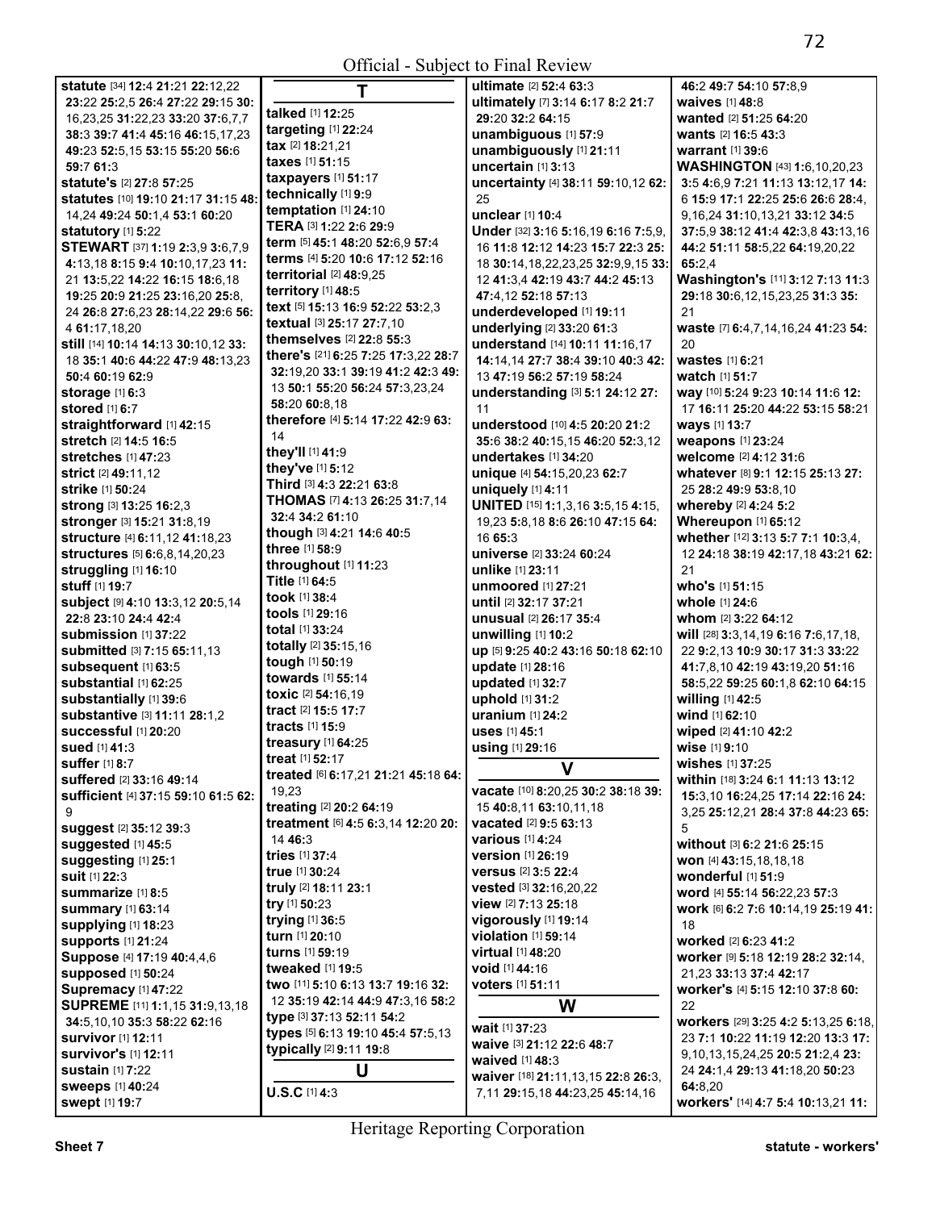**statute** [34] **12:**4 **21:**21 **22:**12,22 **23:**22 **25:**2,5 **26:**4 **27:**22 **29:**15 **30:**16,23,25 **31:**22,23 **33:**20 **37:**6,7,7 **38:**3 **39:**7 **41:**4 **45:**16 **46:**15,17,23 **49:**23 **52:**5,15 **53:**15 **55:**20 **56:**6 **59:**7 **61:**3
**statute's** [2] **27:**8 **57:**25
**statutes** [10] **19:**10 **21:**17 **31:**15 **48:**14,24 **49:**24 **50:**1,4 **53:**1 **60:**20
**statutory** [1] **5:**22
**STEWART** [37] **1:**19 **2:**3,9 **3:**6,7,9 **4:**13,18 **8:**15 **9:**4 **10:**10,17,23 **11:**21 **13:**5,22 **14:**22 **16:**15 **18:**6,18 **19:**25 **20:**9 **21:**25 **23:**16,20 **25:**8,24 **26:**8 **27:**6,23 **28:**14,22 **29:**6 **56:**4 **61:**17,18,20
**still** [14] **10:**14 **14:**13 **30:**10,12 **33:**18 **35:**1 **40:**6 **44:**22 **47:**9 **48:**13,23 **50:**4 **60:**19 **62:**9
**storage** [1] **6:**3
**stored** [1] **6:**7
**straightforward** [1] **42:**15
**stretch** [2] **14:**5 **16:**5
**stretches** [1] **47:**23
**strict** [2] **49:**11,12
**strike** [1] **50:**24
**strong** [3] **13:**25 **16:**2,3
**stronger** [3] **15:**21 **31:**8,19
**structure** [4] **6:**11,12 **41:**18,23
**structures** [5] **6:**6,8,14,20,23
**struggling** [1] **16:**10
**stuff** [1] **19:**7
**subject** [9] **4:**10 **13:**3,12 **20:**5,14 **22:**8 **23:**10 **24:**4 **42:**4
**submission** [1] **37:**22
**submitted** [3] **7:**15 **65:**11,13
**subsequent** [1] **63:**5
**substantial** [1] **62:**25
**substantially** [1] **39:**6
**substantive** [3] **11:**11 **28:**1,2
**successful** [1] **20:**20
**sued** [1] **41:**3
**suffer** [1] **8:**7
**suffered** [2] **33:**16 **49:**14
**sufficient** [4] **37:**15 **59:**10 **61:**5 **62:**9
**suggest** [2] **35:**12 **39:**3
**suggested** [1] **45:**5
**suggesting** [1] **25:**1
**suit** [1] **22:**3
**summarize** [1] **8:**5
**summary** [1] **63:**14
**supplying** [1] **18:**23
**supports** [1] **21:**24
**Suppose** [4] **17:**19 **40:**4,4,6
**supposed** [1] **50:**24
**Supremacy** [1] **47:**22
**SUPREME** [11] **1:**1,15 **31:**9,13,18 **34:**5,10,10 **35:**3 **58:**22 **62:**16
**survivor** [1] **12:**11
**survivor's** [1] **12:**11
**sustain** [1] **7:**22
**sweeps** [1] **40:**24
**swept** [1] **19:**7

**T**

**talked** [1] **12:**25
**targeting** [1] **22:**24
**tax** [2] **18:**21,21
**taxes** [1] **51:**15
**taxpayers** [1] **51:**17
**technically** [1] **9:**9
**temptation** [1] **24:**10
**TERA** [3] **1:**22 **2:**6 **29:**9
**term** [5] **45:**1 **48:**20 **52:**6,9 **57:**4
**terms** [4] **5:**20 **10:**6 **17:**12 **52:**16
**territorial** [2] **48:**9,25
**territory** [1] **48:**5
**text** [5] **15:**13 **16:**9 **52:**22 **53:**2,3
**textual** [3] **25:**17 **27:**7,10
**themselves** [2] **22:**8 **55:**3
**there's** [21] **6:**25 **7:**25 **17:**3,22 **28:**7 **32:**19,20 **33:**1 **39:**19 **41:**2 **42:**3 **49:**13 **50:**1 **55:**20 **56:**24 **57:**3,23,24 **58:**20 **60:**8,18
**therefore** [4] **5:**14 **17:**22 **42:**9 **63:**14
**they'll** [1] **41:**9
**they've** [1] **5:**12
**Third** [3] **4:**3 **22:**21 **63:**8
**THOMAS** [7] **4:**13 **26:**25 **31:**7,14 **32:**4 **34:**2 **61:**10
**though** [3] **4:**21 **14:**6 **40:**5
**three** [1] **58:**9
**throughout** [1] **11:**23
**Title** [1] **64:**5
**took** [1] **38:**4
**tools** [1] **29:**16
**total** [1] **33:**24
**totally** [2] **35:**15,16
**tough** [1] **50:**19
**towards** [1] **55:**14
**toxic** [2] **54:**16,19
**tract** [2] **15:**5 **17:**7
**tracts** [1] **15:**9
**treasury** [1] **64:**25
**treat** [1] **52:**17
**treated** [6] **6:**17,21 **21:**21 **45:**18 **64:**19,23
**treating** [2] **20:**2 **64:**19
**treatment** [6] **4:**5 **6:**3,14 **12:**20 **20:**14 **46:**3
**tries** [1] **37:**4
**true** [1] **30:**24
**truly** [2] **18:**11 **23:**1
**try** [1] **50:**23
**trying** [1] **36:**5
**turn** [1] **20:**10
**turns** [1] **59:**19
**tweaked** [1] **19:**5
**two** [11] **5:**10 **6:**13 **13:**7 **19:**16 **32:**12 **35:**19 **42:**14 **44:**9 **47:**3,16 **58:**2
**type** [3] **37:**13 **52:**11 **54:**2
**types** [5] **6:**13 **19:**10 **45:**4 **57:**5,13
**typically** [2] **9:**11 **19:**8

**U**

**U.S.C** [1] **4:**3
**ultimate** [2] **52:**4 **63:**3
**ultimately** [7] **3:**14 **6:**17 **8:**2 **21:**7 **29:**20 **32:**2 **64:**15
**unambiguous** [1] **57:**9
**unambiguously** [1] **21:**11
**uncertain** [1] **3:**13
**uncertainty** [4] **38:**11 **59:**10,12 **62:**25
**unclear** [1] **10:**4
**Under** [32] **3:**16 **5:**16,19 **6:**16 **7:**5,9,16 **11:**8 **12:**12 **14:**23 **15:**7 **22:**3 **25:**18 **30:**14,18,22,23,25 **32:**9,9,15 **33:**12 **41:**3,4 **42:**19 **43:**7 **44:**2 **45:**13 **47:**4,12 **52:**18 **57:**13
**underdeveloped** [1] **19:**11
**underlying** [2] **33:**20 **61:**3
**understand** [14] **10:**11 **11:**16,17 **14:**14,14 **27:**7 **38:**4 **39:**10 **40:**3 **42:**13 **47:**19 **56:**2 **57:**19 **58:**24
**understanding** [3] **5:**1 **24:**12 **27:**11
**understood** [10] **4:**5 **20:**20 **21:**2 **35:**6 **38:**2 **40:**15,15 **46:**20 **52:**3,12
**undertakes** [1] **34:**20
**unique** [4] **54:**15,20,23 **62:**7
**uniquely** [1] **4:**11
**UNITED** [15] **1:**1,3,16 **3:**5,15 **4:**15,19,23 **5:**8,18 **8:**6 **26:**10 **47:**15 **64:**16 **65:**3
**universe** [2] **33:**24 **60:**24
**unlike** [1] **23:**11
**unmoored** [1] **27:**21
**until** [2] **32:**17 **37:**21
**unusual** [2] **26:**17 **35:**4
**unwilling** [1] **10:**2
**up** [5] **9:**25 **40:**2 **43:**16 **50:**18 **62:**10
**update** [1] **28:**16
**updated** [1] **32:**7
**uphold** [1] **31:**2
**uranium** [1] **24:**2
**uses** [1] **45:**1
**using** [1] **29:**16

**V**

**vacate** [10] **8:**20,25 **30:**2 **38:**18 **39:**15 **40:**8,11 **63:**10,11,18
**vacated** [2] **9:**5 **63:**13
**various** [1] **4:**24
**version** [1] **26:**19
**versus** [2] **3:**5 **22:**4
**vested** [3] **32:**16,20,22
**view** [2] **7:**13 **25:**18
**vigorously** [1] **19:**14
**violation** [1] **59:**14
**virtual** [1] **48:**20
**void** [1] **44:**16
**voters** [1] **51:**11

**W**

**wait** [1] **37:**23
**waive** [3] **21:**12 **22:**6 **48:**7
**waived** [1] **48:**3
**waiver** [18] **21:**11,13,15 **22:**8 **26:**3,7,11 **29:**15,18 **44:**23,25 **45:**14,16 **46:**2 **49:**7 **54:**10 **57:**8,9
**waives** [1] **48:**8
**wanted** [2] **51:**25 **64:**20
**wants** [2] **16:**5 **43:**3
**warrant** [1] **39:**6
**WASHINGTON** [43] **1:**6,10,20,23 **3:**5 **4:**6,9 **7:**21 **11:**13 **13:**12,17 **14:**6 **15:**9 **17:**1 **22:**25 **25:**6 **26:**6 **28:**4,9,16,24 **31:**10,13,21 **33:**12 **34:**5 **37:**5,9 **38:**12 **41:**4 **42:**3,8 **43:**13,16 **44:**2 **51:**11 **58:**5,22 **64:**19,20,22 **65:**2,4
**Washington's** [11] **3:**12 **7:**13 **11:**3 **29:**18 **30:**6,12,15,23,25 **31:**3 **35:**21
**waste** [7] **6:**4,7,14,16,24 **41:**23 **54:**20
**wastes** [1] **6:**21
**watch** [1] **51:**7
**way** [10] **5:**24 **9:**23 **10:**14 **11:**6 **12:**17 **16:**11 **25:**20 **44:**22 **53:**15 **58:**21
**ways** [1] **13:**7
**weapons** [1] **23:**24
**welcome** [2] **4:**12 **31:**6
**whatever** [8] **9:**1 **12:**15 **25:**13 **27:**25 **28:**2 **49:**9 **53:**8,10
**whereby** [2] **4:**24 **5:**2
**Whereupon** [1] **65:**12
**whether** [12] **3:**13 **5:**7 **7:**1 **10:**3,4,12 **24:**18 **38:**19 **42:**17,18 **43:**21 **62:**21
**who's** [1] **51:**15
**whole** [1] **24:**6
**whom** [2] **3:**22 **64:**12
**will** [28] **3:**3,14,19 **6:**16 **7:**6,17,18,22 **9:**2,13 **10:**9 **30:**17 **31:**3 **33:**22 **41:**7,8,10 **42:**19 **43:**19,20 **51:**16 **58:**5,22 **59:**25 **60:**1,8 **62:**10 **64:**15
**willing** [1] **42:**5
**wind** [1] **62:**10
**wiped** [2] **41:**10 **42:**2
**wise** [1] **9:**10
**wishes** [1] **37:**25
**within** [18] **3:**24 **6:**1 **11:**13 **13:**12 **15:**3,10 **16:**24,25 **17:**14 **22:**16 **24:**3,25 **25:**12,21 **28:**4 **37:**8 **44:**23 **65:**5
**without** [3] **6:**2 **21:**6 **25:**15
**won** [4] **43:**15,18,18,18
**wonderful** [1] **51:**9
**word** [4] **55:**14 **56:**22,23 **57:**3
**work** [6] **6:**2 **7:**6 **10:**14,19 **25:**19 **41:**18
**worked** [2] **6:**23 **41:**2
**worker** [9] **5:**18 **12:**19 **28:**2 **32:**14,21,23 **33:**13 **37:**4 **42:**17
**worker's** [4] **5:**15 **12:**10 **37:**8 **60:**22
**workers** [29] **3:**25 **4:**2 **5:**13,25 **6:**18,23 **7:**1 **10:**22 **11:**19 **12:**20 **13:**3 **17:**9,10,13,15,24,25 **20:**5 **21:**2,4 **23:**24 **24:**1,4 **29:**13 **41:**18,20 **50:**23 **64:**8,20
**workers'** [14] **4:**7 **5:**4 **10:**13,21 **11:**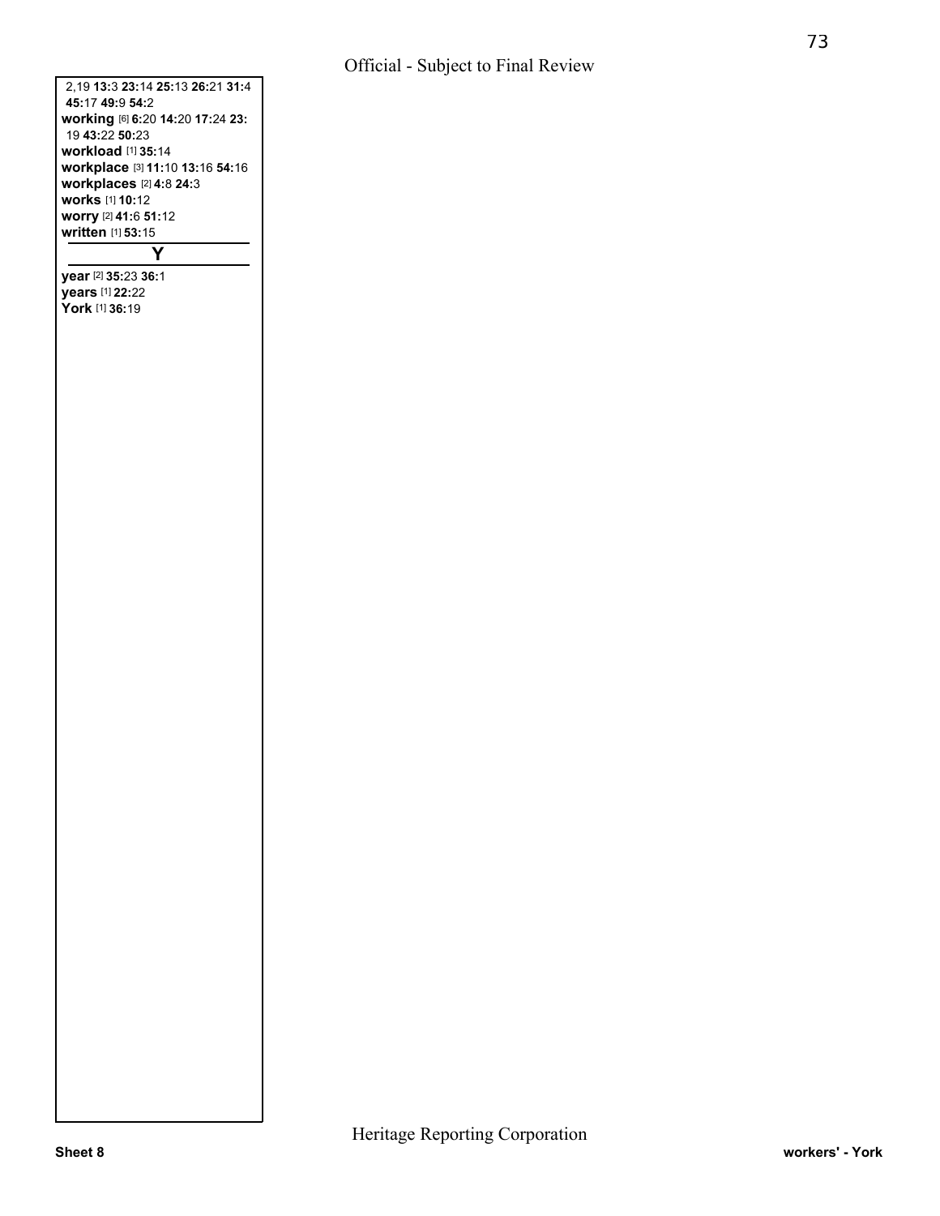2,19 **13:**3 **23:**14 **25:**13 **26:**21 **31:**4 **45:**17 **49:**9 **54:**2
**working** [6] **6:**20 **14:**20 **17:**24 **23:**19 **43:**22 **50:**23
**workload** [1] **35:**14
**workplace** [3] **11:**10 **13:**16 **54:**16
**workplaces** [2] **4:**8 **24:**3
**works** [1] **10:**12
**worry** [2] **41:**6 **51:**12
**written** [1] **53:**15

## Y

**year** [2] **35:**23 **36:**1
**years** [1] **22:**22
**York** [1] **36:**19